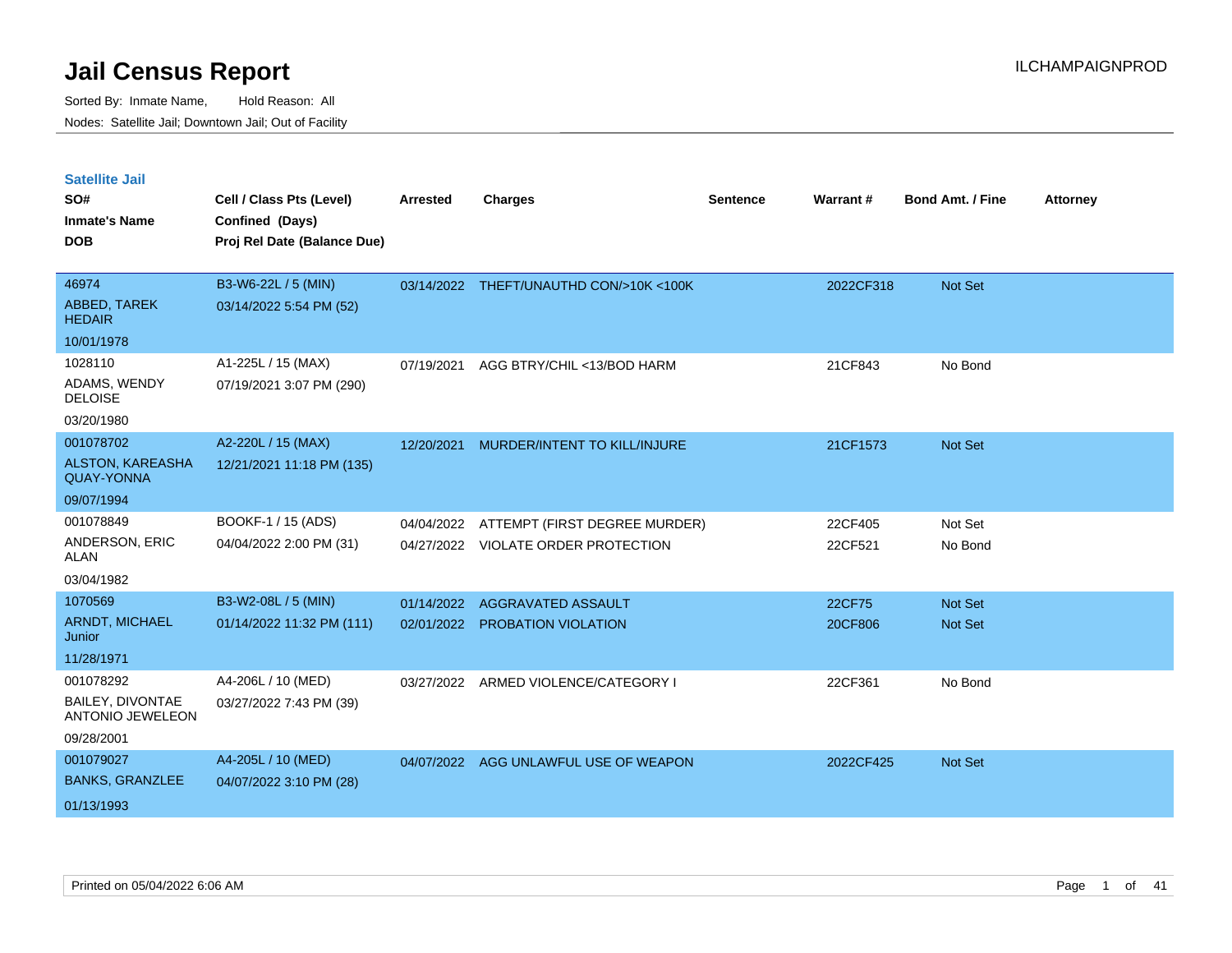# Jail Census Report

ILCHAMPAIGNPROD

Sorted By: Inmate Name, Hold Reason: All

Nodes: Satellite Jail; Downtown Jail; Out of Facility

## Satellite Jail

| SO# / Inmate's Name / DOB | Cell / Class Pts (Level) / Confined (Days) / Proj Rel Date (Balance Due) | Arrested | Charges | Sentence | Warrant # | Bond Amt. / Fine | Attorney |
|---|---|---|---|---|---|---|---|
| 46974 ABBED, TAREK HEDAIR 10/01/1978 | B3-W6-22L / 5 (MIN) 03/14/2022 5:54 PM (52) | 03/14/2022 | THEFT/UNAUTHD CON/>10K <100K | | 2022CF318 | Not Set | |
| 1028110 ADAMS, WENDY DELOISE 03/20/1980 | A1-225L / 15 (MAX) 07/19/2021 3:07 PM (290) | 07/19/2021 | AGG BTRY/CHIL <13/BOD HARM | | 21CF843 | No Bond | |
| 001078702 ALSTON, KAREASHA QUAY-YONNA 09/07/1994 | A2-220L / 15 (MAX) 12/21/2021 11:18 PM (135) | 12/20/2021 | MURDER/INTENT TO KILL/INJURE | | 21CF1573 | Not Set | |
| 001078849 ANDERSON, ERIC ALAN 03/04/1982 | BOOKF-1 / 15 (ADS) 04/04/2022 2:00 PM (31) | 04/04/2022 | ATTEMPT (FIRST DEGREE MURDER) | | 22CF405 | Not Set | |
| | | 04/27/2022 | VIOLATE ORDER PROTECTION | | 22CF521 | No Bond | |
| 1070569 ARNDT, MICHAEL Junior 11/28/1971 | B3-W2-08L / 5 (MIN) 01/14/2022 11:32 PM (111) | 01/14/2022 | AGGRAVATED ASSAULT | | 22CF75 | Not Set | |
| | | 02/01/2022 | PROBATION VIOLATION | | 20CF806 | Not Set | |
| 001078292 BAILEY, DIVONTAE ANTONIO JEWELEON 09/28/2001 | A4-206L / 10 (MED) 03/27/2022 7:43 PM (39) | 03/27/2022 | ARMED VIOLENCE/CATEGORY I | | 22CF361 | No Bond | |
| 001079027 BANKS, GRANZLEE 01/13/1993 | A4-205L / 10 (MED) 04/07/2022 3:10 PM (28) | 04/07/2022 | AGG UNLAWFUL USE OF WEAPON | | 2022CF425 | Not Set | |

Printed on 05/04/2022 6:06 AM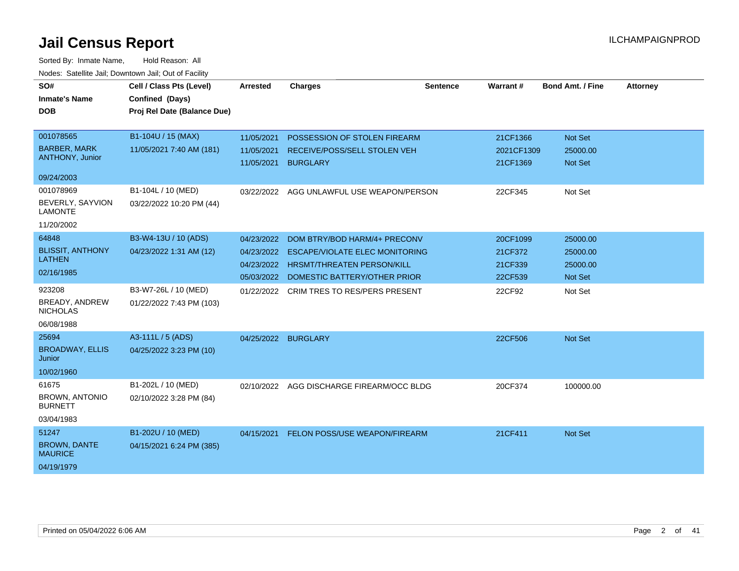# Jail Census Report

ILCHAMPAIGNPROD

Sorted By: Inmate Name, Hold Reason: All

Nodes: Satellite Jail; Downtown Jail; Out of Facility

| SO# / Inmate's Name / DOB | Cell / Class Pts (Level) / Confined (Days) / Proj Rel Date (Balance Due) | Arrested | Charges | Sentence | Warrant # | Bond Amt. / Fine | Attorney |
|---|---|---|---|---|---|---|---|
| 001078565<br>BARBER, MARK ANTHONY, Junior<br>09/24/2003 | B1-104U / 15 (MAX)<br>11/05/2021 7:40 AM (181) | 11/05/2021 | POSSESSION OF STOLEN FIREARM | | 21CF1366 | Not Set | |
| | | 11/05/2021 | RECEIVE/POSS/SELL STOLEN VEH | | 2021CF1309 | 25000.00 | |
| | | 11/05/2021 | BURGLARY | | 21CF1369 | Not Set | |
| 001078969<br>BEVERLY, SAYVION LAMONTE<br>11/20/2002 | B1-104L / 10 (MED)<br>03/22/2022 10:20 PM (44) | 03/22/2022 | AGG UNLAWFUL USE WEAPON/PERSON | | 22CF345 | Not Set | |
| 64848<br>BLISSIT, ANTHONY LATHEN<br>02/16/1985 | B3-W4-13U / 10 (ADS)<br>04/23/2022 1:31 AM (12) | 04/23/2022 | DOM BTRY/BOD HARM/4+ PRECONV | | 20CF1099 | 25000.00 | |
| | | 04/23/2022 | ESCAPE/VIOLATE ELEC MONITORING | | 21CF372 | 25000.00 | |
| | | 04/23/2022 | HRSMT/THREATEN PERSON/KILL | | 21CF339 | 25000.00 | |
| | | 05/03/2022 | DOMESTIC BATTERY/OTHER PRIOR | | 22CF539 | Not Set | |
| 923208<br>BREADY, ANDREW NICHOLAS<br>06/08/1988 | B3-W7-26L / 10 (MED)<br>01/22/2022 7:43 PM (103) | 01/22/2022 | CRIM TRES TO RES/PERS PRESENT | | 22CF92 | Not Set | |
| 25694<br>BROADWAY, ELLIS Junior<br>10/02/1960 | A3-111L / 5 (ADS)<br>04/25/2022 3:23 PM (10) | 04/25/2022 | BURGLARY | | 22CF506 | Not Set | |
| 61675<br>BROWN, ANTONIO BURNETT<br>03/04/1983 | B1-202L / 10 (MED)<br>02/10/2022 3:28 PM (84) | 02/10/2022 | AGG DISCHARGE FIREARM/OCC BLDG | | 20CF374 | 100000.00 | |
| 51247<br>BROWN, DANTE MAURICE<br>04/19/1979 | B1-202U / 10 (MED)<br>04/15/2021 6:24 PM (385) | 04/15/2021 | FELON POSS/USE WEAPON/FIREARM | | 21CF411 | Not Set | |

Printed on 05/04/2022 6:06 AM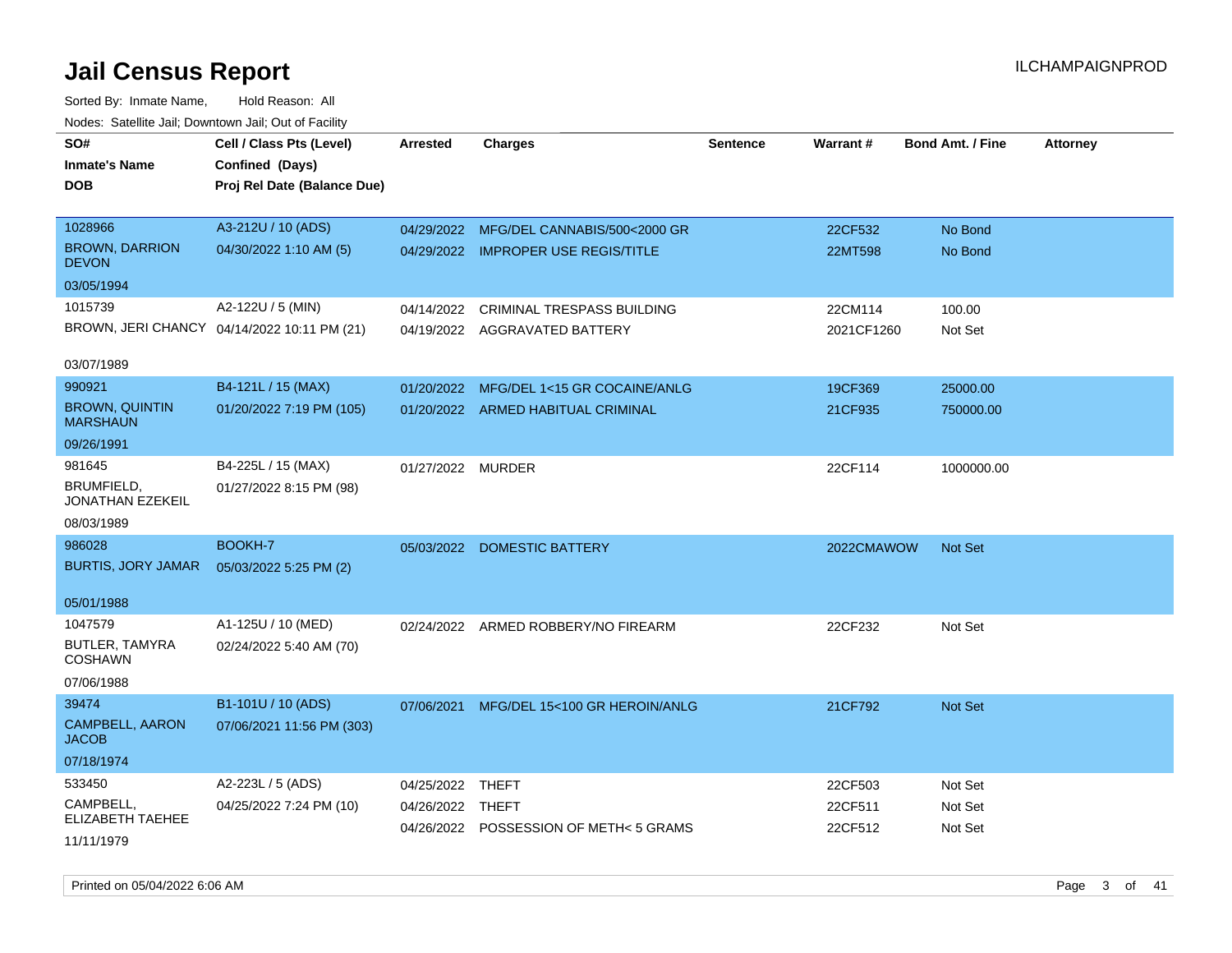# Jail Census Report

ILCHAMPAIGNPROD

Sorted By: Inmate Name, Hold Reason: All

Nodes: Satellite Jail; Downtown Jail; Out of Facility

| SO# / Inmate's Name / DOB | Cell / Class Pts (Level) / Confined (Days) / Proj Rel Date (Balance Due) | Arrested | Charges | Sentence | Warrant # | Bond Amt. / Fine | Attorney |
|---|---|---|---|---|---|---|---|
| 1028966 BROWN, DARRION DEVON 03/05/1994 | A3-212U / 10 (ADS) 04/30/2022 1:10 AM (5) | 04/29/2022 | MFG/DEL CANNABIS/500<2000 GR | | 22CF532 | No Bond | |
| | | 04/29/2022 | IMPROPER USE REGIS/TITLE | | 22MT598 | No Bond | |
| 1015739 BROWN, JERI CHANCY 03/07/1989 | A2-122U / 5 (MIN) 04/14/2022 10:11 PM (21) | 04/14/2022 | CRIMINAL TRESPASS BUILDING | | 22CM114 | 100.00 | |
| | | 04/19/2022 | AGGRAVATED BATTERY | | 2021CF1260 | Not Set | |
| 990921 BROWN, QUINTIN MARSHAUN 09/26/1991 | B4-121L / 15 (MAX) 01/20/2022 7:19 PM (105) | 01/20/2022 | MFG/DEL 1<15 GR COCAINE/ANLG | | 19CF369 | 25000.00 | |
| | | 01/20/2022 | ARMED HABITUAL CRIMINAL | | 21CF935 | 750000.00 | |
| 981645 BRUMFIELD, JONATHAN EZEKEIL 08/03/1989 | B4-225L / 15 (MAX) 01/27/2022 8:15 PM (98) | 01/27/2022 | MURDER | | 22CF114 | 1000000.00 | |
| 986028 BURTIS, JORY JAMAR 05/01/1988 | BOOKH-7 05/03/2022 5:25 PM (2) | 05/03/2022 | DOMESTIC BATTERY | | 2022CMAWOW | Not Set | |
| 1047579 BUTLER, TAMYRA COSHAWN 07/06/1988 | A1-125U / 10 (MED) 02/24/2022 5:40 AM (70) | 02/24/2022 | ARMED ROBBERY/NO FIREARM | | 22CF232 | Not Set | |
| 39474 CAMPBELL, AARON JACOB 07/18/1974 | B1-101U / 10 (ADS) 07/06/2021 11:56 PM (303) | 07/06/2021 | MFG/DEL 15<100 GR HEROIN/ANLG | | 21CF792 | Not Set | |
| 533450 CAMPBELL, ELIZABETH TAEHEE 11/11/1979 | A2-223L / 5 (ADS) 04/25/2022 7:24 PM (10) | 04/25/2022 | THEFT | | 22CF503 | Not Set | |
| | | 04/26/2022 | THEFT | | 22CF511 | Not Set | |
| | | 04/26/2022 | POSSESSION OF METH< 5 GRAMS | | 22CF512 | Not Set | |

Printed on 05/04/2022 6:06 AM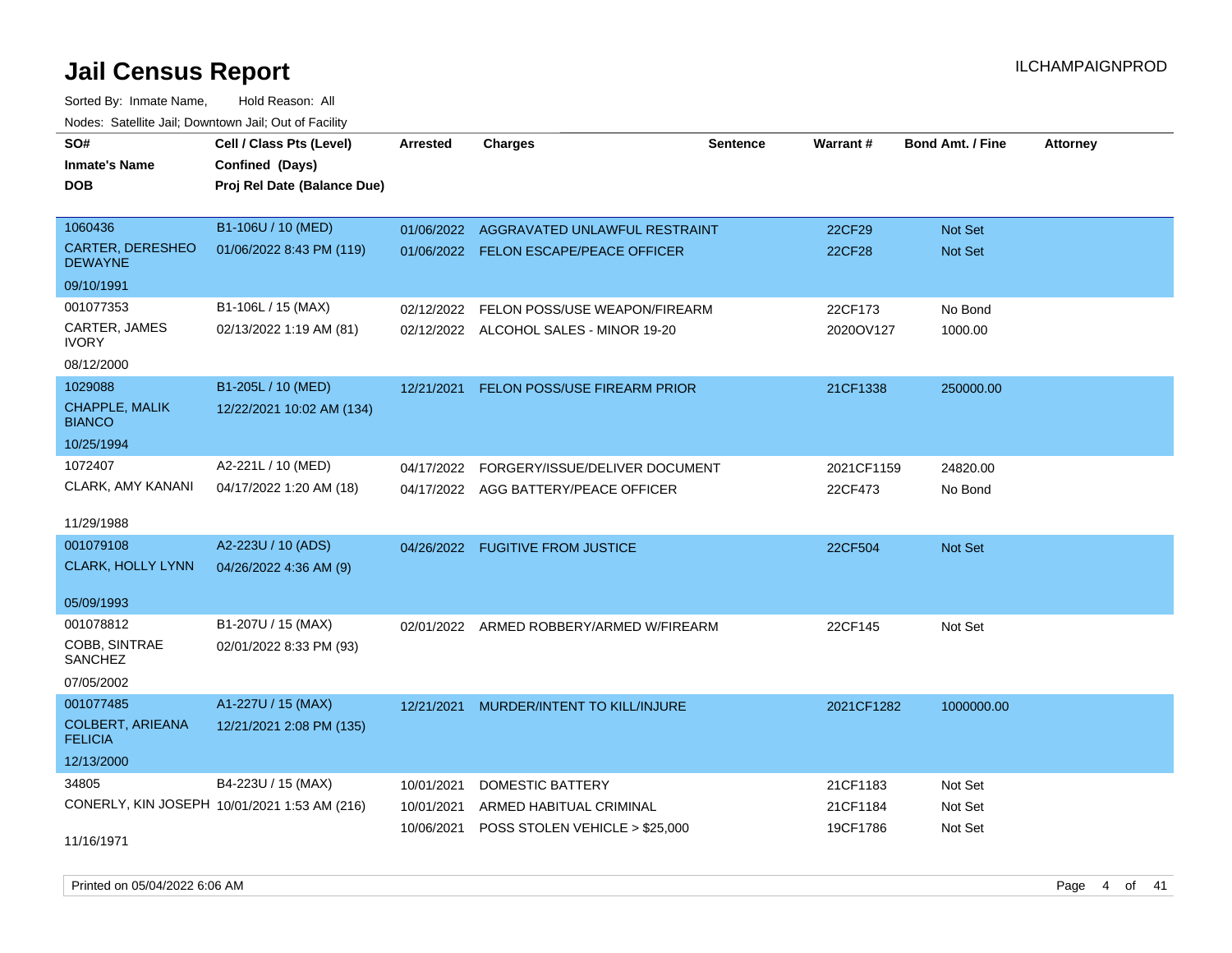# Jail Census Report

Sorted By: Inmate Name, Hold Reason: All

Nodes: Satellite Jail; Downtown Jail; Out of Facility

| SO# / Inmate's Name / DOB | Cell / Class Pts (Level) / Confined (Days) / Proj Rel Date (Balance Due) | Arrested | Charges | Sentence | Warrant # | Bond Amt. / Fine | Attorney |
|---|---|---|---|---|---|---|---|
| 1060436<br>CARTER, DERESHEO DEWAYNE<br>09/10/1991 | B1-106U / 10 (MED)<br>01/06/2022 8:43 PM (119) | 01/06/2022<br>01/06/2022 | AGGRAVATED UNLAWFUL RESTRAINT<br>FELON ESCAPE/PEACE OFFICER | | 22CF29<br>22CF28 | Not Set<br>Not Set | |
| 001077353<br>CARTER, JAMES IVORY<br>08/12/2000 | B1-106L / 15 (MAX)<br>02/13/2022 1:19 AM (81) | 02/12/2022<br>02/12/2022 | FELON POSS/USE WEAPON/FIREARM<br>ALCOHOL SALES - MINOR 19-20 | | 22CF173<br>2020OV127 | No Bond<br>1000.00 | |
| 1029088<br>CHAPPLE, MALIK BIANCO<br>10/25/1994 | B1-205L / 10 (MED)<br>12/22/2021 10:02 AM (134) | 12/21/2021 | FELON POSS/USE FIREARM PRIOR | | 21CF1338 | 250000.00 | |
| 1072407<br>CLARK, AMY KANANI<br>11/29/1988 | A2-221L / 10 (MED)<br>04/17/2022 1:20 AM (18) | 04/17/2022<br>04/17/2022 | FORGERY/ISSUE/DELIVER DOCUMENT<br>AGG BATTERY/PEACE OFFICER | | 2021CF1159<br>22CF473 | 24820.00<br>No Bond | |
| 001079108<br>CLARK, HOLLY LYNN<br>05/09/1993 | A2-223U / 10 (ADS)<br>04/26/2022 4:36 AM (9) | 04/26/2022 | FUGITIVE FROM JUSTICE | | 22CF504 | Not Set | |
| 001078812<br>COBB, SINTRAE SANCHEZ<br>07/05/2002 | B1-207U / 15 (MAX)<br>02/01/2022 8:33 PM (93) | 02/01/2022 | ARMED ROBBERY/ARMED W/FIREARM | | 22CF145 | Not Set | |
| 001077485<br>COLBERT, ARIEANA FELICIA<br>12/13/2000 | A1-227U / 15 (MAX)<br>12/21/2021 2:08 PM (135) | 12/21/2021 | MURDER/INTENT TO KILL/INJURE | | 2021CF1282 | 1000000.00 | |
| 34805<br>CONERLY, KIN JOSEPH<br>11/16/1971 | B4-223U / 15 (MAX)<br>10/01/2021 1:53 AM (216) | 10/01/2021<br>10/01/2021<br>10/06/2021 | DOMESTIC BATTERY<br>ARMED HABITUAL CRIMINAL<br>POSS STOLEN VEHICLE > $25,000 | | 21CF1183<br>21CF1184<br>19CF1786 | Not Set<br>Not Set<br>Not Set | |

Printed on 05/04/2022 6:06 AM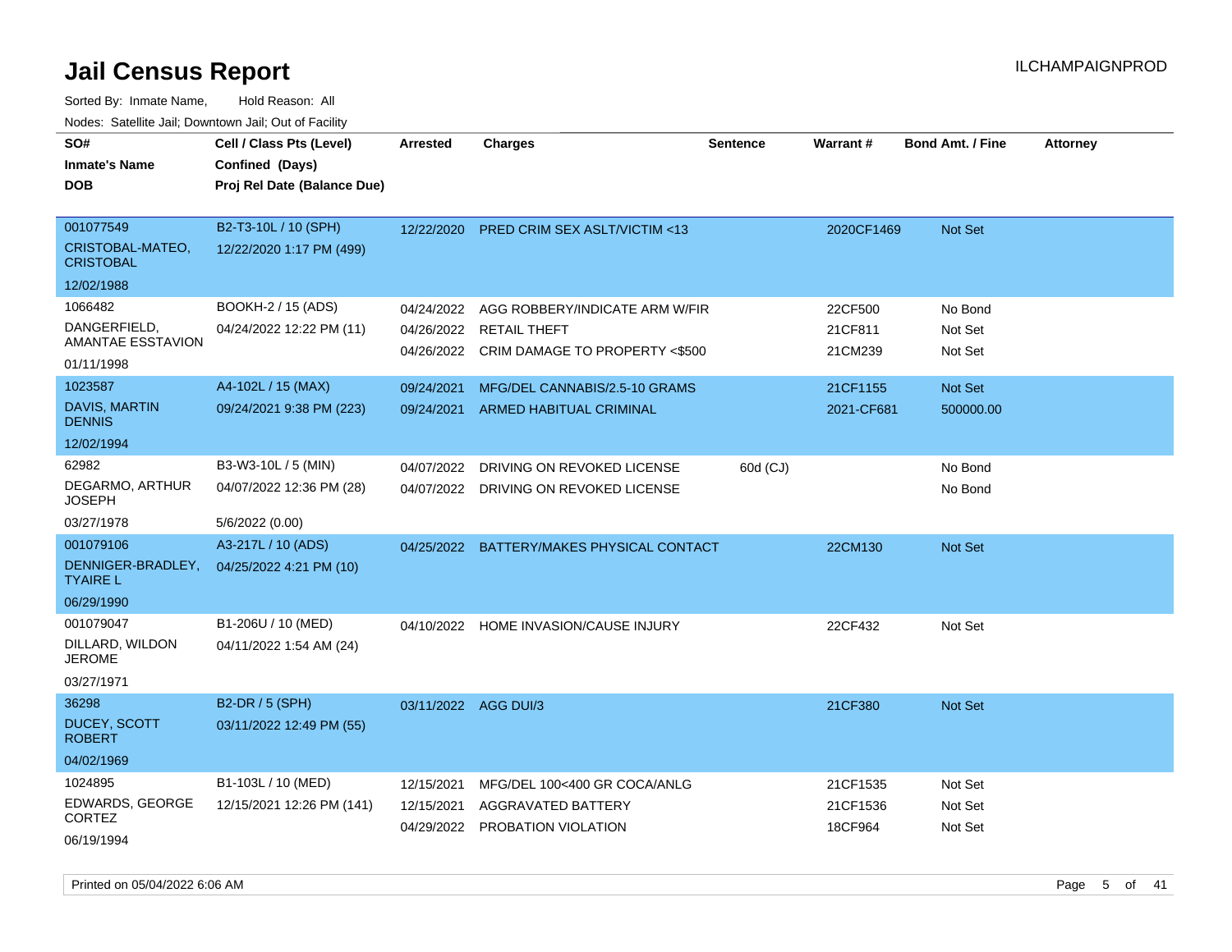# Jail Census Report

Sorted By: Inmate Name, Hold Reason: All

Nodes: Satellite Jail; Downtown Jail; Out of Facility

| SO# / Inmate's Name / DOB | Cell / Class Pts (Level) / Confined (Days) / Proj Rel Date (Balance Due) | Arrested | Charges | Sentence | Warrant # | Bond Amt. / Fine | Attorney |
|---|---|---|---|---|---|---|---|
| 001077549<br>CRISTOBAL-MATEO, CRISTOBAL<br>12/02/1988 | B2-T3-10L / 10 (SPH)<br>12/22/2020 1:17 PM (499) | 12/22/2020 | PRED CRIM SEX ASLT/VICTIM <13 | | 2020CF1469 | Not Set | |
| 1066482<br>DANGERFIELD, AMANTAE ESSTAVION<br>01/11/1998 | BOOKH-2 / 15 (ADS)<br>04/24/2022 12:22 PM (11) | 04/24/2022 | AGG ROBBERY/INDICATE ARM W/FIR | | 22CF500 | No Bond | |
| | | 04/26/2022 | RETAIL THEFT | | 21CF811 | Not Set | |
| | | 04/26/2022 | CRIM DAMAGE TO PROPERTY <$500 | | 21CM239 | Not Set | |
| 1023587<br>DAVIS, MARTIN DENNIS<br>12/02/1994 | A4-102L / 15 (MAX)<br>09/24/2021 9:38 PM (223) | 09/24/2021 | MFG/DEL CANNABIS/2.5-10 GRAMS | | 21CF1155 | Not Set | |
| | | 09/24/2021 | ARMED HABITUAL CRIMINAL | | 2021-CF681 | 500000.00 | |
| 62982<br>DEGARMO, ARTHUR JOSEPH<br>03/27/1978 | B3-W3-10L / 5 (MIN)<br>04/07/2022 12:36 PM (28)<br>5/6/2022 (0.00) | 04/07/2022 | DRIVING ON REVOKED LICENSE | 60d (CJ) | | No Bond | |
| | | 04/07/2022 | DRIVING ON REVOKED LICENSE | | | No Bond | |
| 001079106<br>DENNIGER-BRADLEY, TYAIRE L<br>06/29/1990 | A3-217L / 10 (ADS)<br>04/25/2022 4:21 PM (10) | 04/25/2022 | BATTERY/MAKES PHYSICAL CONTACT | | 22CM130 | Not Set | |
| 001079047<br>DILLARD, WILDON JEROME<br>03/27/1971 | B1-206U / 10 (MED)<br>04/11/2022 1:54 AM (24) | 04/10/2022 | HOME INVASION/CAUSE INJURY | | 22CF432 | Not Set | |
| 36298<br>DUCEY, SCOTT ROBERT<br>04/02/1969 | B2-DR / 5 (SPH)<br>03/11/2022 12:49 PM (55) | 03/11/2022 | AGG DUI/3 | | 21CF380 | Not Set | |
| 1024895<br>EDWARDS, GEORGE CORTEZ<br>06/19/1994 | B1-103L / 10 (MED)<br>12/15/2021 12:26 PM (141) | 12/15/2021 | MFG/DEL 100<400 GR COCA/ANLG | | 21CF1535 | Not Set | |
| | | 12/15/2021 | AGGRAVATED BATTERY | | 21CF1536 | Not Set | |
| | | 04/29/2022 | PROBATION VIOLATION | | 18CF964 | Not Set | |

Printed on 05/04/2022 6:06 AM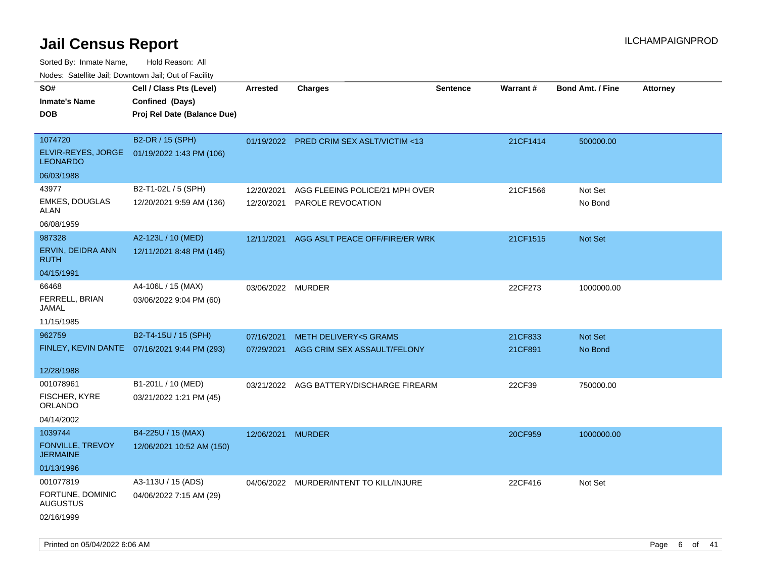# Jail Census Report

ILCHAMPAIGNPROD

Sorted By: Inmate Name, Hold Reason: All

Nodes: Satellite Jail; Downtown Jail; Out of Facility

| SO# / Inmate's Name / DOB | Cell / Class Pts (Level) / Confined (Days) / Proj Rel Date (Balance Due) | Arrested | Charges | Sentence | Warrant # | Bond Amt. / Fine | Attorney |
|---|---|---|---|---|---|---|---|
| 1074720<br>ELVIR-REYES, JORGE LEONARDO<br>06/03/1988 | B2-DR / 15 (SPH)<br>01/19/2022 1:43 PM (106) | 01/19/2022 | PRED CRIM SEX ASLT/VICTIM <13 | | 21CF1414 | 500000.00 | |
| 43977<br>EMKES, DOUGLAS ALAN<br>06/08/1959 | B2-T1-02L / 5 (SPH)<br>12/20/2021 9:59 AM (136) | 12/20/2021<br>12/20/2021 | AGG FLEEING POLICE/21 MPH OVER<br>PAROLE REVOCATION | | 21CF1566 | Not Set<br>No Bond | |
| 987328<br>ERVIN, DEIDRA ANN RUTH<br>04/15/1991 | A2-123L / 10 (MED)<br>12/11/2021 8:48 PM (145) | 12/11/2021 | AGG ASLT PEACE OFF/FIRE/ER WRK | | 21CF1515 | Not Set | |
| 66468<br>FERRELL, BRIAN JAMAL<br>11/15/1985 | A4-106L / 15 (MAX)<br>03/06/2022 9:04 PM (60) | 03/06/2022 | MURDER | | 22CF273 | 1000000.00 | |
| 962759<br>FINLEY, KEVIN DANTE<br>12/28/1988 | B2-T4-15U / 15 (SPH)<br>07/16/2021 9:44 PM (293) | 07/16/2021<br>07/29/2021 | METH DELIVERY<5 GRAMS<br>AGG CRIM SEX ASSAULT/FELONY | | 21CF833<br>21CF891 | Not Set<br>No Bond | |
| 001078961<br>FISCHER, KYRE ORLANDO<br>04/14/2002 | B1-201L / 10 (MED)<br>03/21/2022 1:21 PM (45) | 03/21/2022 | AGG BATTERY/DISCHARGE FIREARM | | 22CF39 | 750000.00 | |
| 1039744<br>FONVILLE, TREVOY JERMAINE<br>01/13/1996 | B4-225U / 15 (MAX)<br>12/06/2021 10:52 AM (150) | 12/06/2021 | MURDER | | 20CF959 | 1000000.00 | |
| 001077819<br>FORTUNE, DOMINIC AUGUSTUS<br>02/16/1999 | A3-113U / 15 (ADS)<br>04/06/2022 7:15 AM (29) | 04/06/2022 | MURDER/INTENT TO KILL/INJURE | | 22CF416 | Not Set | |

Printed on 05/04/2022 6:06 AM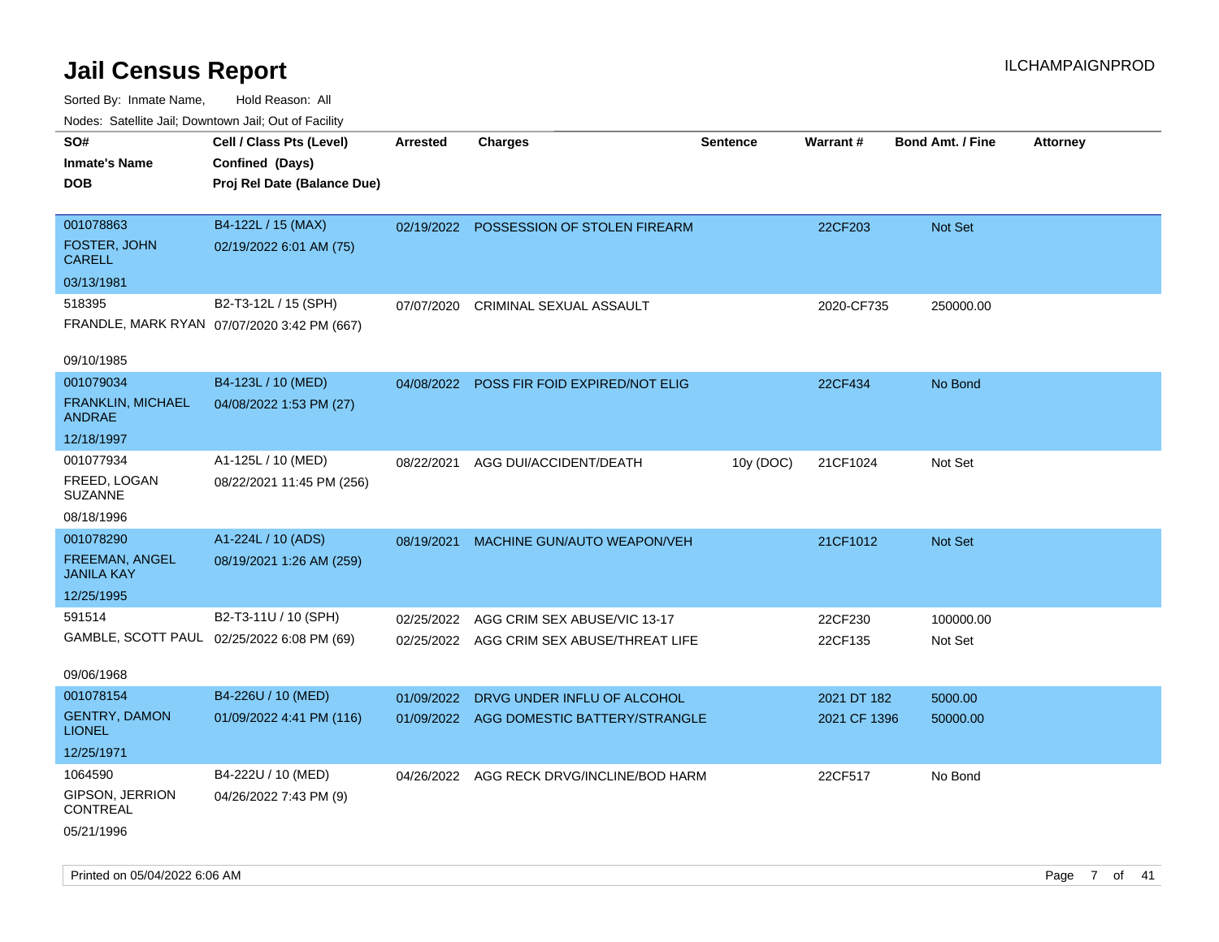# Jail Census Report

ILCHAMPAIGNPROD

Sorted By: Inmate Name, Hold Reason: All

Nodes: Satellite Jail; Downtown Jail; Out of Facility

| SO# / Inmate's Name / DOB | Cell / Class Pts (Level) / Confined (Days) / Proj Rel Date (Balance Due) | Arrested | Charges | Sentence | Warrant # | Bond Amt. / Fine | Attorney |
|---|---|---|---|---|---|---|---|
| 001078863<br>FOSTER, JOHN CARELL<br>03/13/1981 | B4-122L / 15 (MAX)<br>02/19/2022 6:01 AM (75) | 02/19/2022 | POSSESSION OF STOLEN FIREARM | | 22CF203 | Not Set | |
| 518395<br>FRANDLE, MARK RYAN<br>09/10/1985 | B2-T3-12L / 15 (SPH)<br>07/07/2020 3:42 PM (667) | 07/07/2020 | CRIMINAL SEXUAL ASSAULT | | 2020-CF735 | 250000.00 | |
| 001079034<br>FRANKLIN, MICHAEL ANDRAE<br>12/18/1997 | B4-123L / 10 (MED)<br>04/08/2022 1:53 PM (27) | 04/08/2022 | POSS FIR FOID EXPIRED/NOT ELIG | | 22CF434 | No Bond | |
| 001077934<br>FREED, LOGAN SUZANNE<br>08/18/1996 | A1-125L / 10 (MED)<br>08/22/2021 11:45 PM (256) | 08/22/2021 | AGG DUI/ACCIDENT/DEATH | 10y (DOC) | 21CF1024 | Not Set | |
| 001078290<br>FREEMAN, ANGEL JANILA KAY<br>12/25/1995 | A1-224L / 10 (ADS)<br>08/19/2021 1:26 AM (259) | 08/19/2021 | MACHINE GUN/AUTO WEAPON/VEH | | 21CF1012 | Not Set | |
| 591514<br>GAMBLE, SCOTT PAUL<br>09/06/1968 | B2-T3-11U / 10 (SPH)<br>02/25/2022 6:08 PM (69) | 02/25/2022<br>02/25/2022 | AGG CRIM SEX ABUSE/VIC 13-17<br>AGG CRIM SEX ABUSE/THREAT LIFE | | 22CF230<br>22CF135 | 100000.00<br>Not Set | |
| 001078154<br>GENTRY, DAMON LIONEL<br>12/25/1971 | B4-226U / 10 (MED)<br>01/09/2022 4:41 PM (116) | 01/09/2022<br>01/09/2022 | DRVG UNDER INFLU OF ALCOHOL<br>AGG DOMESTIC BATTERY/STRANGLE | | 2021 DT 182<br>2021 CF 1396 | 5000.00<br>50000.00 | |
| 1064590<br>GIPSON, JERRION CONTREAL<br>05/21/1996 | B4-222U / 10 (MED)<br>04/26/2022 7:43 PM (9) | 04/26/2022 | AGG RECK DRVG/INCLINE/BOD HARM | | 22CF517 | No Bond | |

Printed on 05/04/2022 6:06 AM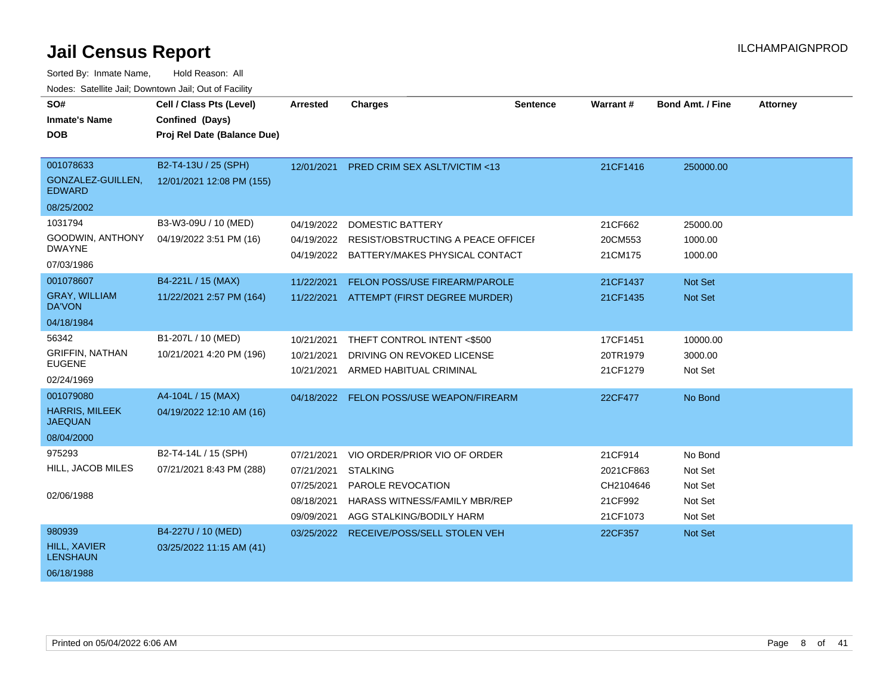# Jail Census Report

ILCHAMPAIGNPROD

Sorted By: Inmate Name, Hold Reason: All

Nodes: Satellite Jail; Downtown Jail; Out of Facility

| SO# / Inmate's Name / DOB | Cell / Class Pts (Level) / Confined (Days) / Proj Rel Date (Balance Due) | Arrested | Charges | Sentence | Warrant # | Bond Amt. / Fine | Attorney |
|---|---|---|---|---|---|---|---|
| 001078633<br>GONZALEZ-GUILLEN, EDWARD<br>08/25/2002 | B2-T4-13U / 25 (SPH)<br>12/01/2021 12:08 PM (155) | 12/01/2021 | PRED CRIM SEX ASLT/VICTIM <13 | | 21CF1416 | 250000.00 | |
| 1031794<br>GOODWIN, ANTHONY DWAYNE<br>07/03/1986 | B3-W3-09U / 10 (MED)<br>04/19/2022 3:51 PM (16) | 04/19/2022 | DOMESTIC BATTERY | | 21CF662 | 25000.00 | |
| | | 04/19/2022 | RESIST/OBSTRUCTING A PEACE OFFICEI | | 20CM553 | 1000.00 | |
| | | 04/19/2022 | BATTERY/MAKES PHYSICAL CONTACT | | 21CM175 | 1000.00 | |
| 001078607<br>GRAY, WILLIAM DA'VON<br>04/18/1984 | B4-221L / 15 (MAX)<br>11/22/2021 2:57 PM (164) | 11/22/2021 | FELON POSS/USE FIREARM/PAROLE | | 21CF1437 | Not Set | |
| | | 11/22/2021 | ATTEMPT (FIRST DEGREE MURDER) | | 21CF1435 | Not Set | |
| 56342<br>GRIFFIN, NATHAN EUGENE<br>02/24/1969 | B1-207L / 10 (MED)<br>10/21/2021 4:20 PM (196) | 10/21/2021 | THEFT CONTROL INTENT <$500 | | 17CF1451 | 10000.00 | |
| | | 10/21/2021 | DRIVING ON REVOKED LICENSE | | 20TR1979 | 3000.00 | |
| | | 10/21/2021 | ARMED HABITUAL CRIMINAL | | 21CF1279 | Not Set | |
| 001079080<br>HARRIS, MILEEK JAEQUAN<br>08/04/2000 | A4-104L / 15 (MAX)<br>04/19/2022 12:10 AM (16) | 04/18/2022 | FELON POSS/USE WEAPON/FIREARM | | 22CF477 | No Bond | |
| 975293<br>HILL, JACOB MILES<br>02/06/1988 | B2-T4-14L / 15 (SPH)<br>07/21/2021 8:43 PM (288) | 07/21/2021 | VIO ORDER/PRIOR VIO OF ORDER | | 21CF914 | No Bond | |
| | | 07/21/2021 | STALKING | | 2021CF863 | Not Set | |
| | | 07/25/2021 | PAROLE REVOCATION | | CH2104646 | Not Set | |
| | | 08/18/2021 | HARASS WITNESS/FAMILY MBR/REP | | 21CF992 | Not Set | |
| | | 09/09/2021 | AGG STALKING/BODILY HARM | | 21CF1073 | Not Set | |
| 980939<br>HILL, XAVIER LENSHAUN<br>06/18/1988 | B4-227U / 10 (MED)<br>03/25/2022 11:15 AM (41) | 03/25/2022 | RECEIVE/POSS/SELL STOLEN VEH | | 22CF357 | Not Set | |

Printed on 05/04/2022 6:06 AM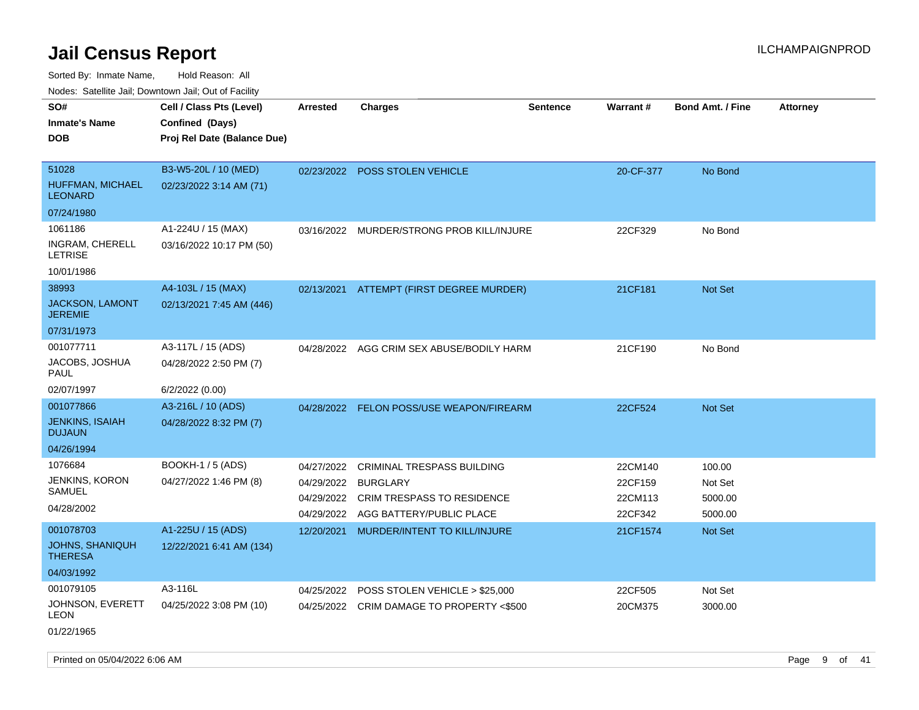# Jail Census Report

ILCHAMPAIGNPROD

Sorted By: Inmate Name, Hold Reason: All

Nodes: Satellite Jail; Downtown Jail; Out of Facility

| SO# / Inmate's Name / DOB | Cell / Class Pts (Level) / Confined (Days) / Proj Rel Date (Balance Due) | Arrested | Charges | Sentence | Warrant # | Bond Amt. / Fine | Attorney |
|---|---|---|---|---|---|---|---|
| 51028 HUFFMAN, MICHAEL LEONARD 07/24/1980 | B3-W5-20L / 10 (MED) 02/23/2022 3:14 AM (71) | 02/23/2022 | POSS STOLEN VEHICLE | | 20-CF-377 | No Bond | |
| 1061186 INGRAM, CHERELL LETRISE 10/01/1986 | A1-224U / 15 (MAX) 03/16/2022 10:17 PM (50) | 03/16/2022 | MURDER/STRONG PROB KILL/INJURE | | 22CF329 | No Bond | |
| 38993 JACKSON, LAMONT JEREMIE 07/31/1973 | A4-103L / 15 (MAX) 02/13/2021 7:45 AM (446) | 02/13/2021 | ATTEMPT (FIRST DEGREE MURDER) | | 21CF181 | Not Set | |
| 001077711 JACOBS, JOSHUA PAUL 02/07/1997 | A3-117L / 15 (ADS) 04/28/2022 2:50 PM (7) 6/2/2022 (0.00) | 04/28/2022 | AGG CRIM SEX ABUSE/BODILY HARM | | 21CF190 | No Bond | |
| 001077866 JENKINS, ISAIAH DUJAUN 04/26/1994 | A3-216L / 10 (ADS) 04/28/2022 8:32 PM (7) | 04/28/2022 | FELON POSS/USE WEAPON/FIREARM | | 22CF524 | Not Set | |
| 1076684 JENKINS, KORON SAMUEL 04/28/2002 | BOOKH-1 / 5 (ADS) 04/27/2022 1:46 PM (8) | 04/27/2022 | CRIMINAL TRESPASS BUILDING | | 22CM140 | 100.00 | |
| | | 04/29/2022 | BURGLARY | | 22CF159 | Not Set | |
| | | 04/29/2022 | CRIM TRESPASS TO RESIDENCE | | 22CM113 | 5000.00 | |
| | | 04/29/2022 | AGG BATTERY/PUBLIC PLACE | | 22CF342 | 5000.00 | |
| 001078703 JOHNS, SHANIQUH THERESA 04/03/1992 | A1-225U / 15 (ADS) 12/22/2021 6:41 AM (134) | 12/20/2021 | MURDER/INTENT TO KILL/INJURE | | 21CF1574 | Not Set | |
| 001079105 JOHNSON, EVERETT LEON 01/22/1965 | A3-116L 04/25/2022 3:08 PM (10) | 04/25/2022 | POSS STOLEN VEHICLE > $25,000 | | 22CF505 | Not Set | |
| | | 04/25/2022 | CRIM DAMAGE TO PROPERTY <$500 | | 20CM375 | 3000.00 | |

Printed on 05/04/2022 6:06 AM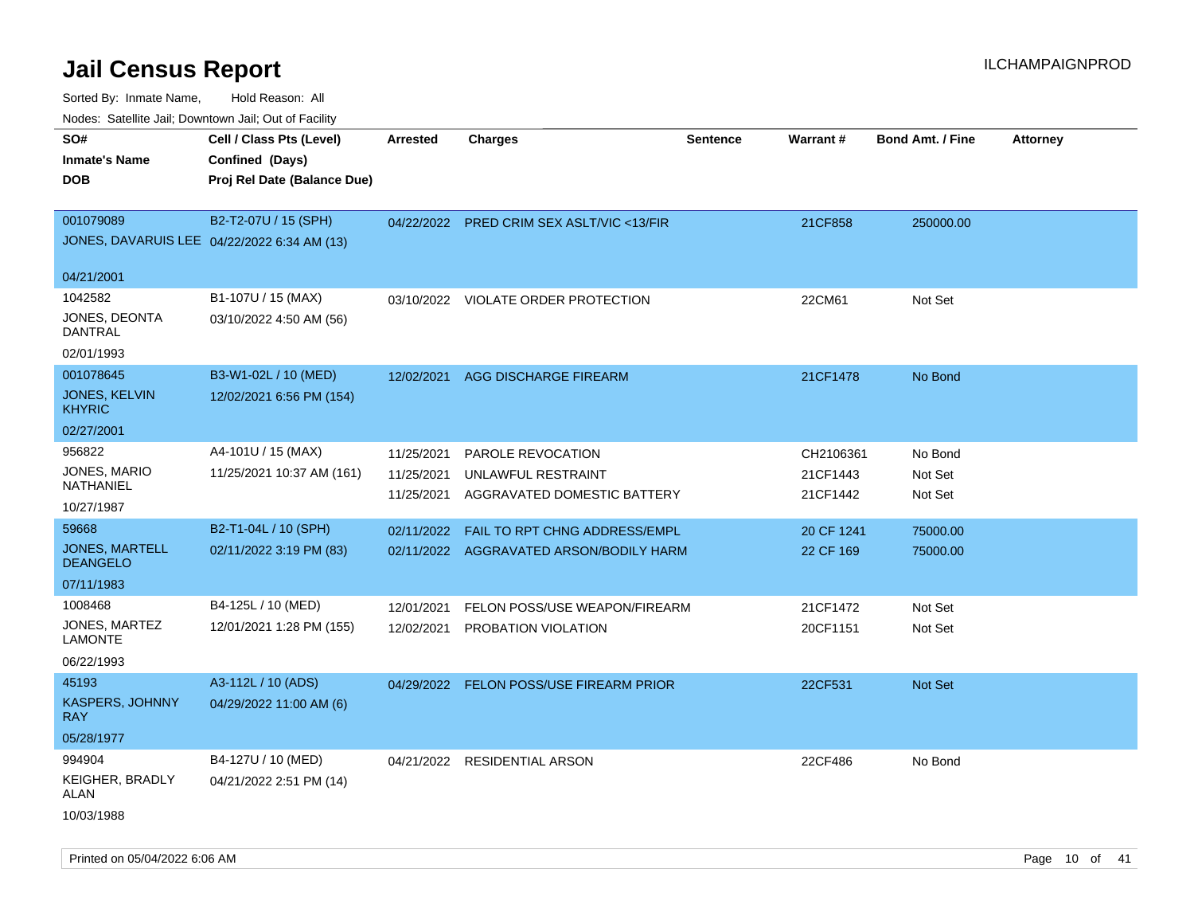# Jail Census Report

ILCHAMPAIGNPROD

Sorted By: Inmate Name, Hold Reason: All

Nodes: Satellite Jail; Downtown Jail; Out of Facility

| SO# / Inmate's Name / DOB | Cell / Class Pts (Level) / Confined (Days) / Proj Rel Date (Balance Due) | Arrested | Charges | Sentence | Warrant # | Bond Amt. / Fine | Attorney |
|---|---|---|---|---|---|---|---|
| 001079089<br>JONES, DAVARUIS LEE<br>04/21/2001 | B2-T2-07U / 15 (SPH)<br>04/22/2022 6:34 AM (13) | 04/22/2022 | PRED CRIM SEX ASLT/VIC <13/FIR | | 21CF858 | 250000.00 | |
| 1042582<br>JONES, DEONTA DANTRAL<br>02/01/1993 | B1-107U / 15 (MAX)<br>03/10/2022 4:50 AM (56) | 03/10/2022 | VIOLATE ORDER PROTECTION | | 22CM61 | Not Set | |
| 001078645<br>JONES, KELVIN KHYRIC<br>02/27/2001 | B3-W1-02L / 10 (MED)<br>12/02/2021 6:56 PM (154) | 12/02/2021 | AGG DISCHARGE FIREARM | | 21CF1478 | No Bond | |
| 956822<br>JONES, MARIO NATHANIEL<br>10/27/1987 | A4-101U / 15 (MAX)<br>11/25/2021 10:37 AM (161) | 11/25/2021<br>11/25/2021<br>11/25/2021 | PAROLE REVOCATION<br>UNLAWFUL RESTRAINT<br>AGGRAVATED DOMESTIC BATTERY | | CH2106361<br>21CF1443<br>21CF1442 | No Bond<br>Not Set<br>Not Set | |
| 59668<br>JONES, MARTELL DEANGELO<br>07/11/1983 | B2-T1-04L / 10 (SPH)<br>02/11/2022 3:19 PM (83) | 02/11/2022<br>02/11/2022 | FAIL TO RPT CHNG ADDRESS/EMPL<br>AGGRAVATED ARSON/BODILY HARM | | 20 CF 1241<br>22 CF 169 | 75000.00<br>75000.00 | |
| 1008468<br>JONES, MARTEZ LAMONTE<br>06/22/1993 | B4-125L / 10 (MED)<br>12/01/2021 1:28 PM (155) | 12/01/2021<br>12/02/2021 | FELON POSS/USE WEAPON/FIREARM<br>PROBATION VIOLATION | | 21CF1472<br>20CF1151 | Not Set<br>Not Set | |
| 45193<br>KASPERS, JOHNNY RAY<br>05/28/1977 | A3-112L / 10 (ADS)<br>04/29/2022 11:00 AM (6) | 04/29/2022 | FELON POSS/USE FIREARM PRIOR | | 22CF531 | Not Set | |
| 994904<br>KEIGHER, BRADLY ALAN<br>10/03/1988 | B4-127U / 10 (MED)<br>04/21/2022 2:51 PM (14) | 04/21/2022 | RESIDENTIAL ARSON | | 22CF486 | No Bond | |

Printed on 05/04/2022 6:06 AM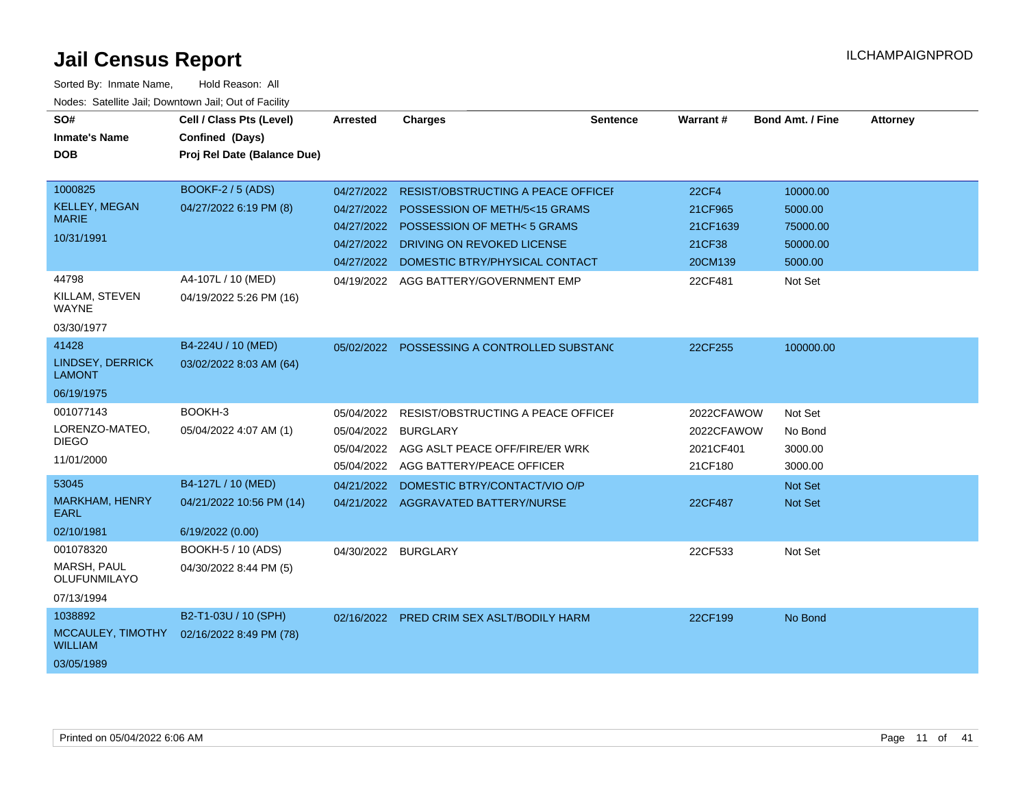# Jail Census Report

Sorted By: Inmate Name, Hold Reason: All

Nodes: Satellite Jail; Downtown Jail; Out of Facility

| SO# / Inmate's Name / DOB | Cell / Class Pts (Level) / Confined (Days) / Proj Rel Date (Balance Due) | Arrested | Charges | Sentence | Warrant # | Bond Amt. / Fine | Attorney |
|---|---|---|---|---|---|---|---|
| 1000825<br>KELLEY, MEGAN MARIE<br>10/31/1991 | BOOKF-2 / 5 (ADS)<br>04/27/2022 6:19 PM (8) | 04/27/2022 | RESIST/OBSTRUCTING A PEACE OFFICEI | | 22CF4 | 10000.00 | |
| | | 04/27/2022 | POSSESSION OF METH/5<15 GRAMS | | 21CF965 | 5000.00 | |
| | | 04/27/2022 | POSSESSION OF METH< 5 GRAMS | | 21CF1639 | 75000.00 | |
| | | 04/27/2022 | DRIVING ON REVOKED LICENSE | | 21CF38 | 50000.00 | |
| | | 04/27/2022 | DOMESTIC BTRY/PHYSICAL CONTACT | | 20CM139 | 5000.00 | |
| 44798<br>KILLAM, STEVEN WAYNE<br>03/30/1977 | A4-107L / 10 (MED)<br>04/19/2022 5:26 PM (16) | 04/19/2022 | AGG BATTERY/GOVERNMENT EMP | | 22CF481 | Not Set | |
| 41428<br>LINDSEY, DERRICK LAMONT<br>06/19/1975 | B4-224U / 10 (MED)<br>03/02/2022 8:03 AM (64) | 05/02/2022 | POSSESSING A CONTROLLED SUBSTANC | | 22CF255 | 100000.00 | |
| 001077143<br>LORENZO-MATEO, DIEGO<br>11/01/2000 | BOOKH-3<br>05/04/2022 4:07 AM (1) | 05/04/2022 | RESIST/OBSTRUCTING A PEACE OFFICEI | | 2022CFAWOW | Not Set | |
| | | 05/04/2022 | BURGLARY | | 2022CFAWOW | No Bond | |
| | | 05/04/2022 | AGG ASLT PEACE OFF/FIRE/ER WRK | | 2021CF401 | 3000.00 | |
| | | 05/04/2022 | AGG BATTERY/PEACE OFFICER | | 21CF180 | 3000.00 | |
| 53045<br>MARKHAM, HENRY EARL<br>02/10/1981 | B4-127L / 10 (MED)<br>04/21/2022 10:56 PM (14)<br>6/19/2022 (0.00) | 04/21/2022 | DOMESTIC BTRY/CONTACT/VIO O/P | | | Not Set | |
| | | 04/21/2022 | AGGRAVATED BATTERY/NURSE | | 22CF487 | Not Set | |
| 001078320<br>MARSH, PAUL OLUFUNMILAYO<br>07/13/1994 | BOOKH-5 / 10 (ADS)<br>04/30/2022 8:44 PM (5) | 04/30/2022 | BURGLARY | | 22CF533 | Not Set | |
| 1038892<br>MCCAULEY, TIMOTHY WILLIAM<br>03/05/1989 | B2-T1-03U / 10 (SPH)<br>02/16/2022 8:49 PM (78) | 02/16/2022 | PRED CRIM SEX ASLT/BODILY HARM | | 22CF199 | No Bond | |

Printed on 05/04/2022 6:06 AM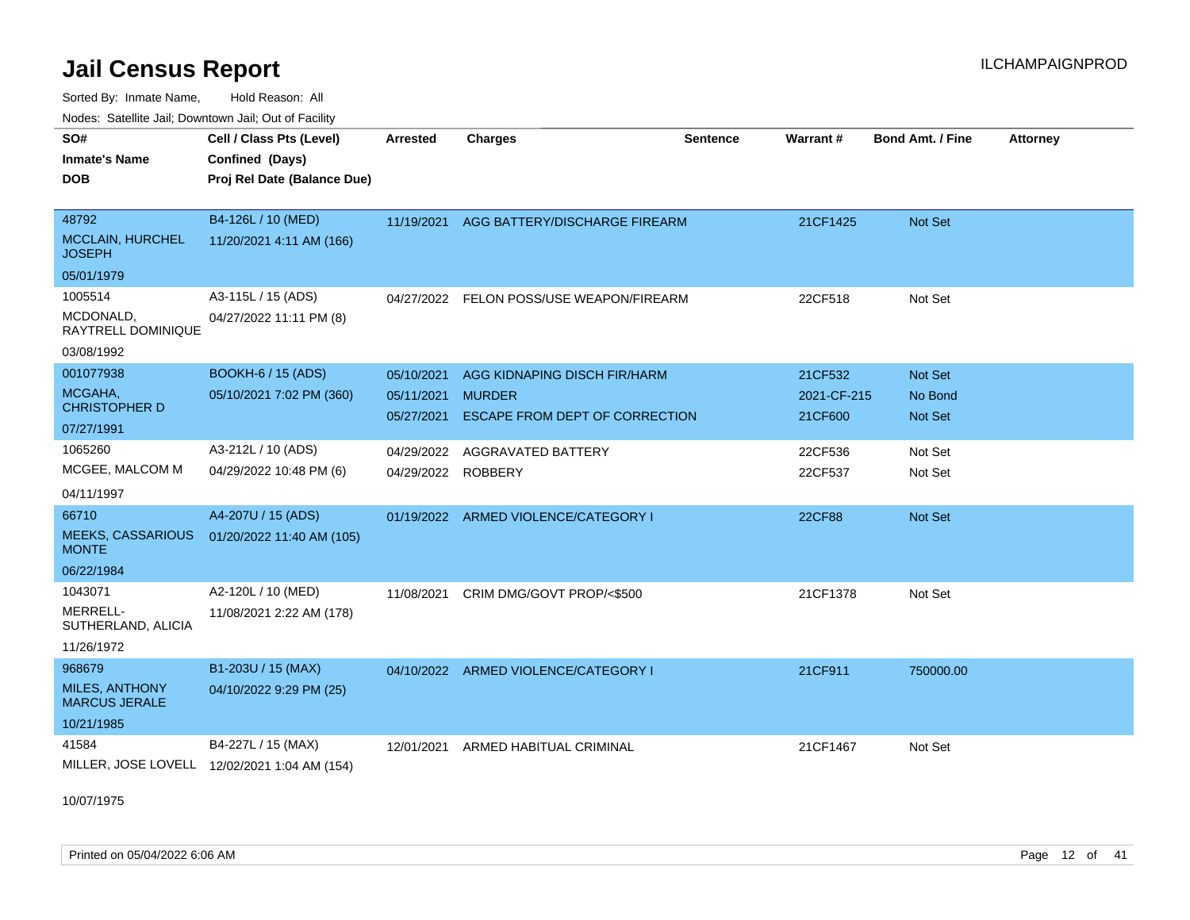# Jail Census Report

Sorted By: Inmate Name, Hold Reason: All

Nodes: Satellite Jail; Downtown Jail; Out of Facility

| SO# / Inmate's Name / DOB | Cell / Class Pts (Level) / Confined (Days) / Proj Rel Date (Balance Due) | Arrested | Charges | Sentence | Warrant # | Bond Amt. / Fine | Attorney |
|---|---|---|---|---|---|---|---|
| 48792<br>MCCLAIN, HURCHEL JOSEPH<br>05/01/1979 | B4-126L / 10 (MED)<br>11/20/2021 4:11 AM (166) | 11/19/2021 | AGG BATTERY/DISCHARGE FIREARM | | 21CF1425 | Not Set | |
| 1005514<br>MCDONALD, RAYTRELL DOMINIQUE<br>03/08/1992 | A3-115L / 15 (ADS)<br>04/27/2022 11:11 PM (8) | 04/27/2022 | FELON POSS/USE WEAPON/FIREARM | | 22CF518 | Not Set | |
| 001077938<br>MCGAHA, CHRISTOPHER D<br>07/27/1991 | BOOKH-6 / 15 (ADS)<br>05/10/2021 7:02 PM (360) | 05/10/2021<br>05/11/2021<br>05/27/2021 | AGG KIDNAPING DISCH FIR/HARM<br>MURDER<br>ESCAPE FROM DEPT OF CORRECTION | | 21CF532<br>2021-CF-215<br>21CF600 | Not Set<br>No Bond<br>Not Set | |
| 1065260<br>MCGEE, MALCOM M<br>04/11/1997 | A3-212L / 10 (ADS)<br>04/29/2022 10:48 PM (6) | 04/29/2022<br>04/29/2022 | AGGRAVATED BATTERY<br>ROBBERY | | 22CF536<br>22CF537 | Not Set<br>Not Set | |
| 66710<br>MEEKS, CASSARIOUS MONTE<br>06/22/1984 | A4-207U / 15 (ADS)<br>01/20/2022 11:40 AM (105) | 01/19/2022 | ARMED VIOLENCE/CATEGORY I | | 22CF88 | Not Set | |
| 1043071<br>MERRELL-SUTHERLAND, ALICIA<br>11/26/1972 | A2-120L / 10 (MED)<br>11/08/2021 2:22 AM (178) | 11/08/2021 | CRIM DMG/GOVT PROP/<$500 | | 21CF1378 | Not Set | |
| 968679<br>MILES, ANTHONY MARCUS JERALE<br>10/21/1985 | B1-203U / 15 (MAX)<br>04/10/2022 9:29 PM (25) | 04/10/2022 | ARMED VIOLENCE/CATEGORY I | | 21CF911 | 750000.00 | |
| 41584<br>MILLER, JOSE LOVELL<br>10/07/1975 | B4-227L / 15 (MAX)<br>12/02/2021 1:04 AM (154) | 12/01/2021 | ARMED HABITUAL CRIMINAL | | 21CF1467 | Not Set | |

Printed on 05/04/2022 6:06 AM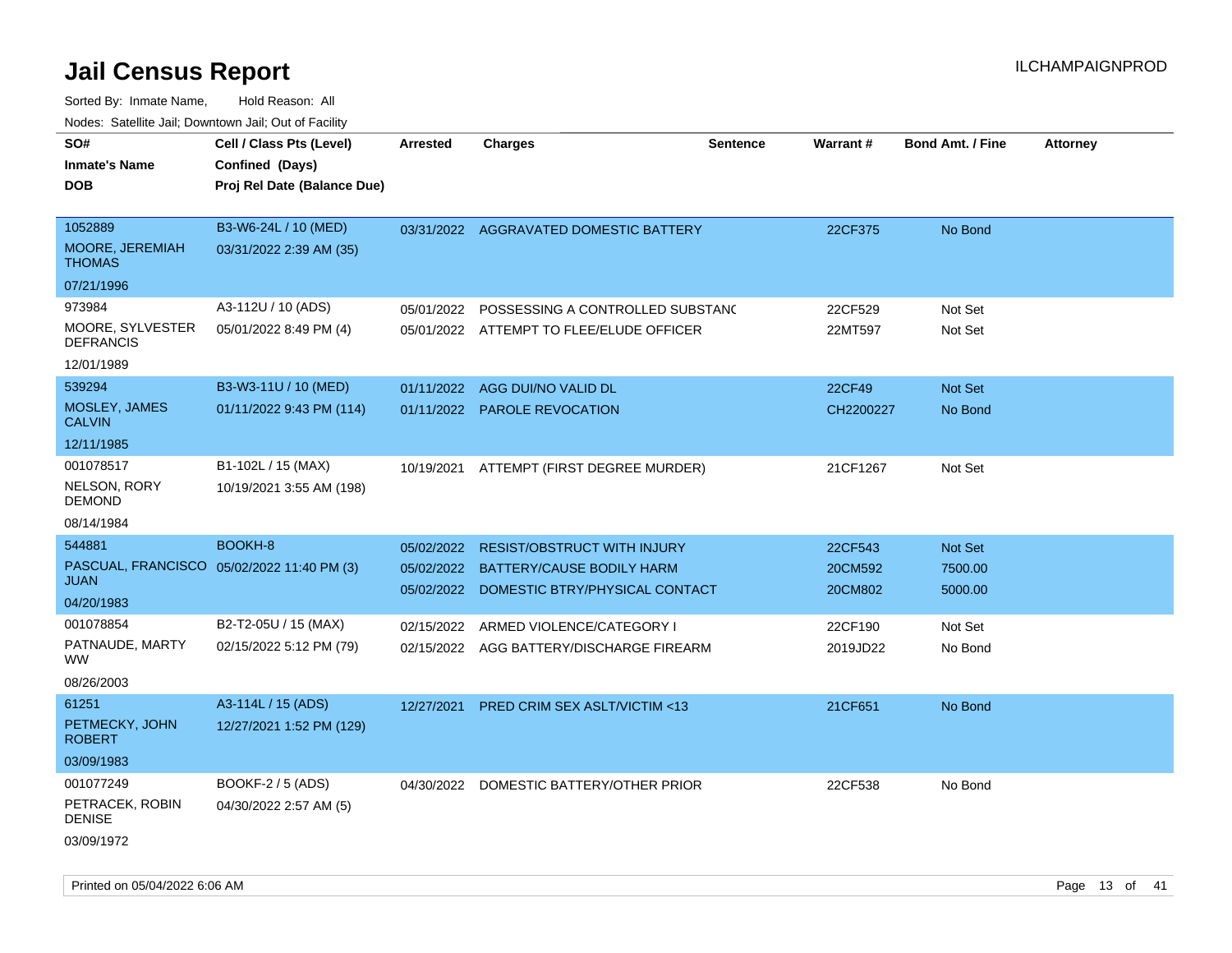# Jail Census Report

Sorted By: Inmate Name, Hold Reason: All

Nodes: Satellite Jail; Downtown Jail; Out of Facility

| SO# / Inmate's Name / DOB | Cell / Class Pts (Level) / Confined (Days) / Proj Rel Date (Balance Due) | Arrested | Charges | Sentence | Warrant # | Bond Amt. / Fine | Attorney |
|---|---|---|---|---|---|---|---|
| 1052889<br>MOORE, JEREMIAH THOMAS<br>07/21/1996 | B3-W6-24L / 10 (MED)<br>03/31/2022 2:39 AM (35) | 03/31/2022 | AGGRAVATED DOMESTIC BATTERY | | 22CF375 | No Bond | |
| 973984<br>MOORE, SYLVESTER DEFRANCIS<br>12/01/1989 | A3-112U / 10 (ADS)<br>05/01/2022 8:49 PM (4) | 05/01/2022<br>05/01/2022 | POSSESSING A CONTROLLED SUBSTANC<br>ATTEMPT TO FLEE/ELUDE OFFICER | | 22CF529<br>22MT597 | Not Set<br>Not Set | |
| 539294<br>MOSLEY, JAMES CALVIN<br>12/11/1985 | B3-W3-11U / 10 (MED)<br>01/11/2022 9:43 PM (114) | 01/11/2022<br>01/11/2022 | AGG DUI/NO VALID DL<br>PAROLE REVOCATION | | 22CF49<br>CH2200227 | Not Set<br>No Bond | |
| 001078517<br>NELSON, RORY DEMOND<br>08/14/1984 | B1-102L / 15 (MAX)<br>10/19/2021 3:55 AM (198) | 10/19/2021 | ATTEMPT (FIRST DEGREE MURDER) | | 21CF1267 | Not Set | |
| 544881<br>PASCUAL, FRANCISCO JUAN<br>04/20/1983 | BOOKH-8<br>05/02/2022 11:40 PM (3) | 05/02/2022<br>05/02/2022<br>05/02/2022 | RESIST/OBSTRUCT WITH INJURY<br>BATTERY/CAUSE BODILY HARM<br>DOMESTIC BTRY/PHYSICAL CONTACT | | 22CF543<br>20CM592<br>20CM802 | Not Set<br>7500.00<br>5000.00 | |
| 001078854<br>PATNAUDE, MARTY WW<br>08/26/2003 | B2-T2-05U / 15 (MAX)<br>02/15/2022 5:12 PM (79) | 02/15/2022<br>02/15/2022 | ARMED VIOLENCE/CATEGORY I<br>AGG BATTERY/DISCHARGE FIREARM | | 22CF190<br>2019JD22 | Not Set<br>No Bond | |
| 61251<br>PETMECKY, JOHN ROBERT<br>03/09/1983 | A3-114L / 15 (ADS)<br>12/27/2021 1:52 PM (129) | 12/27/2021 | PRED CRIM SEX ASLT/VICTIM <13 | | 21CF651 | No Bond | |
| 001077249<br>PETRACEK, ROBIN DENISE<br>03/09/1972 | BOOKF-2 / 5 (ADS)<br>04/30/2022 2:57 AM (5) | 04/30/2022 | DOMESTIC BATTERY/OTHER PRIOR | | 22CF538 | No Bond | |

Printed on 05/04/2022 6:06 AM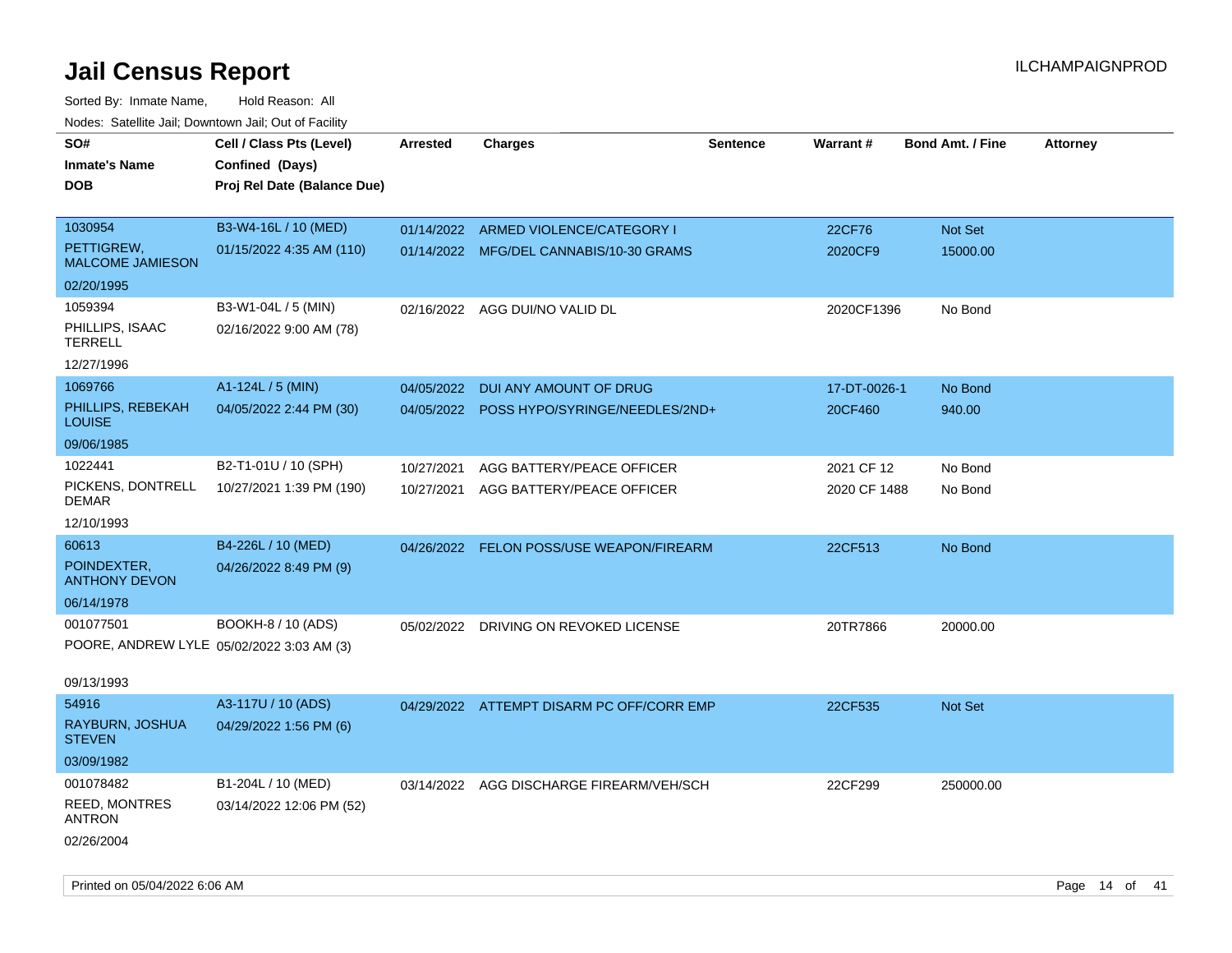# Jail Census Report

ILCHAMPAIGNPROD

Sorted By: Inmate Name, Hold Reason: All

Nodes: Satellite Jail; Downtown Jail; Out of Facility

| SO# / Inmate's Name / DOB | Cell / Class Pts (Level) / Confined (Days) / Proj Rel Date (Balance Due) | Arrested | Charges | Sentence | Warrant # | Bond Amt. / Fine | Attorney |
|---|---|---|---|---|---|---|---|
| 1030954<br>PETTIGREW, MALCOME JAMIESON<br>02/20/1995 | B3-W4-16L / 10 (MED)<br>01/15/2022 4:35 AM (110) | 01/14/2022<br>01/14/2022 | ARMED VIOLENCE/CATEGORY I<br>MFG/DEL CANNABIS/10-30 GRAMS | | 22CF76<br>2020CF9 | Not Set<br>15000.00 | |
| 1059394<br>PHILLIPS, ISAAC TERRELL<br>12/27/1996 | B3-W1-04L / 5 (MIN)<br>02/16/2022 9:00 AM (78) | 02/16/2022 | AGG DUI/NO VALID DL | | 2020CF1396 | No Bond | |
| 1069766<br>PHILLIPS, REBEKAH LOUISE<br>09/06/1985 | A1-124L / 5 (MIN)<br>04/05/2022 2:44 PM (30) | 04/05/2022<br>04/05/2022 | DUI ANY AMOUNT OF DRUG<br>POSS HYPO/SYRINGE/NEEDLES/2ND+ | | 17-DT-0026-1<br>20CF460 | No Bond<br>940.00 | |
| 1022441<br>PICKENS, DONTRELL DEMAR<br>12/10/1993 | B2-T1-01U / 10 (SPH)<br>10/27/2021 1:39 PM (190) | 10/27/2021<br>10/27/2021 | AGG BATTERY/PEACE OFFICER<br>AGG BATTERY/PEACE OFFICER | | 2021 CF 12<br>2020 CF 1488 | No Bond<br>No Bond | |
| 60613<br>POINDEXTER, ANTHONY DEVON<br>06/14/1978 | B4-226L / 10 (MED)<br>04/26/2022 8:49 PM (9) | 04/26/2022 | FELON POSS/USE WEAPON/FIREARM | | 22CF513 | No Bond | |
| 001077501<br>POORE, ANDREW LYLE<br>09/13/1993 | BOOKH-8 / 10 (ADS)<br>05/02/2022 3:03 AM (3) | 05/02/2022 | DRIVING ON REVOKED LICENSE | | 20TR7866 | 20000.00 | |
| 54916<br>RAYBURN, JOSHUA STEVEN<br>03/09/1982 | A3-117U / 10 (ADS)<br>04/29/2022 1:56 PM (6) | 04/29/2022 | ATTEMPT DISARM PC OFF/CORR EMP | | 22CF535 | Not Set | |
| 001078482<br>REED, MONTRES ANTRON<br>02/26/2004 | B1-204L / 10 (MED)<br>03/14/2022 12:06 PM (52) | 03/14/2022 | AGG DISCHARGE FIREARM/VEH/SCH | | 22CF299 | 250000.00 | |

Printed on 05/04/2022 6:06 AM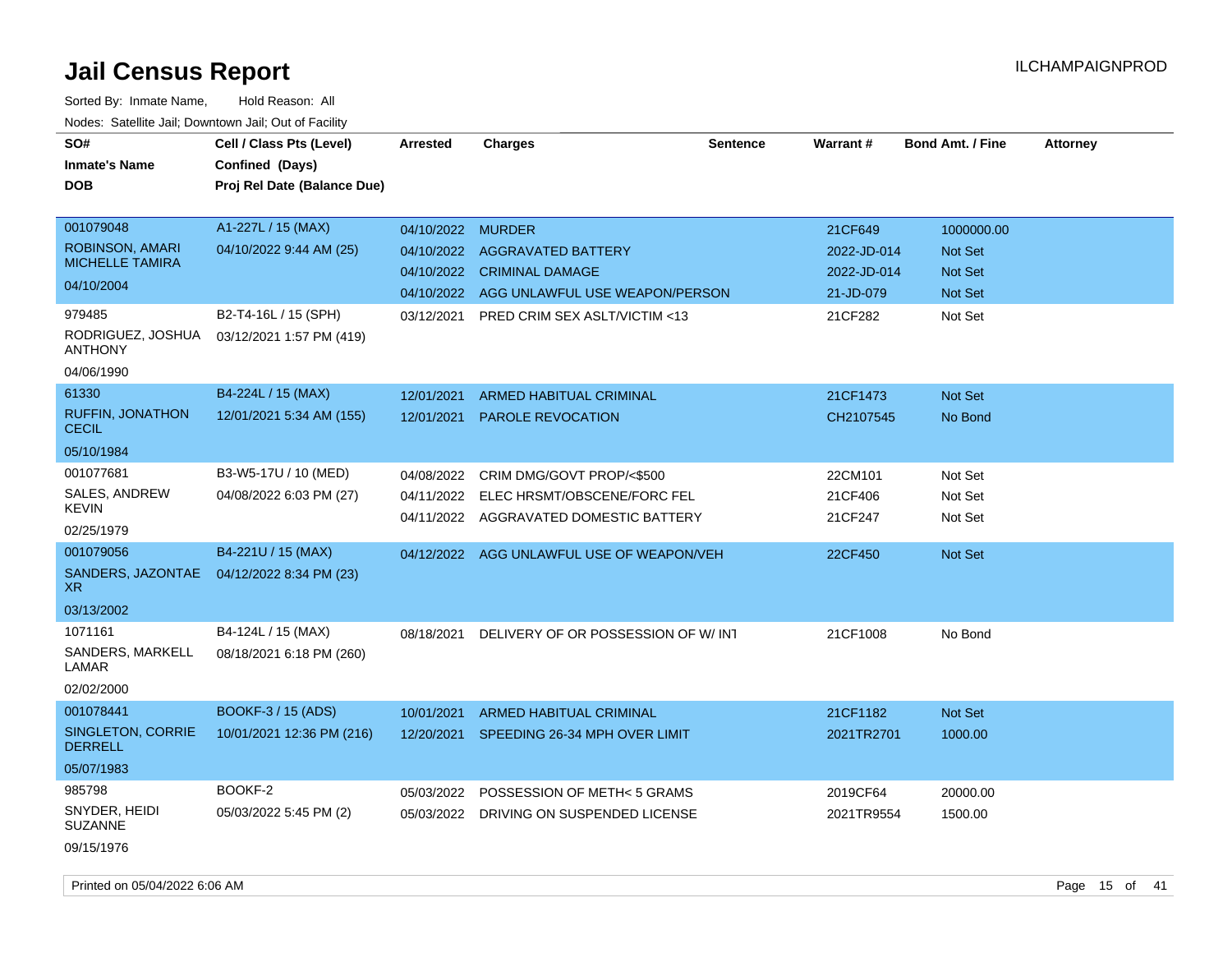# Jail Census Report

ILCHAMPAIGNPROD

Sorted By: Inmate Name, Hold Reason: All

Nodes: Satellite Jail; Downtown Jail; Out of Facility

| SO# / Inmate's Name / DOB | Cell / Class Pts (Level) / Confined (Days) / Proj Rel Date (Balance Due) | Arrested | Charges | Sentence | Warrant # | Bond Amt. / Fine | Attorney |
|---|---|---|---|---|---|---|---|
| 001079048 ROBINSON, AMARI MICHELLE TAMIRA 04/10/2004 | A1-227L / 15 (MAX) 04/10/2022 9:44 AM (25) | 04/10/2022 | MURDER | | 21CF649 | 1000000.00 | |
| | | 04/10/2022 | AGGRAVATED BATTERY | | 2022-JD-014 | Not Set | |
| | | 04/10/2022 | CRIMINAL DAMAGE | | 2022-JD-014 | Not Set | |
| | | 04/10/2022 | AGG UNLAWFUL USE WEAPON/PERSON | | 21-JD-079 | Not Set | |
| 979485 RODRIGUEZ, JOSHUA ANTHONY 04/06/1990 | B2-T4-16L / 15 (SPH) 03/12/2021 1:57 PM (419) | 03/12/2021 | PRED CRIM SEX ASLT/VICTIM <13 | | 21CF282 | Not Set | |
| 61330 RUFFIN, JONATHON CECIL 05/10/1984 | B4-224L / 15 (MAX) 12/01/2021 5:34 AM (155) | 12/01/2021 | ARMED HABITUAL CRIMINAL | | 21CF1473 | Not Set | |
| | | 12/01/2021 | PAROLE REVOCATION | | CH2107545 | No Bond | |
| 001077681 SALES, ANDREW KEVIN 02/25/1979 | B3-W5-17U / 10 (MED) 04/08/2022 6:03 PM (27) | 04/08/2022 | CRIM DMG/GOVT PROP/<$500 | | 22CM101 | Not Set | |
| | | 04/11/2022 | ELEC HRSMT/OBSCENE/FORC FEL | | 21CF406 | Not Set | |
| | | 04/11/2022 | AGGRAVATED DOMESTIC BATTERY | | 21CF247 | Not Set | |
| 001079056 SANDERS, JAZONTAE XR 03/13/2002 | B4-221U / 15 (MAX) 04/12/2022 8:34 PM (23) | 04/12/2022 | AGG UNLAWFUL USE OF WEAPON/VEH | | 22CF450 | Not Set | |
| 1071161 SANDERS, MARKELL LAMAR 02/02/2000 | B4-124L / 15 (MAX) 08/18/2021 6:18 PM (260) | 08/18/2021 | DELIVERY OF OR POSSESSION OF W/ INT | | 21CF1008 | No Bond | |
| 001078441 SINGLETON, CORRIE DERRELL 05/07/1983 | BOOKF-3 / 15 (ADS) 10/01/2021 12:36 PM (216) | 10/01/2021 | ARMED HABITUAL CRIMINAL | | 21CF1182 | Not Set | |
| | | 12/20/2021 | SPEEDING 26-34 MPH OVER LIMIT | | 2021TR2701 | 1000.00 | |
| 985798 SNYDER, HEIDI SUZANNE 09/15/1976 | BOOKF-2 05/03/2022 5:45 PM (2) | 05/03/2022 | POSSESSION OF METH< 5 GRAMS | | 2019CF64 | 20000.00 | |
| | | 05/03/2022 | DRIVING ON SUSPENDED LICENSE | | 2021TR9554 | 1500.00 | |

Printed on 05/04/2022 6:06 AM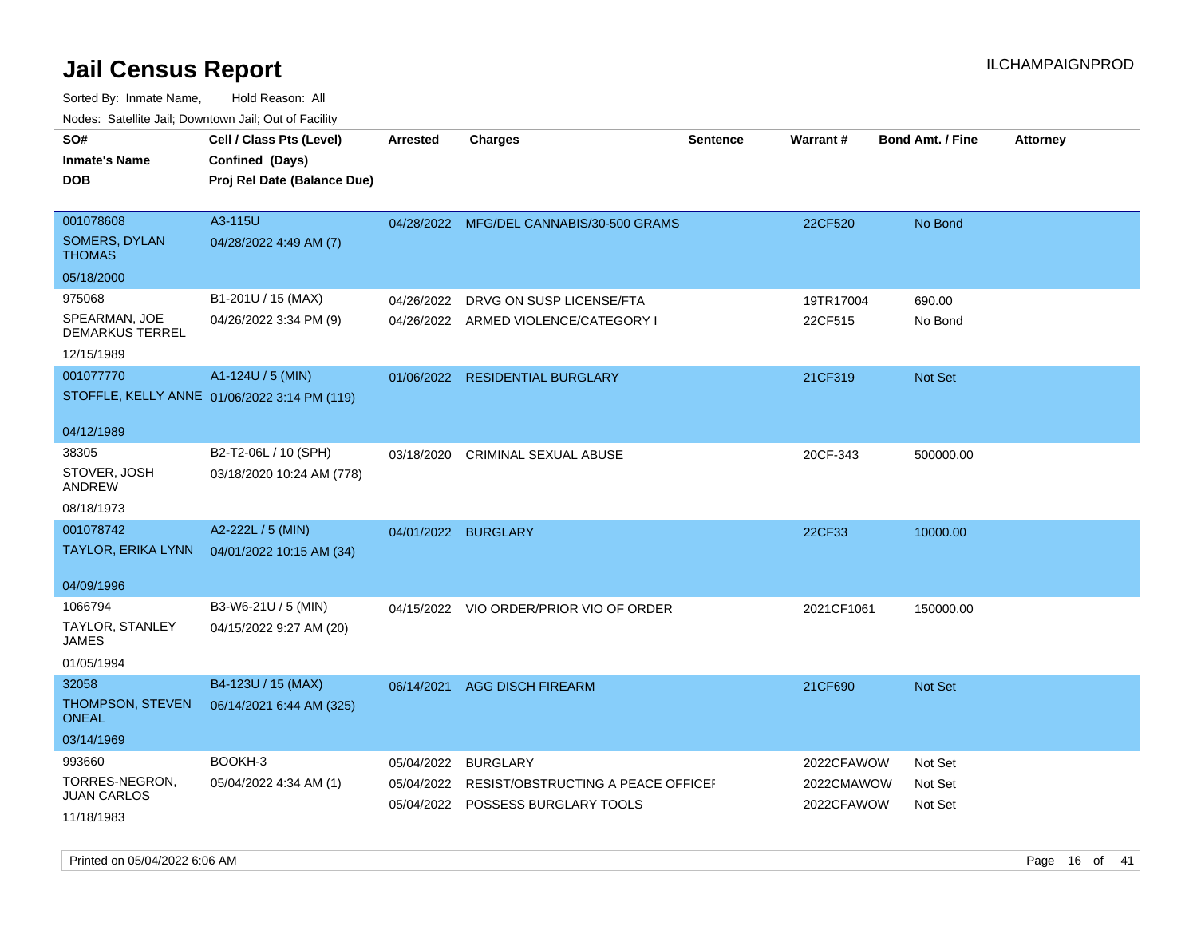# Jail Census Report

ILCHAMPAIGNPROD

Sorted By: Inmate Name, Hold Reason: All

Nodes: Satellite Jail; Downtown Jail; Out of Facility

| SO# / Inmate's Name / DOB | Cell / Class Pts (Level) / Confined (Days) / Proj Rel Date (Balance Due) | Arrested | Charges | Sentence | Warrant # | Bond Amt. / Fine | Attorney |
|---|---|---|---|---|---|---|---|
| 001078608<br>SOMERS, DYLAN THOMAS<br>05/18/2000 | A3-115U<br>04/28/2022 4:49 AM (7) | 04/28/2022 | MFG/DEL CANNABIS/30-500 GRAMS | | 22CF520 | No Bond | |
| 975068<br>SPEARMAN, JOE DEMARKUS TERREL<br>12/15/1989 | B1-201U / 15 (MAX)<br>04/26/2022 3:34 PM (9) | 04/26/2022<br>04/26/2022 | DRVG ON SUSP LICENSE/FTA<br>ARMED VIOLENCE/CATEGORY I | | 19TR17004<br>22CF515 | 690.00<br>No Bond | |
| 001077770<br>STOFFLE, KELLY ANNE<br>04/12/1989 | A1-124U / 5 (MIN)<br>01/06/2022 3:14 PM (119) | 01/06/2022 | RESIDENTIAL BURGLARY | | 21CF319 | Not Set | |
| 38305<br>STOVER, JOSH ANDREW<br>08/18/1973 | B2-T2-06L / 10 (SPH)<br>03/18/2020 10:24 AM (778) | 03/18/2020 | CRIMINAL SEXUAL ABUSE | | 20CF-343 | 500000.00 | |
| 001078742<br>TAYLOR, ERIKA LYNN<br>04/09/1996 | A2-222L / 5 (MIN)<br>04/01/2022 10:15 AM (34) | 04/01/2022 | BURGLARY | | 22CF33 | 10000.00 | |
| 1066794<br>TAYLOR, STANLEY JAMES<br>01/05/1994 | B3-W6-21U / 5 (MIN)<br>04/15/2022 9:27 AM (20) | 04/15/2022 | VIO ORDER/PRIOR VIO OF ORDER | | 2021CF1061 | 150000.00 | |
| 32058<br>THOMPSON, STEVEN ONEAL<br>03/14/1969 | B4-123U / 15 (MAX)<br>06/14/2021 6:44 AM (325) | 06/14/2021 | AGG DISCH FIREARM | | 21CF690 | Not Set | |
| 993660<br>TORRES-NEGRON, JUAN CARLOS<br>11/18/1983 | BOOKH-3<br>05/04/2022 4:34 AM (1) | 05/04/2022<br>05/04/2022<br>05/04/2022 | BURGLARY<br>RESIST/OBSTRUCTING A PEACE OFFICEI<br>POSSESS BURGLARY TOOLS | | 2022CFAWOW<br>2022CMAWOW<br>2022CFAWOW | Not Set<br>Not Set<br>Not Set | |

Printed on 05/04/2022 6:06 AM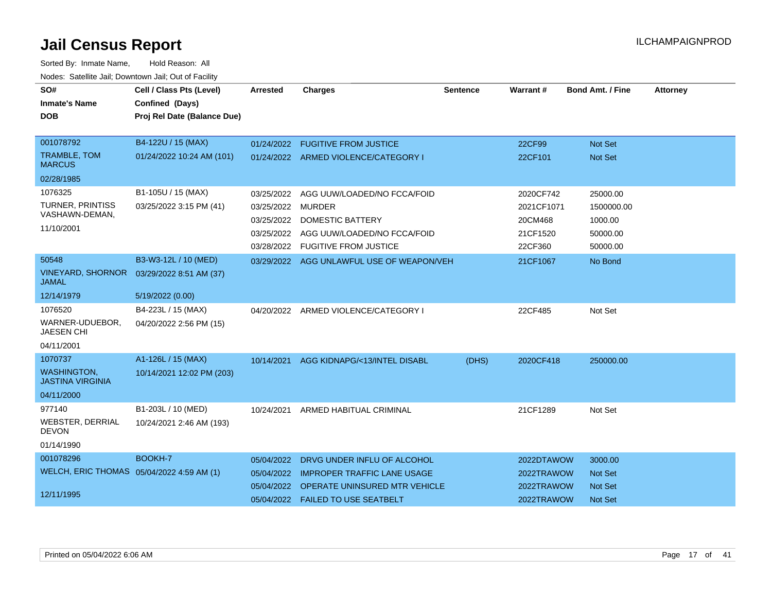# Jail Census Report

ILCHAMPAIGNPROD

Sorted By: Inmate Name, Hold Reason: All

Nodes: Satellite Jail; Downtown Jail; Out of Facility

| SO# / Inmate's Name / DOB | Cell / Class Pts (Level) / Confined (Days) / Proj Rel Date (Balance Due) | Arrested | Charges | Sentence | Warrant # | Bond Amt. / Fine | Attorney |
|---|---|---|---|---|---|---|---|
| 001078792<br>TRAMBLE, TOM MARCUS<br>02/28/1985 | B4-122U / 15 (MAX)<br>01/24/2022 10:24 AM (101) | 01/24/2022 | FUGITIVE FROM JUSTICE | | 22CF99 | Not Set | |
| | | 01/24/2022 | ARMED VIOLENCE/CATEGORY I | | 22CF101 | Not Set | |
| 1076325<br>TURNER, PRINTISS VASHAWN-DEMAN,<br>11/10/2001 | B1-105U / 15 (MAX)<br>03/25/2022 3:15 PM (41) | 03/25/2022 | AGG UUW/LOADED/NO FCCA/FOID | | 2020CF742 | 25000.00 | |
| | | 03/25/2022 | MURDER | | 2021CF1071 | 1500000.00 | |
| | | 03/25/2022 | DOMESTIC BATTERY | | 20CM468 | 1000.00 | |
| | | 03/25/2022 | AGG UUW/LOADED/NO FCCA/FOID | | 21CF1520 | 50000.00 | |
| | | 03/28/2022 | FUGITIVE FROM JUSTICE | | 22CF360 | 50000.00 | |
| 50548<br>VINEYARD, SHORNOR JAMAL<br>12/14/1979 | B3-W3-12L / 10 (MED)<br>03/29/2022 8:51 AM (37)<br>5/19/2022 (0.00) | 03/29/2022 | AGG UNLAWFUL USE OF WEAPON/VEH | | 21CF1067 | No Bond | |
| 1076520<br>WARNER-UDUEBOR, JAESEN CHI<br>04/11/2001 | B4-223L / 15 (MAX)<br>04/20/2022 2:56 PM (15) | 04/20/2022 | ARMED VIOLENCE/CATEGORY I | | 22CF485 | Not Set | |
| 1070737<br>WASHINGTON, JASTINA VIRGINIA<br>04/11/2000 | A1-126L / 15 (MAX)<br>10/14/2021 12:02 PM (203) | 10/14/2021 | AGG KIDNAPG/<13/INTEL DISABL | (DHS) | 2020CF418 | 250000.00 | |
| 977140<br>WEBSTER, DERRIAL DEVON<br>01/14/1990 | B1-203L / 10 (MED)<br>10/24/2021 2:46 AM (193) | 10/24/2021 | ARMED HABITUAL CRIMINAL | | 21CF1289 | Not Set | |
| 001078296<br>WELCH, ERIC THOMAS<br>12/11/1995 | BOOKH-7<br>05/04/2022 4:59 AM (1) | 05/04/2022 | DRVG UNDER INFLU OF ALCOHOL | | 2022DTAWOW | 3000.00 | |
| | | 05/04/2022 | IMPROPER TRAFFIC LANE USAGE | | 2022TRAWOW | Not Set | |
| | | 05/04/2022 | OPERATE UNINSURED MTR VEHICLE | | 2022TRAWOW | Not Set | |
| | | 05/04/2022 | FAILED TO USE SEATBELT | | 2022TRAWOW | Not Set | |

Printed on 05/04/2022 6:06 AM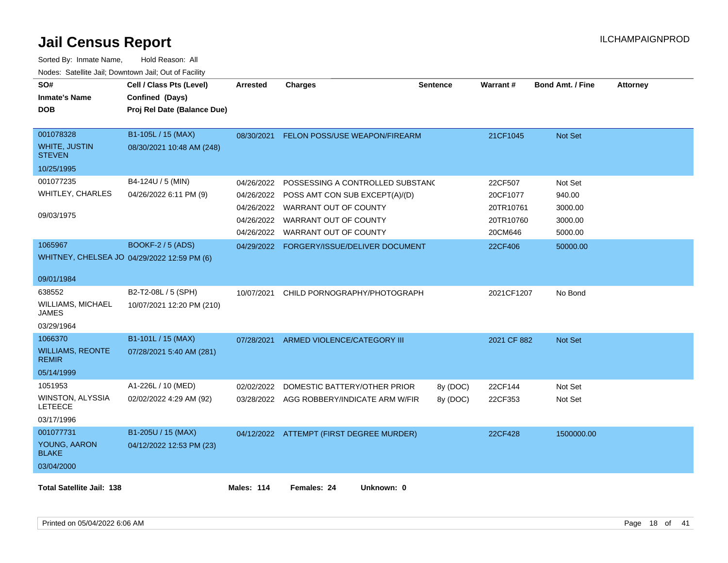# Jail Census Report

ILCHAMPAIGNPROD

Sorted By: Inmate Name, Hold Reason: All

Nodes: Satellite Jail; Downtown Jail; Out of Facility

| SO# / Inmate's Name / DOB | Cell / Class Pts (Level) / Confined (Days) / Proj Rel Date (Balance Due) | Arrested | Charges | Sentence | Warrant # | Bond Amt. / Fine | Attorney |
|---|---|---|---|---|---|---|---|
| 001078328 WHITE, JUSTIN STEVEN 10/25/1995 | B1-105L / 15 (MAX) 08/30/2021 10:48 AM (248) | 08/30/2021 | FELON POSS/USE WEAPON/FIREARM | | 21CF1045 | Not Set | |
| 001077235 WHITLEY, CHARLES 09/03/1975 | B4-124U / 5 (MIN) 04/26/2022 6:11 PM (9) | 04/26/2022 | POSSESSING A CONTROLLED SUBSTANC | | 22CF507 | Not Set | |
| | | 04/26/2022 | POSS AMT CON SUB EXCEPT(A)/(D) | | 20CF1077 | 940.00 | |
| | | 04/26/2022 | WARRANT OUT OF COUNTY | | 20TR10761 | 3000.00 | |
| | | 04/26/2022 | WARRANT OUT OF COUNTY | | 20TR10760 | 3000.00 | |
| | | 04/26/2022 | WARRANT OUT OF COUNTY | | 20CM646 | 5000.00 | |
| 1065967 WHITNEY, CHELSEA JO 09/01/1984 | BOOKF-2 / 5 (ADS) 04/29/2022 12:59 PM (6) | 04/29/2022 | FORGERY/ISSUE/DELIVER DOCUMENT | | 22CF406 | 50000.00 | |
| 638552 WILLIAMS, MICHAEL JAMES 03/29/1964 | B2-T2-08L / 5 (SPH) 10/07/2021 12:20 PM (210) | 10/07/2021 | CHILD PORNOGRAPHY/PHOTOGRAPH | | 2021CF1207 | No Bond | |
| 1066370 WILLIAMS, REONTE REMIR 05/14/1999 | B1-101L / 15 (MAX) 07/28/2021 5:40 AM (281) | 07/28/2021 | ARMED VIOLENCE/CATEGORY III | | 2021 CF 882 | Not Set | |
| 1051953 WINSTON, ALYSSIA LETEECE 03/17/1996 | A1-226L / 10 (MED) 02/02/2022 4:29 AM (92) | 02/02/2022 | DOMESTIC BATTERY/OTHER PRIOR | 8y (DOC) | 22CF144 | Not Set | |
| | | 03/28/2022 | AGG ROBBERY/INDICATE ARM W/FIR | 8y (DOC) | 22CF353 | Not Set | |
| 001077731 YOUNG, AARON BLAKE 03/04/2000 | B1-205U / 15 (MAX) 04/12/2022 12:53 PM (23) | 04/12/2022 | ATTEMPT (FIRST DEGREE MURDER) | | 22CF428 | 1500000.00 | |

**Total Satellite Jail: 138** **Males: 114** **Females: 24** **Unknown: 0**

Printed on 05/04/2022 6:06 AM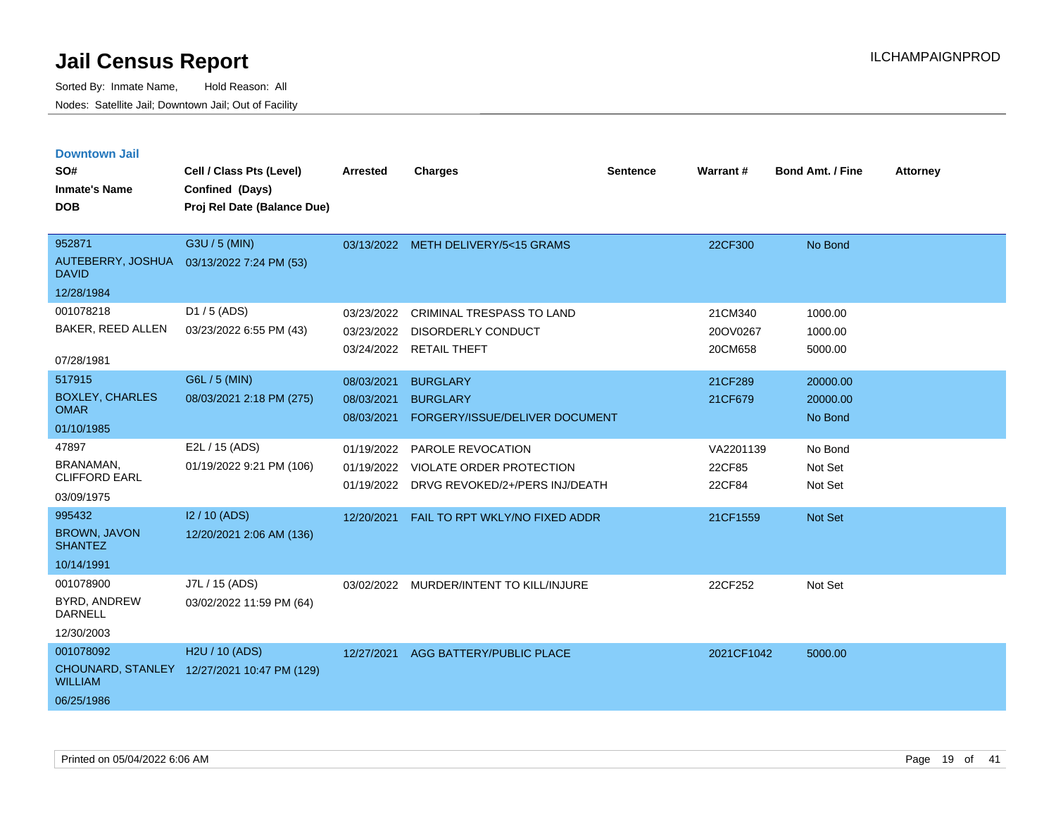# Jail Census Report

Sorted By: Inmate Name, Hold Reason: All

Nodes: Satellite Jail; Downtown Jail; Out of Facility

ILCHAMPAIGNPROD

## Downtown Jail

| SO# / Inmate's Name / DOB | Cell / Class Pts (Level) / Confined (Days) / Proj Rel Date (Balance Due) | Arrested | Charges | Sentence | Warrant # | Bond Amt. / Fine | Attorney |
|---|---|---|---|---|---|---|---|
| 952871<br>AUTEBERRY, JOSHUA DAVID<br>12/28/1984 | G3U / 5 (MIN)<br>03/13/2022 7:24 PM (53) | 03/13/2022 | METH DELIVERY/5<15 GRAMS | | 22CF300 | No Bond | |
| 001078218<br>BAKER, REED ALLEN<br>07/28/1981 | D1 / 5 (ADS)<br>03/23/2022 6:55 PM (43) | 03/23/2022 | CRIMINAL TRESPASS TO LAND | | 21CM340 | 1000.00 | |
| | | 03/23/2022 | DISORDERLY CONDUCT | | 20OV0267 | 1000.00 | |
| | | 03/24/2022 | RETAIL THEFT | | 20CM658 | 5000.00 | |
| 517915<br>BOXLEY, CHARLES OMAR<br>01/10/1985 | G6L / 5 (MIN)<br>08/03/2021 2:18 PM (275) | 08/03/2021 | BURGLARY | | 21CF289 | 20000.00 | |
| | | 08/03/2021 | BURGLARY | | 21CF679 | 20000.00 | |
| | | 08/03/2021 | FORGERY/ISSUE/DELIVER DOCUMENT | | | No Bond | |
| 47897<br>BRANAMAN, CLIFFORD EARL<br>03/09/1975 | E2L / 15 (ADS)<br>01/19/2022 9:21 PM (106) | 01/19/2022 | PAROLE REVOCATION | | VA2201139 | No Bond | |
| | | 01/19/2022 | VIOLATE ORDER PROTECTION | | 22CF85 | Not Set | |
| | | 01/19/2022 | DRVG REVOKED/2+/PERS INJ/DEATH | | 22CF84 | Not Set | |
| 995432<br>BROWN, JAVON SHANTEZ<br>10/14/1991 | I2 / 10 (ADS)<br>12/20/2021 2:06 AM (136) | 12/20/2021 | FAIL TO RPT WKLY/NO FIXED ADDR | | 21CF1559 | Not Set | |
| 001078900<br>BYRD, ANDREW DARNELL<br>12/30/2003 | J7L / 15 (ADS)<br>03/02/2022 11:59 PM (64) | 03/02/2022 | MURDER/INTENT TO KILL/INJURE | | 22CF252 | Not Set | |
| 001078092<br>CHOUNARD, STANLEY WILLIAM<br>06/25/1986 | H2U / 10 (ADS)<br>12/27/2021 10:47 PM (129) | 12/27/2021 | AGG BATTERY/PUBLIC PLACE | | 2021CF1042 | 5000.00 | |

Printed on 05/04/2022 6:06 AM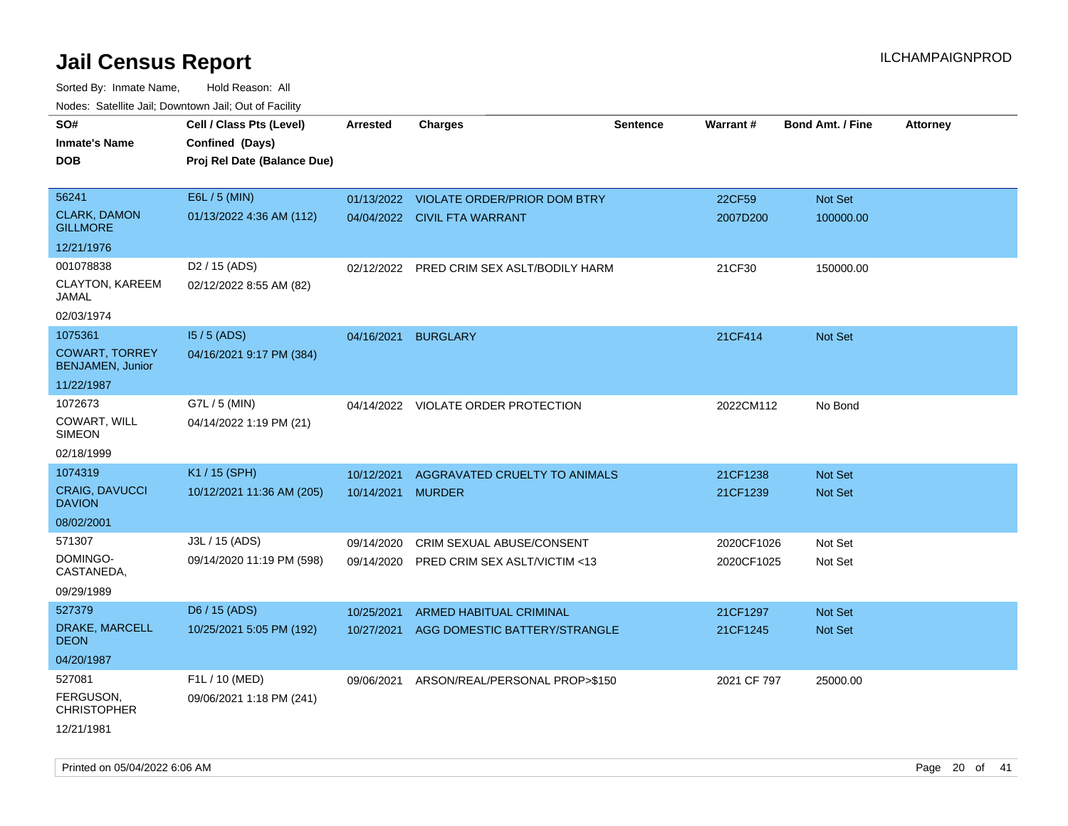# Jail Census Report

ILCHAMPAIGNPROD

Sorted By: Inmate Name, Hold Reason: All

Nodes: Satellite Jail; Downtown Jail; Out of Facility

| SO# / Inmate's Name / DOB | Cell / Class Pts (Level) / Confined (Days) / Proj Rel Date (Balance Due) | Arrested | Charges | Sentence | Warrant # | Bond Amt. / Fine | Attorney |
|---|---|---|---|---|---|---|---|
| 56241<br>CLARK, DAMON GILLMORE<br>12/21/1976 | E6L / 5 (MIN)<br>01/13/2022 4:36 AM (112) | 01/13/2022<br>04/04/2022 | VIOLATE ORDER/PRIOR DOM BTRY<br>CIVIL FTA WARRANT | | 22CF59<br>2007D200 | Not Set<br>100000.00 | |
| 001078838<br>CLAYTON, KAREEM JAMAL<br>02/03/1974 | D2 / 15 (ADS)<br>02/12/2022 8:55 AM (82) | 02/12/2022 | PRED CRIM SEX ASLT/BODILY HARM | | 21CF30 | 150000.00 | |
| 1075361<br>COWART, TORREY BENJAMEN, Junior<br>11/22/1987 | I5 / 5 (ADS)<br>04/16/2021 9:17 PM (384) | 04/16/2021 | BURGLARY | | 21CF414 | Not Set | |
| 1072673<br>COWART, WILL SIMEON<br>02/18/1999 | G7L / 5 (MIN)<br>04/14/2022 1:19 PM (21) | 04/14/2022 | VIOLATE ORDER PROTECTION | | 2022CM112 | No Bond | |
| 1074319<br>CRAIG, DAVUCCI DAVION<br>08/02/2001 | K1 / 15 (SPH)<br>10/12/2021 11:36 AM (205) | 10/12/2021<br>10/14/2021 | AGGRAVATED CRUELTY TO ANIMALS<br>MURDER | | 21CF1238<br>21CF1239 | Not Set<br>Not Set | |
| 571307<br>DOMINGO-CASTANEDA,<br>09/29/1989 | J3L / 15 (ADS)<br>09/14/2020 11:19 PM (598) | 09/14/2020<br>09/14/2020 | CRIM SEXUAL ABUSE/CONSENT<br>PRED CRIM SEX ASLT/VICTIM <13 | | 2020CF1026<br>2020CF1025 | Not Set<br>Not Set | |
| 527379<br>DRAKE, MARCELL DEON<br>04/20/1987 | D6 / 15 (ADS)<br>10/25/2021 5:05 PM (192) | 10/25/2021<br>10/27/2021 | ARMED HABITUAL CRIMINAL<br>AGG DOMESTIC BATTERY/STRANGLE | | 21CF1297<br>21CF1245 | Not Set<br>Not Set | |
| 527081<br>FERGUSON, CHRISTOPHER<br>12/21/1981 | F1L / 10 (MED)<br>09/06/2021 1:18 PM (241) | 09/06/2021 | ARSON/REAL/PERSONAL PROP>$150 | | 2021 CF 797 | 25000.00 | |

Printed on 05/04/2022 6:06 AM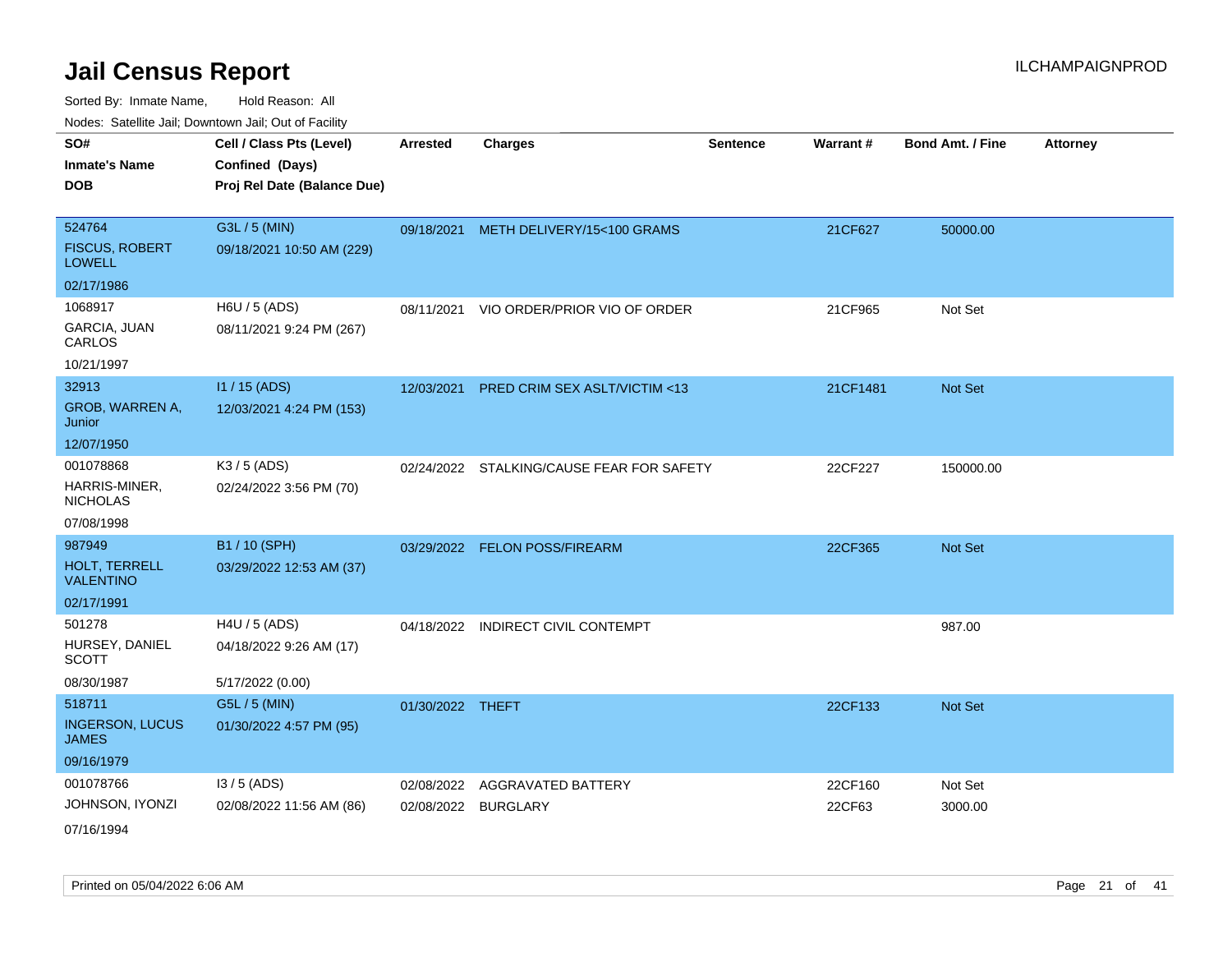# Jail Census Report

ILCHAMPAIGNPROD

Sorted By: Inmate Name, Hold Reason: All

Nodes: Satellite Jail; Downtown Jail; Out of Facility

| SO# / Inmate's Name / DOB | Cell / Class Pts (Level) / Confined (Days) / Proj Rel Date (Balance Due) | Arrested | Charges | Sentence | Warrant # | Bond Amt. / Fine | Attorney |
|---|---|---|---|---|---|---|---|
| 524764<br>FISCUS, ROBERT LOWELL<br>02/17/1986 | G3L / 5 (MIN)<br>09/18/2021 10:50 AM (229) | 09/18/2021 | METH DELIVERY/15<100 GRAMS | | 21CF627 | 50000.00 | |
| 1068917<br>GARCIA, JUAN CARLOS<br>10/21/1997 | H6U / 5 (ADS)<br>08/11/2021 9:24 PM (267) | 08/11/2021 | VIO ORDER/PRIOR VIO OF ORDER | | 21CF965 | Not Set | |
| 32913<br>GROB, WARREN A, Junior<br>12/07/1950 | I1 / 15 (ADS)<br>12/03/2021 4:24 PM (153) | 12/03/2021 | PRED CRIM SEX ASLT/VICTIM <13 | | 21CF1481 | Not Set | |
| 001078868<br>HARRIS-MINER, NICHOLAS<br>07/08/1998 | K3 / 5 (ADS)<br>02/24/2022 3:56 PM (70) | 02/24/2022 | STALKING/CAUSE FEAR FOR SAFETY | | 22CF227 | 150000.00 | |
| 987949<br>HOLT, TERRELL VALENTINO<br>02/17/1991 | B1 / 10 (SPH)<br>03/29/2022 12:53 AM (37) | 03/29/2022 | FELON POSS/FIREARM | | 22CF365 | Not Set | |
| 501278<br>HURSEY, DANIEL SCOTT<br>08/30/1987 | H4U / 5 (ADS)<br>04/18/2022 9:26 AM (17)<br>5/17/2022 (0.00) | 04/18/2022 | INDIRECT CIVIL CONTEMPT | | | 987.00 | |
| 518711<br>INGERSON, LUCUS JAMES<br>09/16/1979 | G5L / 5 (MIN)<br>01/30/2022 4:57 PM (95) | 01/30/2022 | THEFT | | 22CF133 | Not Set | |
| 001078766<br>JOHNSON, IYONZI<br>07/16/1994 | I3 / 5 (ADS)<br>02/08/2022 11:56 AM (86) | 02/08/2022<br>02/08/2022 | AGGRAVATED BATTERY<br>BURGLARY | | 22CF160<br>22CF63 | Not Set<br>3000.00 | |

Printed on 05/04/2022 6:06 AM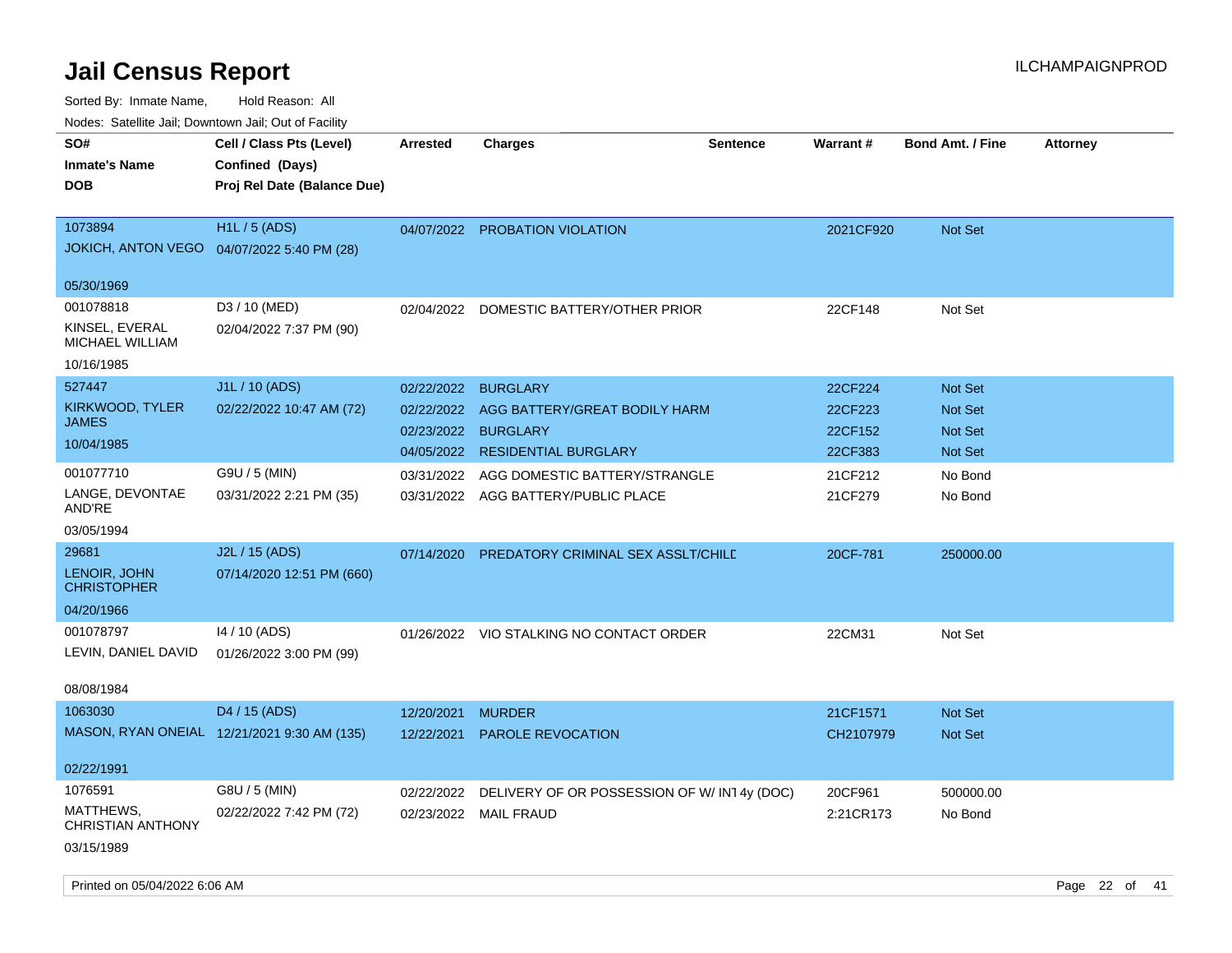# Jail Census Report

ILCHAMPAIGNPROD

Sorted By: Inmate Name, Hold Reason: All

Nodes: Satellite Jail; Downtown Jail; Out of Facility

| SO# / Inmate's Name / DOB | Cell / Class Pts (Level) / Confined (Days) / Proj Rel Date (Balance Due) | Arrested | Charges | Sentence | Warrant # | Bond Amt. / Fine | Attorney |
|---|---|---|---|---|---|---|---|
| 1073894<br>JOKICH, ANTON VEGO<br>05/30/1969 | H1L / 5 (ADS)<br>04/07/2022 5:40 PM (28) | 04/07/2022 | PROBATION VIOLATION | | 2021CF920 | Not Set | |
| 001078818<br>KINSEL, EVERAL MICHAEL WILLIAM<br>10/16/1985 | D3 / 10 (MED)<br>02/04/2022 7:37 PM (90) | 02/04/2022 | DOMESTIC BATTERY/OTHER PRIOR | | 22CF148 | Not Set | |
| 527447<br>KIRKWOOD, TYLER JAMES<br>10/04/1985 | J1L / 10 (ADS)<br>02/22/2022 10:47 AM (72) | 02/22/2022 | BURGLARY | | 22CF224 | Not Set | |
| | | 02/22/2022 | AGG BATTERY/GREAT BODILY HARM | | 22CF223 | Not Set | |
| | | 02/23/2022 | BURGLARY | | 22CF152 | Not Set | |
| | | 04/05/2022 | RESIDENTIAL BURGLARY | | 22CF383 | Not Set | |
| 001077710<br>LANGE, DEVONTAE AND'RE<br>03/05/1994 | G9U / 5 (MIN)<br>03/31/2022 2:21 PM (35) | 03/31/2022 | AGG DOMESTIC BATTERY/STRANGLE | | 21CF212 | No Bond | |
| | | 03/31/2022 | AGG BATTERY/PUBLIC PLACE | | 21CF279 | No Bond | |
| 29681<br>LENOIR, JOHN CHRISTOPHER<br>04/20/1966 | J2L / 15 (ADS)<br>07/14/2020 12:51 PM (660) | 07/14/2020 | PREDATORY CRIMINAL SEX ASSLT/CHILD | | 20CF-781 | 250000.00 | |
| 001078797<br>LEVIN, DANIEL DAVID<br>08/08/1984 | I4 / 10 (ADS)<br>01/26/2022 3:00 PM (99) | 01/26/2022 | VIO STALKING NO CONTACT ORDER | | 22CM31 | Not Set | |
| 1063030<br>MASON, RYAN ONEIAL<br>02/22/1991 | D4 / 15 (ADS)<br>12/21/2021 9:30 AM (135) | 12/20/2021 | MURDER | | 21CF1571 | Not Set | |
| | | 12/22/2021 | PAROLE REVOCATION | | CH2107979 | Not Set | |
| 1076591<br>MATTHEWS, CHRISTIAN ANTHONY<br>03/15/1989 | G8U / 5 (MIN)<br>02/22/2022 7:42 PM (72) | 02/22/2022 | DELIVERY OF OR POSSESSION OF W/ INT | 4y (DOC) | 20CF961 | 500000.00 | |
| | | 02/23/2022 | MAIL FRAUD | | 2:21CR173 | No Bond | |

Printed on 05/04/2022 6:06 AM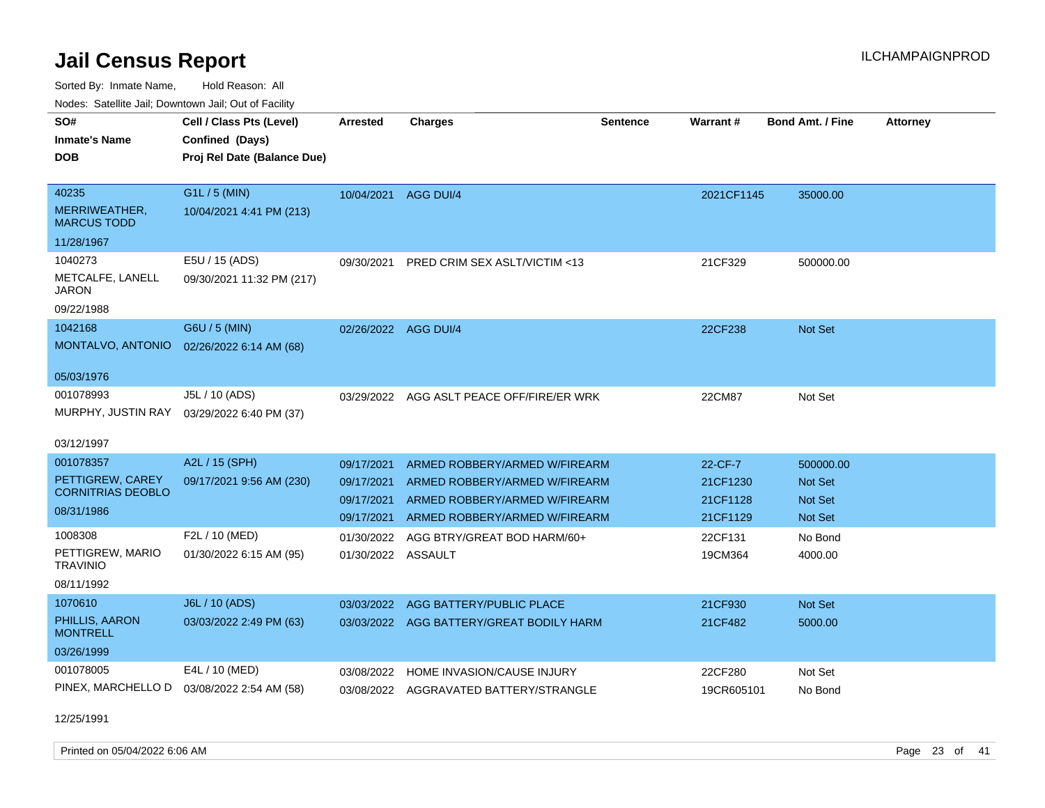# Jail Census Report

ILCHAMPAIGNPROD

Sorted By: Inmate Name, Hold Reason: All

Nodes: Satellite Jail; Downtown Jail; Out of Facility

| SO# / Inmate's Name / DOB | Cell / Class Pts (Level) / Confined (Days) / Proj Rel Date (Balance Due) | Arrested | Charges | Sentence | Warrant # | Bond Amt. / Fine | Attorney |
|---|---|---|---|---|---|---|---|
| 40235<br>MERRIWEATHER, MARCUS TODD<br>11/28/1967 | G1L / 5 (MIN)<br>10/04/2021 4:41 PM (213) | 10/04/2021 | AGG DUI/4 | | 2021CF1145 | 35000.00 | |
| 1040273<br>METCALFE, LANELL JARON<br>09/22/1988 | E5U / 15 (ADS)<br>09/30/2021 11:32 PM (217) | 09/30/2021 | PRED CRIM SEX ASLT/VICTIM <13 | | 21CF329 | 500000.00 | |
| 1042168<br>MONTALVO, ANTONIO<br>05/03/1976 | G6U / 5 (MIN)<br>02/26/2022 6:14 AM (68) | 02/26/2022 | AGG DUI/4 | | 22CF238 | Not Set | |
| 001078993<br>MURPHY, JUSTIN RAY<br>03/12/1997 | J5L / 10 (ADS)<br>03/29/2022 6:40 PM (37) | 03/29/2022 | AGG ASLT PEACE OFF/FIRE/ER WRK | | 22CM87 | Not Set | |
| 001078357<br>PETTIGREW, CAREY CORNITRIAS DEOBLO<br>08/31/1986 | A2L / 15 (SPH)<br>09/17/2021 9:56 AM (230) | 09/17/2021 | ARMED ROBBERY/ARMED W/FIREARM | | 22-CF-7 | 500000.00 | |
| | | 09/17/2021 | ARMED ROBBERY/ARMED W/FIREARM | | 21CF1230 | Not Set | |
| | | 09/17/2021 | ARMED ROBBERY/ARMED W/FIREARM | | 21CF1128 | Not Set | |
| | | 09/17/2021 | ARMED ROBBERY/ARMED W/FIREARM | | 21CF1129 | Not Set | |
| 1008308<br>PETTIGREW, MARIO TRAVINIO<br>08/11/1992 | F2L / 10 (MED)<br>01/30/2022 6:15 AM (95) | 01/30/2022 | AGG BTRY/GREAT BOD HARM/60+ | | 22CF131 | No Bond | |
| | | 01/30/2022 | ASSAULT | | 19CM364 | 4000.00 | |
| 1070610<br>PHILLIS, AARON MONTRELL<br>03/26/1999 | J6L / 10 (ADS)<br>03/03/2022 2:49 PM (63) | 03/03/2022 | AGG BATTERY/PUBLIC PLACE | | 21CF930 | Not Set | |
| | | 03/03/2022 | AGG BATTERY/GREAT BODILY HARM | | 21CF482 | 5000.00 | |
| 001078005<br>PINEX, MARCHELLO D<br>12/25/1991 | E4L / 10 (MED)<br>03/08/2022 2:54 AM (58) | 03/08/2022 | HOME INVASION/CAUSE INJURY | | 22CF280 | Not Set | |
| | | 03/08/2022 | AGGRAVATED BATTERY/STRANGLE | | 19CR605101 | No Bond | |

Printed on 05/04/2022 6:06 AM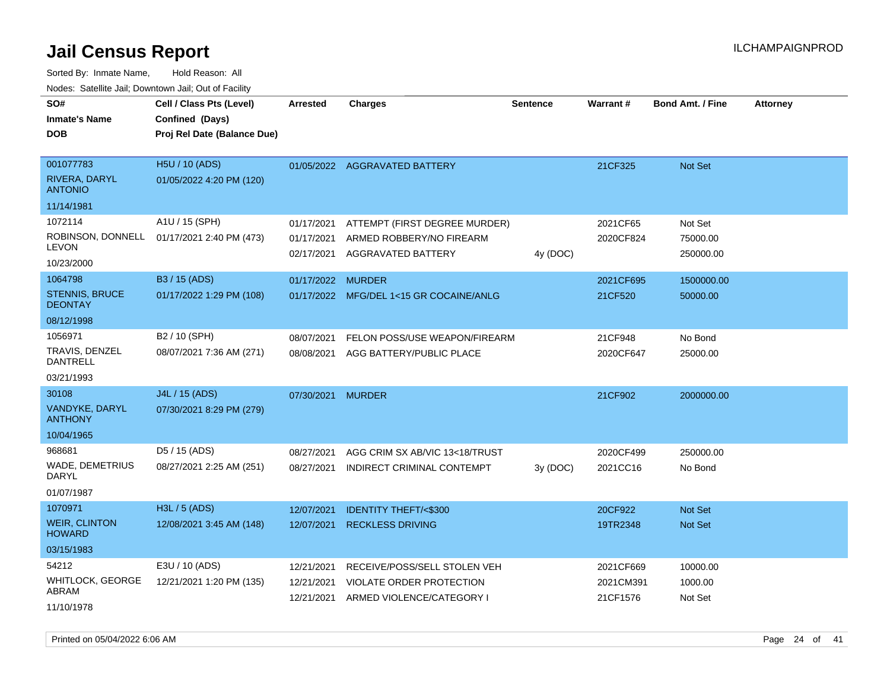# Jail Census Report

Sorted By: Inmate Name, Hold Reason: All

Nodes: Satellite Jail; Downtown Jail; Out of Facility

| SO# / Inmate's Name / DOB | Cell / Class Pts (Level) / Confined (Days) / Proj Rel Date (Balance Due) | Arrested | Charges | Sentence | Warrant # | Bond Amt. / Fine | Attorney |
|---|---|---|---|---|---|---|---|
| 001077783 RIVERA, DARYL ANTONIO 11/14/1981 | H5U / 10 (ADS) 01/05/2022 4:20 PM (120) | 01/05/2022 | AGGRAVATED BATTERY | | 21CF325 | Not Set | |
| 1072114 ROBINSON, DONNELL LEVON 10/23/2000 | A1U / 15 (SPH) 01/17/2021 2:40 PM (473) | 01/17/2021 | ATTEMPT (FIRST DEGREE MURDER) | | 2021CF65 | Not Set | |
| | | 01/17/2021 | ARMED ROBBERY/NO FIREARM | | 2020CF824 | 75000.00 | |
| | | 02/17/2021 | AGGRAVATED BATTERY | 4y (DOC) | | 250000.00 | |
| 1064798 STENNIS, BRUCE DEONTAY 08/12/1998 | B3 / 15 (ADS) 01/17/2022 1:29 PM (108) | 01/17/2022 | MURDER | | 2021CF695 | 1500000.00 | |
| | | 01/17/2022 | MFG/DEL 1<15 GR COCAINE/ANLG | | 21CF520 | 50000.00 | |
| 1056971 TRAVIS, DENZEL DANTRELL 03/21/1993 | B2 / 10 (SPH) 08/07/2021 7:36 AM (271) | 08/07/2021 | FELON POSS/USE WEAPON/FIREARM | | 21CF948 | No Bond | |
| | | 08/08/2021 | AGG BATTERY/PUBLIC PLACE | | 2020CF647 | 25000.00 | |
| 30108 VANDYKE, DARYL ANTHONY 10/04/1965 | J4L / 15 (ADS) 07/30/2021 8:29 PM (279) | 07/30/2021 | MURDER | | 21CF902 | 2000000.00 | |
| 968681 WADE, DEMETRIUS DARYL 01/07/1987 | D5 / 15 (ADS) 08/27/2021 2:25 AM (251) | 08/27/2021 | AGG CRIM SX AB/VIC 13<18/TRUST | | 2020CF499 | 250000.00 | |
| | | 08/27/2021 | INDIRECT CRIMINAL CONTEMPT | 3y (DOC) | 2021CC16 | No Bond | |
| 1070971 WEIR, CLINTON HOWARD 03/15/1983 | H3L / 5 (ADS) 12/08/2021 3:45 AM (148) | 12/07/2021 | IDENTITY THEFT/<$300 | | 20CF922 | Not Set | |
| | | 12/07/2021 | RECKLESS DRIVING | | 19TR2348 | Not Set | |
| 54212 WHITLOCK, GEORGE ABRAM 11/10/1978 | E3U / 10 (ADS) 12/21/2021 1:20 PM (135) | 12/21/2021 | RECEIVE/POSS/SELL STOLEN VEH | | 2021CF669 | 10000.00 | |
| | | 12/21/2021 | VIOLATE ORDER PROTECTION | | 2021CM391 | 1000.00 | |
| | | 12/21/2021 | ARMED VIOLENCE/CATEGORY I | | 21CF1576 | Not Set | |

Printed on 05/04/2022 6:06 AM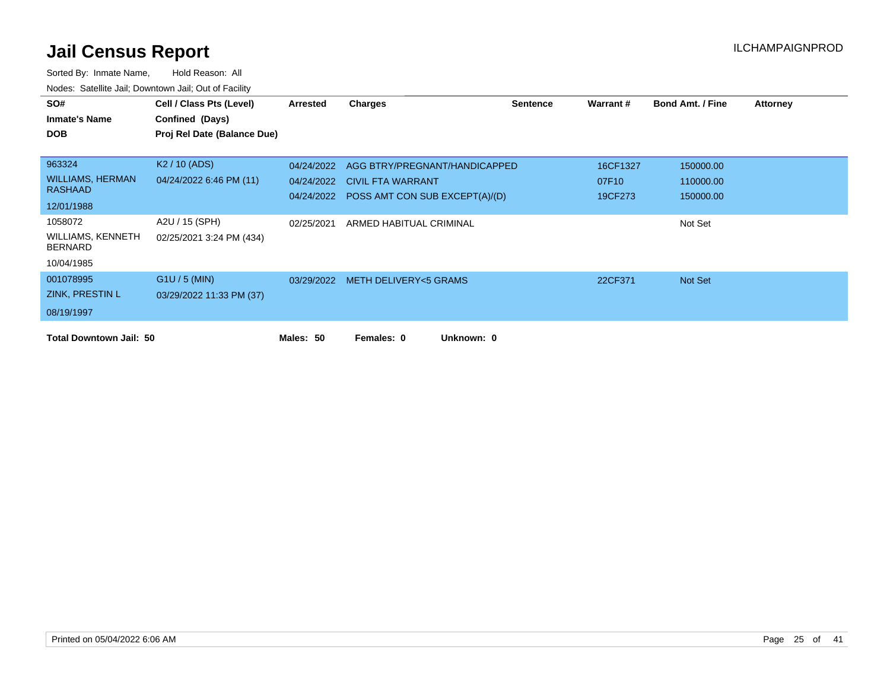# Jail Census Report

ILCHAMPAIGNPROD

Sorted By: Inmate Name, Hold Reason: All

Nodes: Satellite Jail; Downtown Jail; Out of Facility

| SO# / Inmate's Name / DOB | Cell / Class Pts (Level) / Confined (Days) / Proj Rel Date (Balance Due) | Arrested | Charges | Sentence | Warrant # | Bond Amt. / Fine | Attorney |
|---|---|---|---|---|---|---|---|
| 963324<br>WILLIAMS, HERMAN RASHAAD<br>12/01/1988 | K2 / 10 (ADS)<br>04/24/2022 6:46 PM (11) | 04/24/2022 | AGG BTRY/PREGNANT/HANDICAPPED | | 16CF1327 | 150000.00 | |
| | | 04/24/2022 | CIVIL FTA WARRANT | | 07F10 | 110000.00 | |
| | | 04/24/2022 | POSS AMT CON SUB EXCEPT(A)/(D) | | 19CF273 | 150000.00 | |
| 1058072<br>WILLIAMS, KENNETH BERNARD<br>10/04/1985 | A2U / 15 (SPH)<br>02/25/2021 3:24 PM (434) | 02/25/2021 | ARMED HABITUAL CRIMINAL | | | Not Set | |
| 001078995<br>ZINK, PRESTIN L<br>08/19/1997 | G1U / 5 (MIN)<br>03/29/2022 11:33 PM (37) | 03/29/2022 | METH DELIVERY<5 GRAMS | | 22CF371 | Not Set | |

**Total Downtown Jail: 50** **Males: 50** **Females: 0** **Unknown: 0**

Printed on 05/04/2022 6:06 AM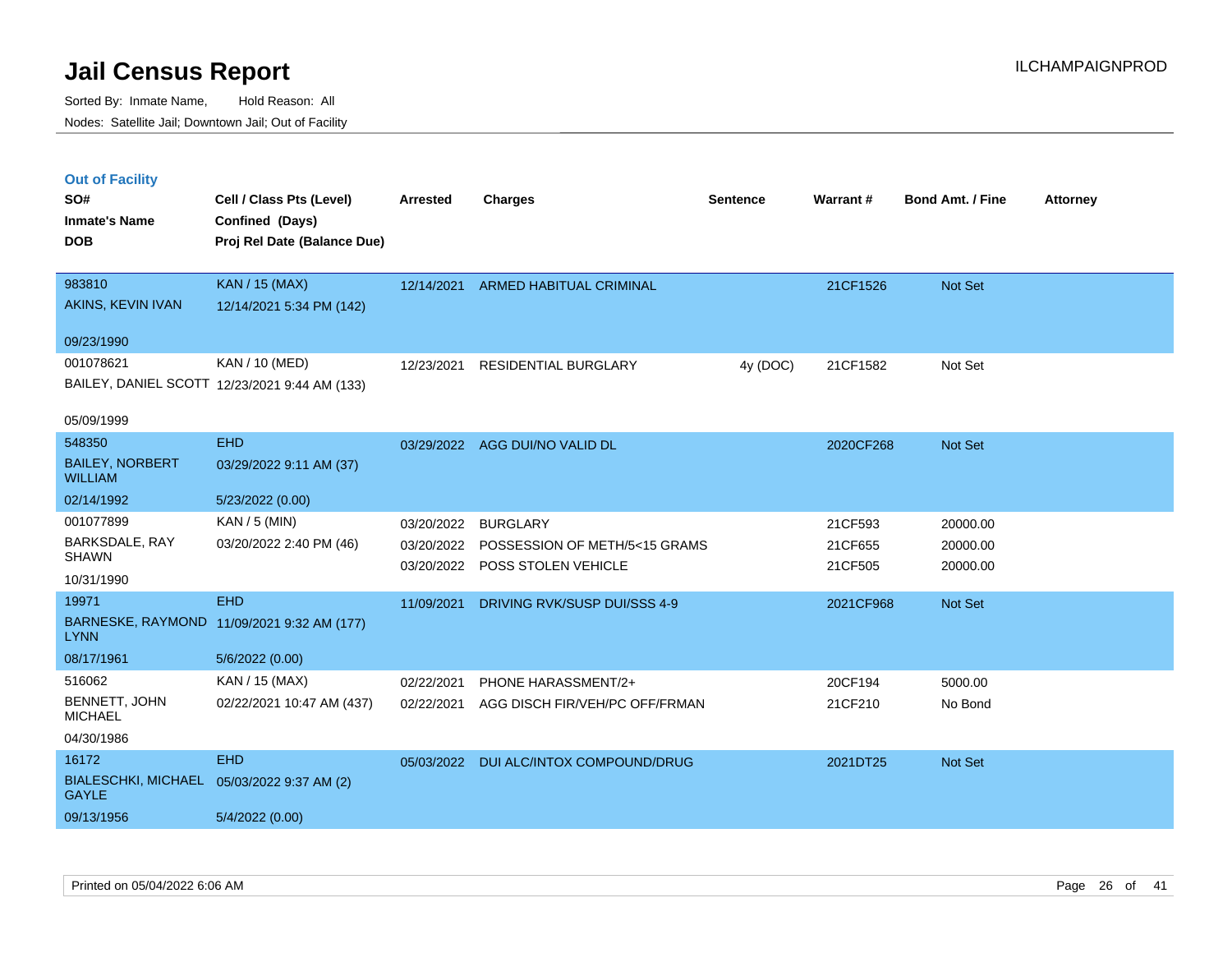# Jail Census Report

Sorted By: Inmate Name, Hold Reason: All

Nodes: Satellite Jail; Downtown Jail; Out of Facility

ILCHAMPAIGNPROD

## Out of Facility

| SO# / Inmate's Name / DOB | Cell / Class Pts (Level) / Confined (Days) / Proj Rel Date (Balance Due) | Arrested | Charges | Sentence | Warrant # | Bond Amt. / Fine | Attorney |
|---|---|---|---|---|---|---|---|
| 983810<br>AKINS, KEVIN IVAN<br>09/23/1990 | KAN / 15 (MAX)<br>12/14/2021 5:34 PM (142) | 12/14/2021 | ARMED HABITUAL CRIMINAL | | 21CF1526 | Not Set | |
| 001078621<br>BAILEY, DANIEL SCOTT<br>05/09/1999 | KAN / 10 (MED)<br>12/23/2021 9:44 AM (133) | 12/23/2021 | RESIDENTIAL BURGLARY | 4y (DOC) | 21CF1582 | Not Set | |
| 548350<br>BAILEY, NORBERT WILLIAM<br>02/14/1992 | EHD<br>03/29/2022 9:11 AM (37)<br>5/23/2022 (0.00) | 03/29/2022 | AGG DUI/NO VALID DL | | 2020CF268 | Not Set | |
| 001077899<br>BARKSDALE, RAY SHAWN<br>10/31/1990 | KAN / 5 (MIN)<br>03/20/2022 2:40 PM (46) | 03/20/2022<br>03/20/2022<br>03/20/2022 | BURGLARY<br>POSSESSION OF METH/5<15 GRAMS<br>POSS STOLEN VEHICLE | | 21CF593<br>21CF655<br>21CF505 | 20000.00<br>20000.00<br>20000.00 | |
| 19971<br>BARNESKE, RAYMOND LYNN<br>08/17/1961 | EHD<br>11/09/2021 9:32 AM (177)<br>5/6/2022 (0.00) | 11/09/2021 | DRIVING RVK/SUSP DUI/SSS 4-9 | | 2021CF968 | Not Set | |
| 516062<br>BENNETT, JOHN MICHAEL<br>04/30/1986 | KAN / 15 (MAX)<br>02/22/2021 10:47 AM (437) | 02/22/2021<br>02/22/2021 | PHONE HARASSMENT/2+<br>AGG DISCH FIR/VEH/PC OFF/FRMAN | | 20CF194<br>21CF210 | 5000.00<br>No Bond | |
| 16172<br>BIALESCHKI, MICHAEL GAYLE<br>09/13/1956 | EHD<br>05/03/2022 9:37 AM (2)<br>5/4/2022 (0.00) | 05/03/2022 | DUI ALC/INTOX COMPOUND/DRUG | | 2021DT25 | Not Set | |

Printed on 05/04/2022 6:06 AM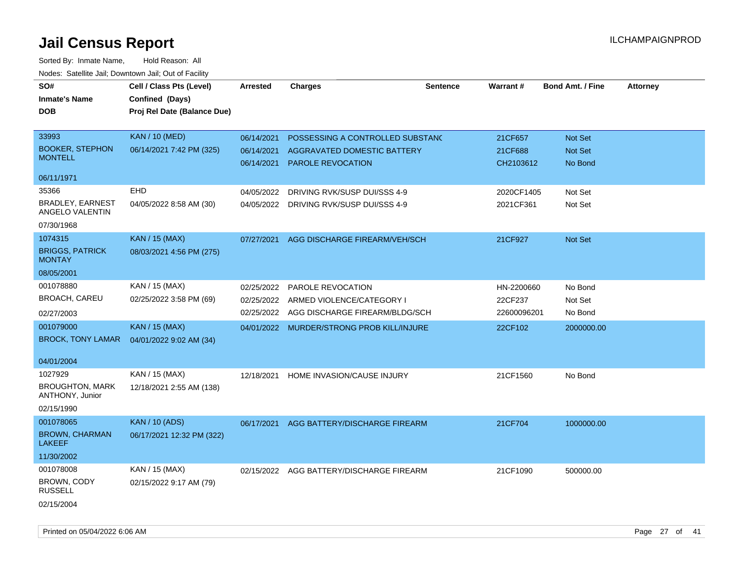# Jail Census Report

ILCHAMPAIGNPROD

Sorted By: Inmate Name, Hold Reason: All

Nodes: Satellite Jail; Downtown Jail; Out of Facility

| SO# / Inmate's Name / DOB | Cell / Class Pts (Level) / Confined (Days) / Proj Rel Date (Balance Due) | Arrested | Charges | Sentence | Warrant # | Bond Amt. / Fine | Attorney |
|---|---|---|---|---|---|---|---|
| 33993<br>BOOKER, STEPHON MONTELL<br>06/11/1971 | KAN / 10 (MED)<br>06/14/2021 7:42 PM (325) | 06/14/2021<br>06/14/2021<br>06/14/2021 | POSSESSING A CONTROLLED SUBSTANC<br>AGGRAVATED DOMESTIC BATTERY<br>PAROLE REVOCATION | | 21CF657<br>21CF688<br>CH2103612 | Not Set<br>Not Set<br>No Bond | |
| 35366<br>BRADLEY, EARNEST ANGELO VALENTIN<br>07/30/1968 | EHD<br>04/05/2022 8:58 AM (30) | 04/05/2022<br>04/05/2022 | DRIVING RVK/SUSP DUI/SSS 4-9<br>DRIVING RVK/SUSP DUI/SSS 4-9 | | 2020CF1405<br>2021CF361 | Not Set<br>Not Set | |
| 1074315<br>BRIGGS, PATRICK MONTAY<br>08/05/2001 | KAN / 15 (MAX)<br>08/03/2021 4:56 PM (275) | 07/27/2021 | AGG DISCHARGE FIREARM/VEH/SCH | | 21CF927 | Not Set | |
| 001078880<br>BROACH, CAREU<br>02/27/2003 | KAN / 15 (MAX)<br>02/25/2022 3:58 PM (69) | 02/25/2022<br>02/25/2022<br>02/25/2022 | PAROLE REVOCATION<br>ARMED VIOLENCE/CATEGORY I<br>AGG DISCHARGE FIREARM/BLDG/SCH | | HN-2200660<br>22CF237<br>22600096201 | No Bond<br>Not Set<br>No Bond | |
| 001079000<br>BROCK, TONY LAMAR<br>04/01/2004 | KAN / 15 (MAX)<br>04/01/2022 9:02 AM (34) | 04/01/2022 | MURDER/STRONG PROB KILL/INJURE | | 22CF102 | 2000000.00 | |
| 1027929<br>BROUGHTON, MARK ANTHONY, Junior<br>02/15/1990 | KAN / 15 (MAX)<br>12/18/2021 2:55 AM (138) | 12/18/2021 | HOME INVASION/CAUSE INJURY | | 21CF1560 | No Bond | |
| 001078065<br>BROWN, CHARMAN LAKEEF<br>11/30/2002 | KAN / 10 (ADS)<br>06/17/2021 12:32 PM (322) | 06/17/2021 | AGG BATTERY/DISCHARGE FIREARM | | 21CF704 | 1000000.00 | |
| 001078008<br>BROWN, CODY RUSSELL<br>02/15/2004 | KAN / 15 (MAX)<br>02/15/2022 9:17 AM (79) | 02/15/2022 | AGG BATTERY/DISCHARGE FIREARM | | 21CF1090 | 500000.00 | |

Printed on 05/04/2022 6:06 AM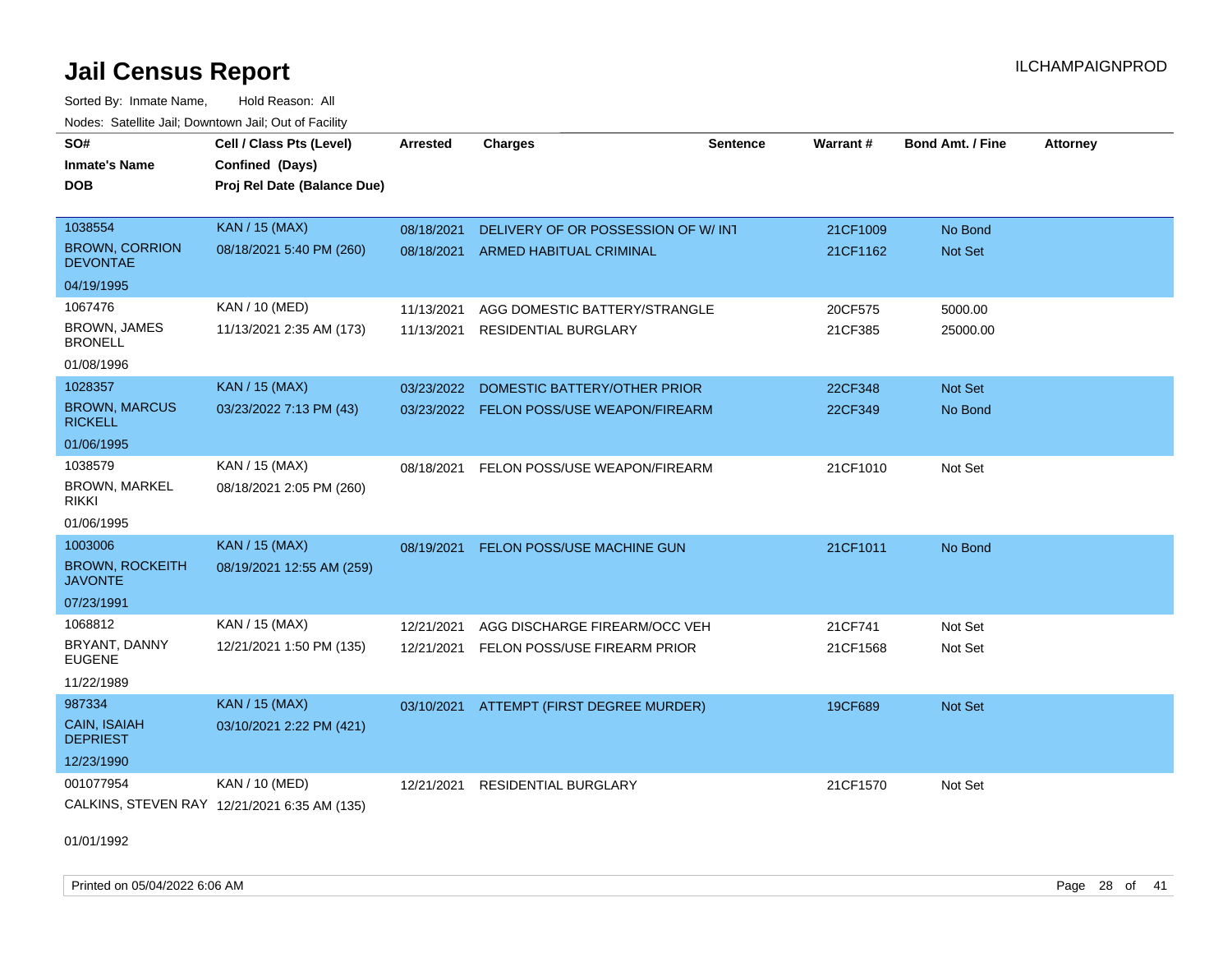# Jail Census Report

Sorted By: Inmate Name, Hold Reason: All

Nodes: Satellite Jail; Downtown Jail; Out of Facility

| SO# / Inmate's Name / DOB | Cell / Class Pts (Level) / Confined (Days) / Proj Rel Date (Balance Due) | Arrested | Charges | Sentence | Warrant # | Bond Amt. / Fine | Attorney |
|---|---|---|---|---|---|---|---|
| 1038554<br>BROWN, CORRION DEVONTAE<br>04/19/1995 | KAN / 15 (MAX)<br>08/18/2021 5:40 PM (260) | 08/18/2021<br>08/18/2021 | DELIVERY OF OR POSSESSION OF W/ INT<br>ARMED HABITUAL CRIMINAL | | 21CF1009<br>21CF1162 | No Bond<br>Not Set | |
| 1067476<br>BROWN, JAMES BRONELL<br>01/08/1996 | KAN / 10 (MED)<br>11/13/2021 2:35 AM (173) | 11/13/2021<br>11/13/2021 | AGG DOMESTIC BATTERY/STRANGLE<br>RESIDENTIAL BURGLARY | | 20CF575<br>21CF385 | 5000.00<br>25000.00 | |
| 1028357<br>BROWN, MARCUS RICKELL<br>01/06/1995 | KAN / 15 (MAX)<br>03/23/2022 7:13 PM (43) | 03/23/2022<br>03/23/2022 | DOMESTIC BATTERY/OTHER PRIOR<br>FELON POSS/USE WEAPON/FIREARM | | 22CF348<br>22CF349 | Not Set<br>No Bond | |
| 1038579<br>BROWN, MARKEL RIKKI<br>01/06/1995 | KAN / 15 (MAX)<br>08/18/2021 2:05 PM (260) | 08/18/2021 | FELON POSS/USE WEAPON/FIREARM | | 21CF1010 | Not Set | |
| 1003006<br>BROWN, ROCKEITH JAVONTE<br>07/23/1991 | KAN / 15 (MAX)<br>08/19/2021 12:55 AM (259) | 08/19/2021 | FELON POSS/USE MACHINE GUN | | 21CF1011 | No Bond | |
| 1068812<br>BRYANT, DANNY EUGENE<br>11/22/1989 | KAN / 15 (MAX)<br>12/21/2021 1:50 PM (135) | 12/21/2021<br>12/21/2021 | AGG DISCHARGE FIREARM/OCC VEH<br>FELON POSS/USE FIREARM PRIOR | | 21CF741<br>21CF1568 | Not Set<br>Not Set | |
| 987334<br>CAIN, ISAIAH DEPRIEST<br>12/23/1990 | KAN / 15 (MAX)<br>03/10/2021 2:22 PM (421) | 03/10/2021 | ATTEMPT (FIRST DEGREE MURDER) | | 19CF689 | Not Set | |
| 001077954<br>CALKINS, STEVEN RAY<br>01/01/1992 | KAN / 10 (MED)<br>12/21/2021 6:35 AM (135) | 12/21/2021 | RESIDENTIAL BURGLARY | | 21CF1570 | Not Set | |

Printed on 05/04/2022 6:06 AM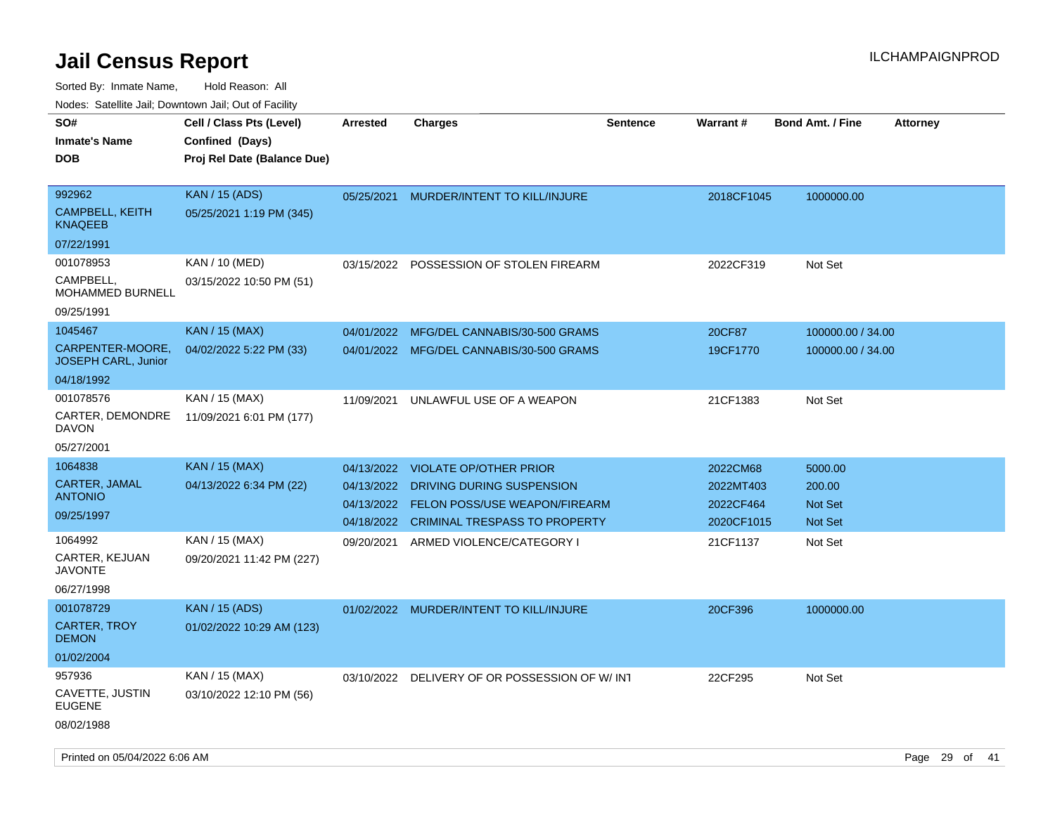# Jail Census Report

Sorted By: Inmate Name, Hold Reason: All

Nodes: Satellite Jail; Downtown Jail; Out of Facility

| SO# / Inmate's Name / DOB | Cell / Class Pts (Level) / Confined (Days) / Proj Rel Date (Balance Due) | Arrested | Charges | Sentence | Warrant # | Bond Amt. / Fine | Attorney |
|---|---|---|---|---|---|---|---|
| 992962<br>CAMPBELL, KEITH KNAQEEB<br>07/22/1991 | KAN / 15 (ADS)<br>05/25/2021 1:19 PM (345) | 05/25/2021 | MURDER/INTENT TO KILL/INJURE | | 2018CF1045 | 1000000.00 | |
| 001078953<br>CAMPBELL, MOHAMMED BURNELL<br>09/25/1991 | KAN / 10 (MED)<br>03/15/2022 10:50 PM (51) | 03/15/2022 | POSSESSION OF STOLEN FIREARM | | 2022CF319 | Not Set | |
| 1045467<br>CARPENTER-MOORE, JOSEPH CARL, Junior<br>04/18/1992 | KAN / 15 (MAX)<br>04/02/2022 5:22 PM (33) | 04/01/2022<br>04/01/2022 | MFG/DEL CANNABIS/30-500 GRAMS<br>MFG/DEL CANNABIS/30-500 GRAMS | | 20CF87<br>19CF1770 | 100000.00 / 34.00<br>100000.00 / 34.00 | |
| 001078576<br>CARTER, DEMONDRE DAVON<br>05/27/2001 | KAN / 15 (MAX)<br>11/09/2021 6:01 PM (177) | 11/09/2021 | UNLAWFUL USE OF A WEAPON | | 21CF1383 | Not Set | |
| 1064838<br>CARTER, JAMAL ANTONIO<br>09/25/1997 | KAN / 15 (MAX)<br>04/13/2022 6:34 PM (22) | 04/13/2022<br>04/13/2022<br>04/13/2022<br>04/18/2022 | VIOLATE OP/OTHER PRIOR<br>DRIVING DURING SUSPENSION<br>FELON POSS/USE WEAPON/FIREARM<br>CRIMINAL TRESPASS TO PROPERTY | | 2022CM68<br>2022MT403<br>2022CF464<br>2020CF1015 | 5000.00<br>200.00<br>Not Set<br>Not Set | |
| 1064992<br>CARTER, KEJUAN JAVONTE<br>06/27/1998 | KAN / 15 (MAX)<br>09/20/2021 11:42 PM (227) | 09/20/2021 | ARMED VIOLENCE/CATEGORY I | | 21CF1137 | Not Set | |
| 001078729<br>CARTER, TROY DEMON<br>01/02/2004 | KAN / 15 (ADS)<br>01/02/2022 10:29 AM (123) | 01/02/2022 | MURDER/INTENT TO KILL/INJURE | | 20CF396 | 1000000.00 | |
| 957936<br>CAVETTE, JUSTIN EUGENE<br>08/02/1988 | KAN / 15 (MAX)<br>03/10/2022 12:10 PM (56) | 03/10/2022 | DELIVERY OF OR POSSESSION OF W/ INT | | 22CF295 | Not Set | |

Printed on 05/04/2022 6:06 AM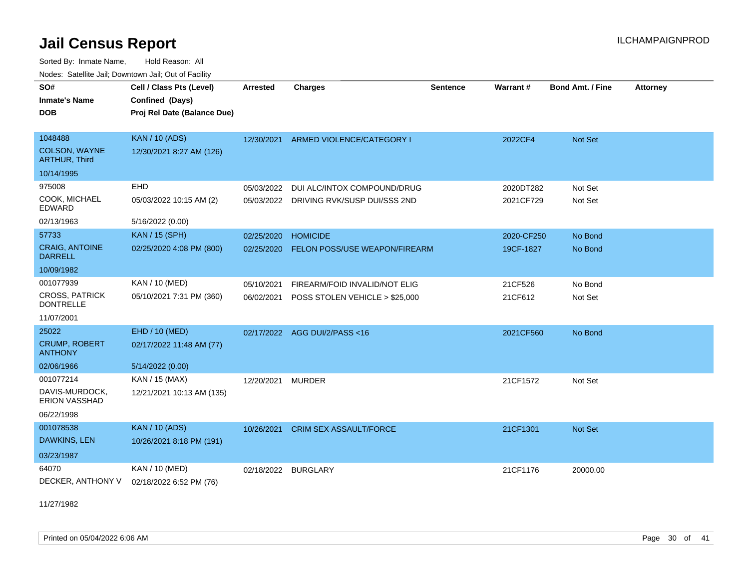# Jail Census Report

ILCHAMPAIGNPROD

Sorted By: Inmate Name, Hold Reason: All

Nodes: Satellite Jail; Downtown Jail; Out of Facility

| SO# / Inmate's Name / DOB | Cell / Class Pts (Level) / Confined (Days) / Proj Rel Date (Balance Due) | Arrested | Charges | Sentence | Warrant # | Bond Amt. / Fine | Attorney |
|---|---|---|---|---|---|---|---|
| 1048488 / COLSON, WAYNE ARTHUR, Third / 10/14/1995 | KAN / 10 (ADS) / 12/30/2021 8:27 AM (126) | 12/30/2021 | ARMED VIOLENCE/CATEGORY I | | 2022CF4 | Not Set | |
| 975008 / COOK, MICHAEL EDWARD / 02/13/1963 | EHD / 05/03/2022 10:15 AM (2) / 5/16/2022 (0.00) | 05/03/2022 | DUI ALC/INTOX COMPOUND/DRUG | | 2020DT282 | Not Set | |
| | | 05/03/2022 | DRIVING RVK/SUSP DUI/SSS 2ND | | 2021CF729 | Not Set | |
| 57733 / CRAIG, ANTOINE DARRELL / 10/09/1982 | KAN / 15 (SPH) / 02/25/2020 4:08 PM (800) | 02/25/2020 | HOMICIDE | | 2020-CF250 | No Bond | |
| | | 02/25/2020 | FELON POSS/USE WEAPON/FIREARM | | 19CF-1827 | No Bond | |
| 001077939 / CROSS, PATRICK DONTRELLE / 11/07/2001 | KAN / 10 (MED) / 05/10/2021 7:31 PM (360) | 05/10/2021 | FIREARM/FOID INVALID/NOT ELIG | | 21CF526 | No Bond | |
| | | 06/02/2021 | POSS STOLEN VEHICLE > $25,000 | | 21CF612 | Not Set | |
| 25022 / CRUMP, ROBERT ANTHONY / 02/06/1966 | EHD / 10 (MED) / 02/17/2022 11:48 AM (77) / 5/14/2022 (0.00) | 02/17/2022 | AGG DUI/2/PASS <16 | | 2021CF560 | No Bond | |
| 001077214 / DAVIS-MURDOCK, ERION VASSHAD / 06/22/1998 | KAN / 15 (MAX) / 12/21/2021 10:13 AM (135) | 12/20/2021 | MURDER | | 21CF1572 | Not Set | |
| 001078538 / DAWKINS, LEN / 03/23/1987 | KAN / 10 (ADS) / 10/26/2021 8:18 PM (191) | 10/26/2021 | CRIM SEX ASSAULT/FORCE | | 21CF1301 | Not Set | |
| 64070 / DECKER, ANTHONY V / 11/27/1982 | KAN / 10 (MED) / 02/18/2022 6:52 PM (76) | 02/18/2022 | BURGLARY | | 21CF1176 | 20000.00 | |

Printed on 05/04/2022 6:06 AM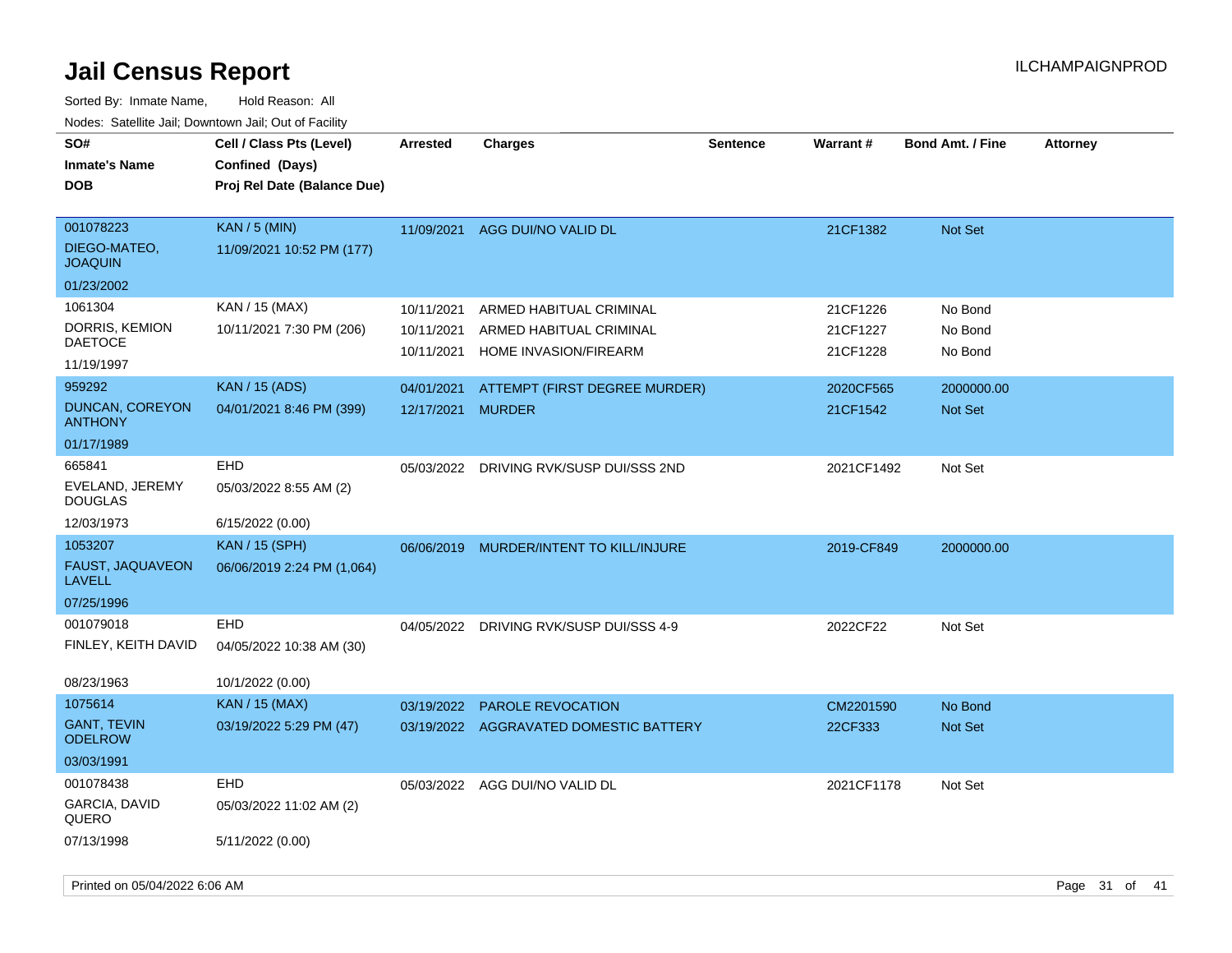# Jail Census Report

ILCHAMPAIGNPROD

Sorted By: Inmate Name, Hold Reason: All

Nodes: Satellite Jail; Downtown Jail; Out of Facility

| SO# / Inmate's Name / DOB | Cell / Class Pts (Level) / Confined (Days) / Proj Rel Date (Balance Due) | Arrested | Charges | Sentence | Warrant # | Bond Amt. / Fine | Attorney |
|---|---|---|---|---|---|---|---|
| 001078223<br>DIEGO-MATEO, JOAQUIN<br>01/23/2002 | KAN / 5 (MIN)<br>11/09/2021 10:52 PM (177) | 11/09/2021 | AGG DUI/NO VALID DL | | 21CF1382 | Not Set | |
| 1061304<br>DORRIS, KEMION DAETOCE<br>11/19/1997 | KAN / 15 (MAX)<br>10/11/2021 7:30 PM (206) | 10/11/2021<br>10/11/2021<br>10/11/2021 | ARMED HABITUAL CRIMINAL<br>ARMED HABITUAL CRIMINAL<br>HOME INVASION/FIREARM | | 21CF1226<br>21CF1227<br>21CF1228 | No Bond<br>No Bond<br>No Bond | |
| 959292<br>DUNCAN, COREYON ANTHONY<br>01/17/1989 | KAN / 15 (ADS)<br>04/01/2021 8:46 PM (399) | 04/01/2021<br>12/17/2021 | ATTEMPT (FIRST DEGREE MURDER)<br>MURDER | | 2020CF565<br>21CF1542 | 2000000.00<br>Not Set | |
| 665841<br>EVELAND, JEREMY DOUGLAS<br>12/03/1973 | EHD<br>05/03/2022 8:55 AM (2)<br>6/15/2022 (0.00) | 05/03/2022 | DRIVING RVK/SUSP DUI/SSS 2ND | | 2021CF1492 | Not Set | |
| 1053207<br>FAUST, JAQUAVEON LAVELL<br>07/25/1996 | KAN / 15 (SPH)<br>06/06/2019 2:24 PM (1,064) | 06/06/2019 | MURDER/INTENT TO KILL/INJURE | | 2019-CF849 | 2000000.00 | |
| 001079018<br>FINLEY, KEITH DAVID<br>08/23/1963 | EHD<br>04/05/2022 10:38 AM (30)<br>10/1/2022 (0.00) | 04/05/2022 | DRIVING RVK/SUSP DUI/SSS 4-9 | | 2022CF22 | Not Set | |
| 1075614<br>GANT, TEVIN ODELROW<br>03/03/1991 | KAN / 15 (MAX)<br>03/19/2022 5:29 PM (47) | 03/19/2022<br>03/19/2022 | PAROLE REVOCATION<br>AGGRAVATED DOMESTIC BATTERY | | CM2201590<br>22CF333 | No Bond<br>Not Set | |
| 001078438<br>GARCIA, DAVID QUERO<br>07/13/1998 | EHD<br>05/03/2022 11:02 AM (2)<br>5/11/2022 (0.00) | 05/03/2022 | AGG DUI/NO VALID DL | | 2021CF1178 | Not Set | |

Printed on 05/04/2022 6:06 AM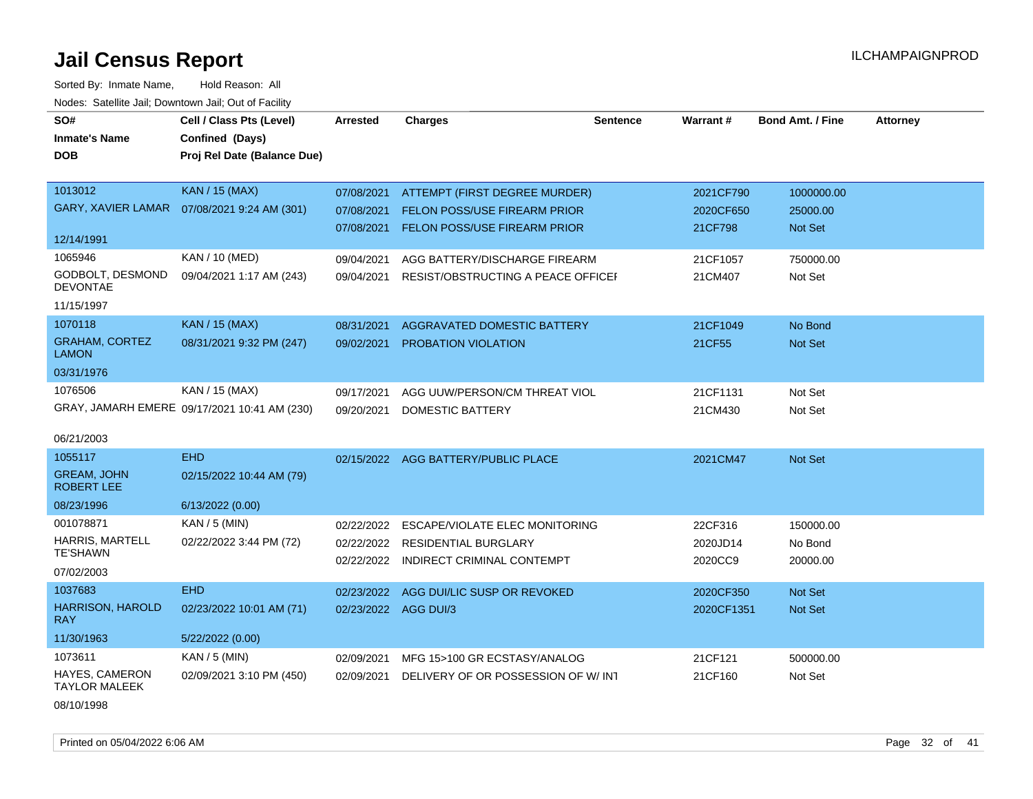# Jail Census Report

ILCHAMPAIGNPROD

Sorted By: Inmate Name, Hold Reason: All

Nodes: Satellite Jail; Downtown Jail; Out of Facility

| SO# / Inmate's Name / DOB | Cell / Class Pts (Level) / Confined (Days) / Proj Rel Date (Balance Due) | Arrested | Charges | Sentence | Warrant # | Bond Amt. / Fine | Attorney |
|---|---|---|---|---|---|---|---|
| 1013012<br>GARY, XAVIER LAMAR<br>12/14/1991 | KAN / 15 (MAX)<br>07/08/2021 9:24 AM (301) | 07/08/2021 | ATTEMPT (FIRST DEGREE MURDER) | | 2021CF790 | 1000000.00 | |
| | | 07/08/2021 | FELON POSS/USE FIREARM PRIOR | | 2020CF650 | 25000.00 | |
| | | 07/08/2021 | FELON POSS/USE FIREARM PRIOR | | 21CF798 | Not Set | |
| 1065946<br>GODBOLT, DESMOND DEVONTAE<br>11/15/1997 | KAN / 10 (MED)<br>09/04/2021 1:17 AM (243) | 09/04/2021 | AGG BATTERY/DISCHARGE FIREARM | | 21CF1057 | 750000.00 | |
| | | 09/04/2021 | RESIST/OBSTRUCTING A PEACE OFFICEI | | 21CM407 | Not Set | |
| 1070118<br>GRAHAM, CORTEZ LAMON<br>03/31/1976 | KAN / 15 (MAX)<br>08/31/2021 9:32 PM (247) | 08/31/2021 | AGGRAVATED DOMESTIC BATTERY | | 21CF1049 | No Bond | |
| | | 09/02/2021 | PROBATION VIOLATION | | 21CF55 | Not Set | |
| 1076506<br>GRAY, JAMARH EMERE<br>06/21/2003 | KAN / 15 (MAX)<br>09/17/2021 10:41 AM (230) | 09/17/2021 | AGG UUW/PERSON/CM THREAT VIOL | | 21CF1131 | Not Set | |
| | | 09/20/2021 | DOMESTIC BATTERY | | 21CM430 | Not Set | |
| 1055117<br>GREAM, JOHN ROBERT LEE<br>08/23/1996 | EHD<br>02/15/2022 10:44 AM (79)<br>6/13/2022 (0.00) | 02/15/2022 | AGG BATTERY/PUBLIC PLACE | | 2021CM47 | Not Set | |
| 001078871<br>HARRIS, MARTELL TE'SHAWN<br>07/02/2003 | KAN / 5 (MIN)<br>02/22/2022 3:44 PM (72) | 02/22/2022 | ESCAPE/VIOLATE ELEC MONITORING | | 22CF316 | 150000.00 | |
| | | 02/22/2022 | RESIDENTIAL BURGLARY | | 2020JD14 | No Bond | |
| | | 02/22/2022 | INDIRECT CRIMINAL CONTEMPT | | 2020CC9 | 20000.00 | |
| 1037683<br>HARRISON, HAROLD RAY<br>11/30/1963 | EHD<br>02/23/2022 10:01 AM (71)<br>5/22/2022 (0.00) | 02/23/2022 | AGG DUI/LIC SUSP OR REVOKED | | 2020CF350 | Not Set | |
| | | 02/23/2022 | AGG DUI/3 | | 2020CF1351 | Not Set | |
| 1073611<br>HAYES, CAMERON TAYLOR MALEEK<br>08/10/1998 | KAN / 5 (MIN)<br>02/09/2021 3:10 PM (450) | 02/09/2021 | MFG 15>100 GR ECSTASY/ANALOG | | 21CF121 | 500000.00 | |
| | | 02/09/2021 | DELIVERY OF OR POSSESSION OF W/ INT | | 21CF160 | Not Set | |

Printed on 05/04/2022 6:06 AM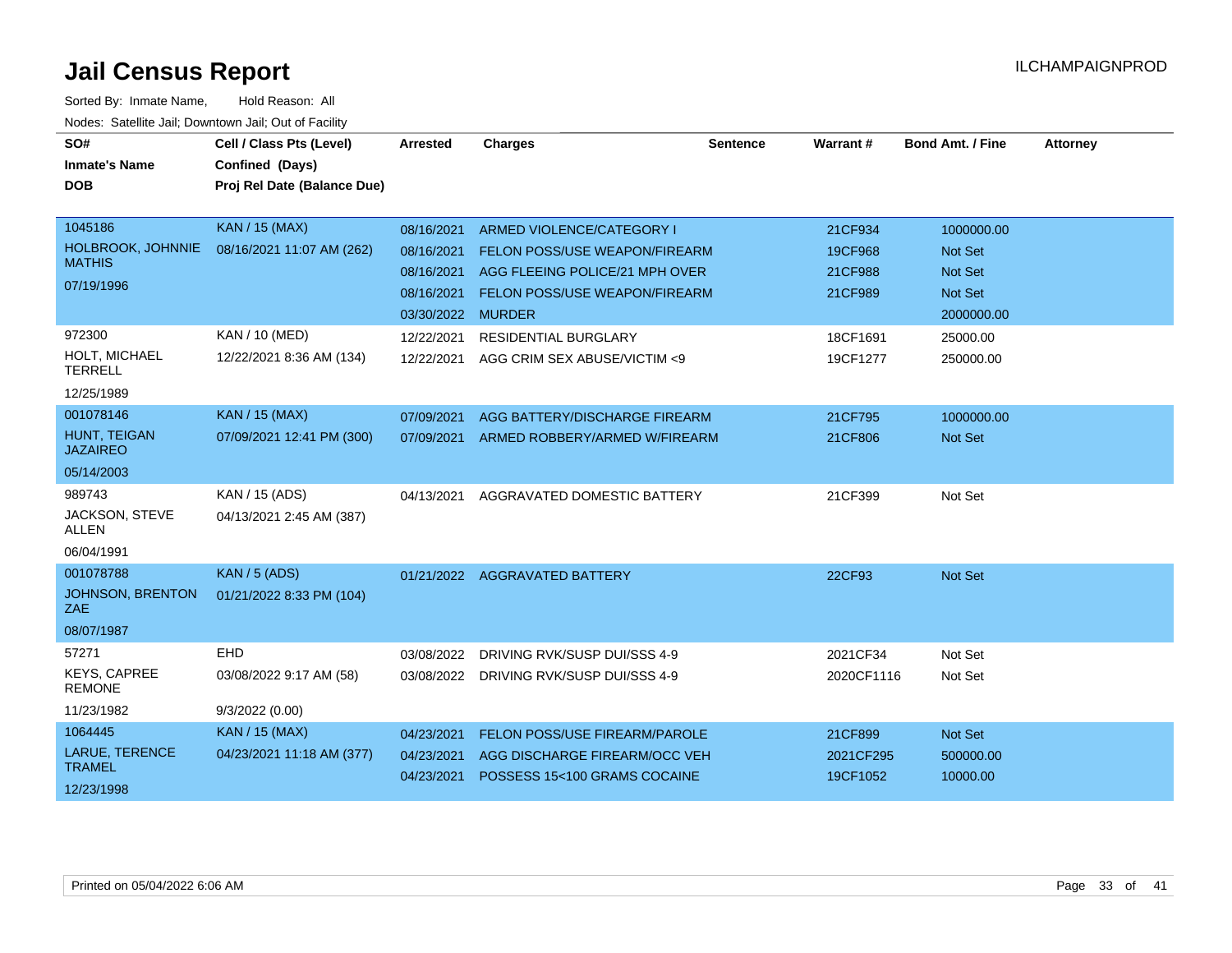# Jail Census Report

ILCHAMPAIGNPROD

Sorted By: Inmate Name, Hold Reason: All

Nodes: Satellite Jail; Downtown Jail; Out of Facility

| SO# / Inmate's Name / DOB | Cell / Class Pts (Level) / Confined (Days) / Proj Rel Date (Balance Due) | Arrested | Charges | Sentence | Warrant # | Bond Amt. / Fine | Attorney |
|---|---|---|---|---|---|---|---|
| 1045186<br>HOLBROOK, JOHNNIE MATHIS<br>07/19/1996 | KAN / 15 (MAX)<br>08/16/2021 11:07 AM (262) | 08/16/2021<br>08/16/2021<br>08/16/2021<br>08/16/2021<br>03/30/2022 | ARMED VIOLENCE/CATEGORY I<br>FELON POSS/USE WEAPON/FIREARM<br>AGG FLEEING POLICE/21 MPH OVER<br>FELON POSS/USE WEAPON/FIREARM<br>MURDER | | 21CF934<br>19CF968<br>21CF988<br>21CF989 | 1000000.00<br>Not Set<br>Not Set<br>Not Set<br>2000000.00 | |
| 972300<br>HOLT, MICHAEL TERRELL<br>12/25/1989 | KAN / 10 (MED)<br>12/22/2021 8:36 AM (134) | 12/22/2021<br>12/22/2021 | RESIDENTIAL BURGLARY<br>AGG CRIM SEX ABUSE/VICTIM <9 | | 18CF1691<br>19CF1277 | 25000.00<br>250000.00 | |
| 001078146<br>HUNT, TEIGAN JAZAIREO<br>05/14/2003 | KAN / 15 (MAX)<br>07/09/2021 12:41 PM (300) | 07/09/2021<br>07/09/2021 | AGG BATTERY/DISCHARGE FIREARM<br>ARMED ROBBERY/ARMED W/FIREARM | | 21CF795<br>21CF806 | 1000000.00<br>Not Set | |
| 989743<br>JACKSON, STEVE ALLEN<br>06/04/1991 | KAN / 15 (ADS)<br>04/13/2021 2:45 AM (387) | 04/13/2021 | AGGRAVATED DOMESTIC BATTERY | | 21CF399 | Not Set | |
| 001078788<br>JOHNSON, BRENTON ZAE<br>08/07/1987 | KAN / 5 (ADS)<br>01/21/2022 8:33 PM (104) | 01/21/2022 | AGGRAVATED BATTERY | | 22CF93 | Not Set | |
| 57271<br>KEYS, CAPREE REMONE<br>11/23/1982 | EHD<br>03/08/2022 9:17 AM (58)<br>9/3/2022 (0.00) | 03/08/2022<br>03/08/2022 | DRIVING RVK/SUSP DUI/SSS 4-9<br>DRIVING RVK/SUSP DUI/SSS 4-9 | | 2021CF34<br>2020CF1116 | Not Set<br>Not Set | |
| 1064445<br>LARUE, TERENCE TRAMEL<br>12/23/1998 | KAN / 15 (MAX)<br>04/23/2021 11:18 AM (377) | 04/23/2021<br>04/23/2021<br>04/23/2021 | FELON POSS/USE FIREARM/PAROLE<br>AGG DISCHARGE FIREARM/OCC VEH<br>POSSESS 15<100 GRAMS COCAINE | | 21CF899<br>2021CF295<br>19CF1052 | Not Set<br>500000.00<br>10000.00 | |

Printed on 05/04/2022 6:06 AM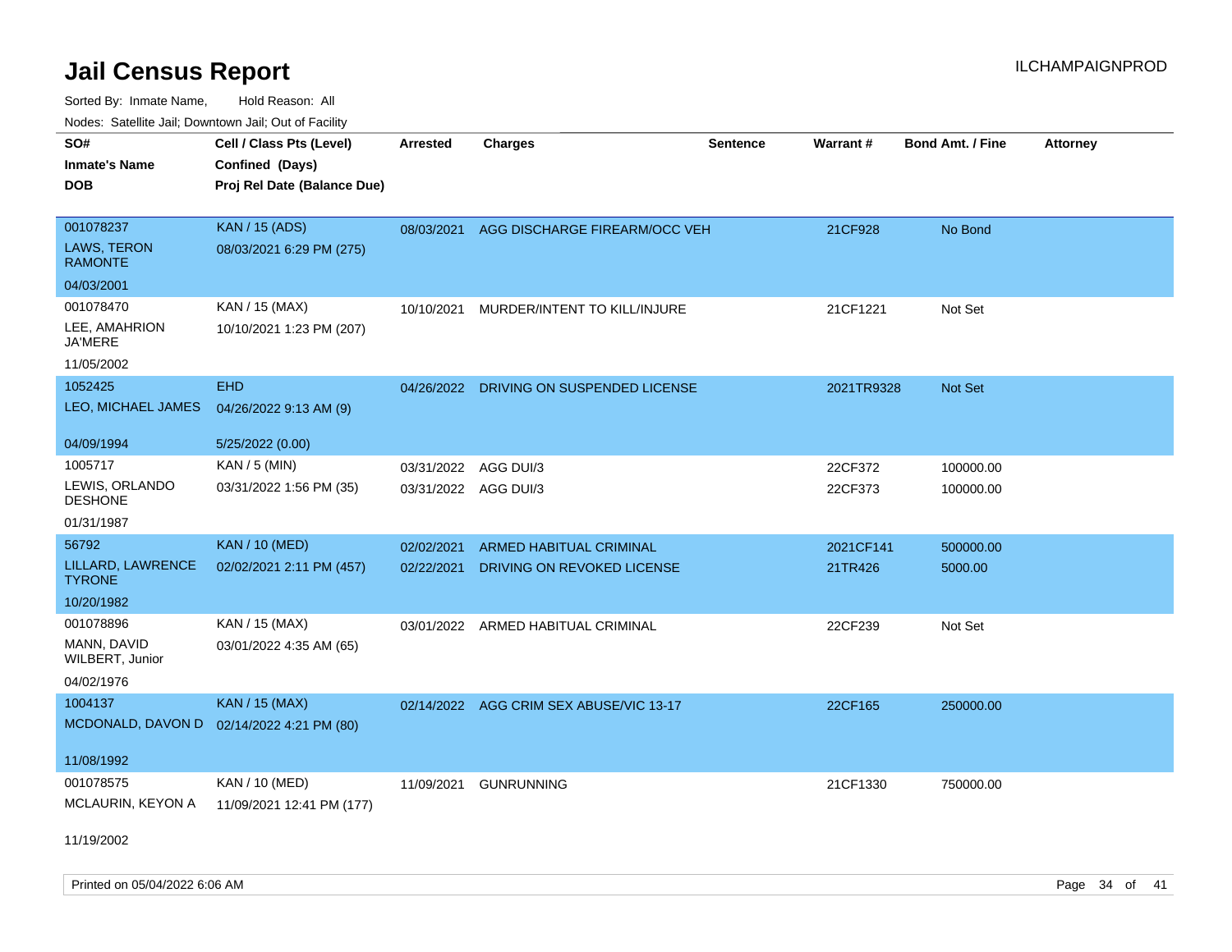# Jail Census Report

ILCHAMPAIGNPROD

Sorted By: Inmate Name, Hold Reason: All

Nodes: Satellite Jail; Downtown Jail; Out of Facility

| SO# / Inmate's Name / DOB | Cell / Class Pts (Level) / Confined (Days) / Proj Rel Date (Balance Due) | Arrested | Charges | Sentence | Warrant # | Bond Amt. / Fine | Attorney |
|---|---|---|---|---|---|---|---|
| 001078237<br>LAWS, TERON RAMONTE<br>04/03/2001 | KAN / 15 (ADS)<br>08/03/2021 6:29 PM (275) | 08/03/2021 | AGG DISCHARGE FIREARM/OCC VEH | | 21CF928 | No Bond | |
| 001078470<br>LEE, AMAHRION JA'MERE<br>11/05/2002 | KAN / 15 (MAX)<br>10/10/2021 1:23 PM (207) | 10/10/2021 | MURDER/INTENT TO KILL/INJURE | | 21CF1221 | Not Set | |
| 1052425<br>LEO, MICHAEL JAMES<br>04/09/1994 | EHD<br>04/26/2022 9:13 AM (9)<br>5/25/2022 (0.00) | 04/26/2022 | DRIVING ON SUSPENDED LICENSE | | 2021TR9328 | Not Set | |
| 1005717<br>LEWIS, ORLANDO DESHONE<br>01/31/1987 | KAN / 5 (MIN)<br>03/31/2022 1:56 PM (35) | 03/31/2022<br>03/31/2022 | AGG DUI/3<br>AGG DUI/3 | | 22CF372<br>22CF373 | 100000.00<br>100000.00 | |
| 56792<br>LILLARD, LAWRENCE TYRONE<br>10/20/1982 | KAN / 10 (MED)<br>02/02/2021 2:11 PM (457) | 02/02/2021<br>02/22/2021 | ARMED HABITUAL CRIMINAL<br>DRIVING ON REVOKED LICENSE | | 2021CF141<br>21TR426 | 500000.00<br>5000.00 | |
| 001078896<br>MANN, DAVID WILBERT, Junior<br>04/02/1976 | KAN / 15 (MAX)<br>03/01/2022 4:35 AM (65) | 03/01/2022 | ARMED HABITUAL CRIMINAL | | 22CF239 | Not Set | |
| 1004137<br>MCDONALD, DAVON D<br>11/08/1992 | KAN / 15 (MAX)<br>02/14/2022 4:21 PM (80) | 02/14/2022 | AGG CRIM SEX ABUSE/VIC 13-17 | | 22CF165 | 250000.00 | |
| 001078575<br>MCLAURIN, KEYON A<br>11/19/2002 | KAN / 10 (MED)<br>11/09/2021 12:41 PM (177) | 11/09/2021 | GUNRUNNING | | 21CF1330 | 750000.00 | |

Printed on 05/04/2022 6:06 AM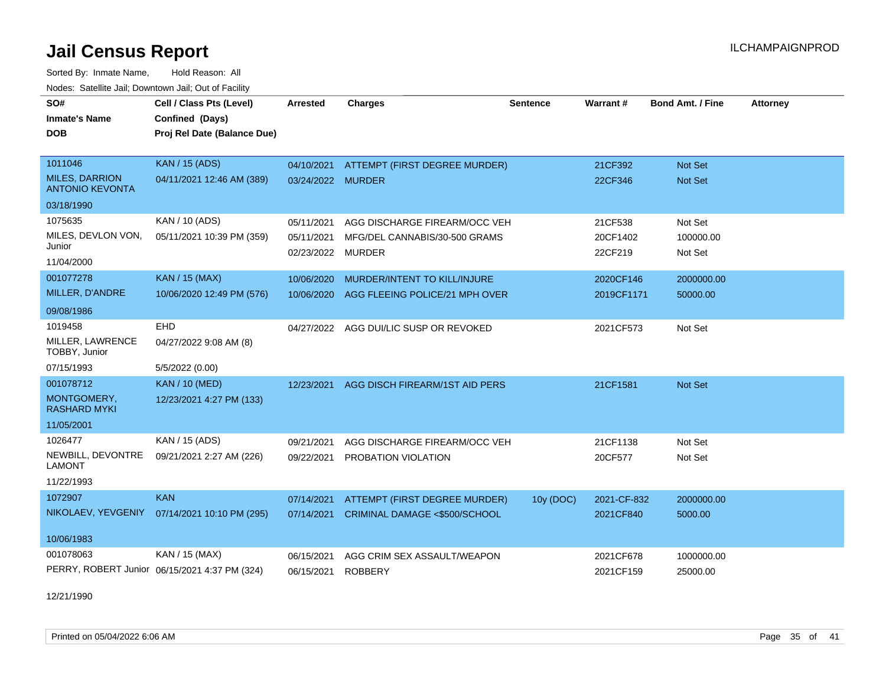# Jail Census Report

Sorted By: Inmate Name, Hold Reason: All

Nodes: Satellite Jail; Downtown Jail; Out of Facility

| SO# / Inmate's Name / DOB | Cell / Class Pts (Level) / Confined (Days) / Proj Rel Date (Balance Due) | Arrested | Charges | Sentence | Warrant # | Bond Amt. / Fine | Attorney |
|---|---|---|---|---|---|---|---|
| 1011046<br>MILES, DARRION ANTONIO KEVONTA<br>03/18/1990 | KAN / 15 (ADS)<br>04/11/2021 12:46 AM (389) | 04/10/2021<br>03/24/2022 | ATTEMPT (FIRST DEGREE MURDER)<br>MURDER | | 21CF392<br>22CF346 | Not Set<br>Not Set | |
| 1075635<br>MILES, DEVLON VON, Junior<br>11/04/2000 | KAN / 10 (ADS)<br>05/11/2021 10:39 PM (359) | 05/11/2021<br>05/11/2021<br>02/23/2022 | AGG DISCHARGE FIREARM/OCC VEH<br>MFG/DEL CANNABIS/30-500 GRAMS<br>MURDER | | 21CF538<br>20CF1402<br>22CF219 | Not Set<br>100000.00<br>Not Set | |
| 001077278<br>MILLER, D'ANDRE<br>09/08/1986 | KAN / 15 (MAX)<br>10/06/2020 12:49 PM (576) | 10/06/2020<br>10/06/2020 | MURDER/INTENT TO KILL/INJURE<br>AGG FLEEING POLICE/21 MPH OVER | | 2020CF146<br>2019CF1171 | 2000000.00<br>50000.00 | |
| 1019458<br>MILLER, LAWRENCE TOBBY, Junior<br>07/15/1993 | EHD<br>04/27/2022 9:08 AM (8)<br>5/5/2022 (0.00) | 04/27/2022 | AGG DUI/LIC SUSP OR REVOKED | | 2021CF573 | Not Set | |
| 001078712<br>MONTGOMERY, RASHARD MYKI<br>11/05/2001 | KAN / 10 (MED)<br>12/23/2021 4:27 PM (133) | 12/23/2021 | AGG DISCH FIREARM/1ST AID PERS | | 21CF1581 | Not Set | |
| 1026477<br>NEWBILL, DEVONTRE LAMONT<br>11/22/1993 | KAN / 15 (ADS)<br>09/21/2021 2:27 AM (226) | 09/21/2021<br>09/22/2021 | AGG DISCHARGE FIREARM/OCC VEH<br>PROBATION VIOLATION | | 21CF1138<br>20CF577 | Not Set<br>Not Set | |
| 1072907<br>NIKOLAEV, YEVGENIY<br>10/06/1983 | KAN<br>07/14/2021 10:10 PM (295) | 07/14/2021<br>07/14/2021 | ATTEMPT (FIRST DEGREE MURDER)<br>CRIMINAL DAMAGE <$500/SCHOOL | 10y (DOC) | 2021-CF-832<br>2021CF840 | 2000000.00<br>5000.00 | |
| 001078063<br>PERRY, ROBERT Junior<br>12/21/1990 | KAN / 15 (MAX)<br>06/15/2021 4:37 PM (324) | 06/15/2021<br>06/15/2021 | AGG CRIM SEX ASSAULT/WEAPON<br>ROBBERY | | 2021CF678<br>2021CF159 | 1000000.00<br>25000.00 | |

Printed on 05/04/2022 6:06 AM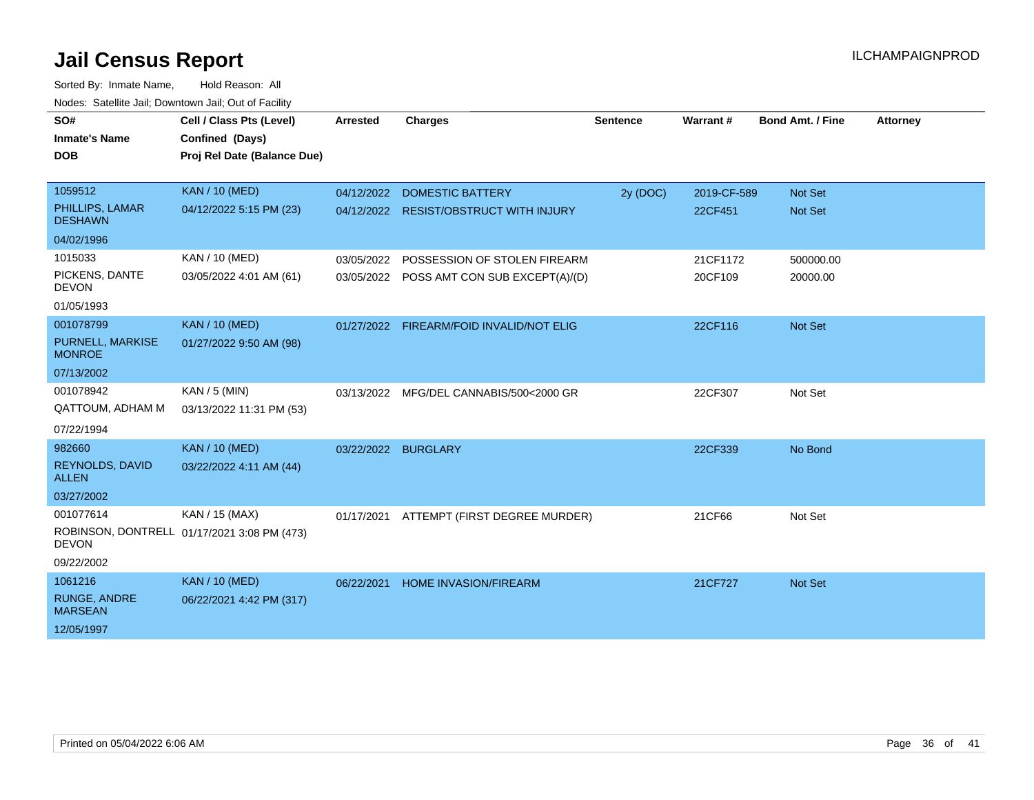# Jail Census Report

ILCHAMPAIGNPROD

Sorted By: Inmate Name, Hold Reason: All

Nodes: Satellite Jail; Downtown Jail; Out of Facility

| SO# / Inmate's Name / DOB | Cell / Class Pts (Level) / Confined (Days) / Proj Rel Date (Balance Due) | Arrested | Charges | Sentence | Warrant # | Bond Amt. / Fine | Attorney |
|---|---|---|---|---|---|---|---|
| 1059512 | KAN / 10 (MED) | 04/12/2022 | DOMESTIC BATTERY | 2y (DOC) | 2019-CF-589 | Not Set | |
| PHILLIPS, LAMAR DESHAWN | 04/12/2022 5:15 PM (23) | 04/12/2022 | RESIST/OBSTRUCT WITH INJURY | | 22CF451 | Not Set | |
| 04/02/1996 | | | | | | | |
| 1015033 | KAN / 10 (MED) | 03/05/2022 | POSSESSION OF STOLEN FIREARM | | 21CF1172 | 500000.00 | |
| PICKENS, DANTE DEVON | 03/05/2022 4:01 AM (61) | 03/05/2022 | POSS AMT CON SUB EXCEPT(A)/(D) | | 20CF109 | 20000.00 | |
| 01/05/1993 | | | | | | | |
| 001078799 | KAN / 10 (MED) | 01/27/2022 | FIREARM/FOID INVALID/NOT ELIG | | 22CF116 | Not Set | |
| PURNELL, MARKISE MONROE | 01/27/2022 9:50 AM (98) | | | | | | |
| 07/13/2002 | | | | | | | |
| 001078942 | KAN / 5 (MIN) | 03/13/2022 | MFG/DEL CANNABIS/500<2000 GR | | 22CF307 | Not Set | |
| QATTOUM, ADHAM M | 03/13/2022 11:31 PM (53) | | | | | | |
| 07/22/1994 | | | | | | | |
| 982660 | KAN / 10 (MED) | 03/22/2022 | BURGLARY | | 22CF339 | No Bond | |
| REYNOLDS, DAVID ALLEN | 03/22/2022 4:11 AM (44) | | | | | | |
| 03/27/2002 | | | | | | | |
| 001077614 | KAN / 15 (MAX) | 01/17/2021 | ATTEMPT (FIRST DEGREE MURDER) | | 21CF66 | Not Set | |
| ROBINSON, DONTRELL DEVON | 01/17/2021 3:08 PM (473) | | | | | | |
| 09/22/2002 | | | | | | | |
| 1061216 | KAN / 10 (MED) | 06/22/2021 | HOME INVASION/FIREARM | | 21CF727 | Not Set | |
| RUNGE, ANDRE MARSEAN | 06/22/2021 4:42 PM (317) | | | | | | |
| 12/05/1997 | | | | | | | |

Printed on 05/04/2022 6:06 AM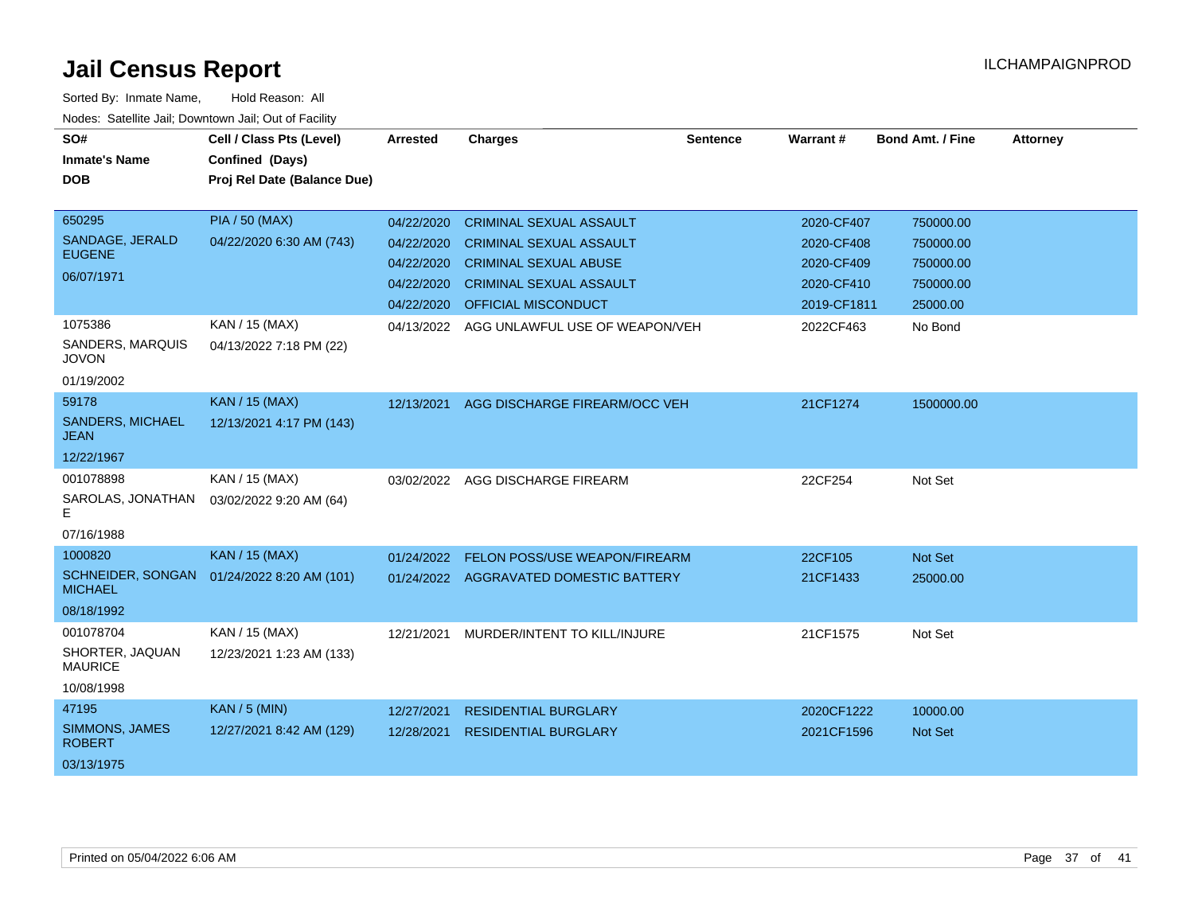# Jail Census Report

ILCHAMPAIGNPROD

Sorted By: Inmate Name, Hold Reason: All

Nodes: Satellite Jail; Downtown Jail; Out of Facility

| SO# / Inmate's Name / DOB | Cell / Class Pts (Level) / Confined (Days) / Proj Rel Date (Balance Due) | Arrested | Charges | Sentence | Warrant # | Bond Amt. / Fine | Attorney |
|---|---|---|---|---|---|---|---|
| 650295<br>SANDAGE, JERALD EUGENE<br>06/07/1971 | PIA / 50 (MAX)<br>04/22/2020 6:30 AM (743) | 04/22/2020 | CRIMINAL SEXUAL ASSAULT | | 2020-CF407 | 750000.00 | |
| | | 04/22/2020 | CRIMINAL SEXUAL ASSAULT | | 2020-CF408 | 750000.00 | |
| | | 04/22/2020 | CRIMINAL SEXUAL ABUSE | | 2020-CF409 | 750000.00 | |
| | | 04/22/2020 | CRIMINAL SEXUAL ASSAULT | | 2020-CF410 | 750000.00 | |
| | | 04/22/2020 | OFFICIAL MISCONDUCT | | 2019-CF1811 | 25000.00 | |
| 1075386<br>SANDERS, MARQUIS JOVON<br>01/19/2002 | KAN / 15 (MAX)<br>04/13/2022 7:18 PM (22) | 04/13/2022 | AGG UNLAWFUL USE OF WEAPON/VEH | | 2022CF463 | No Bond | |
| 59178<br>SANDERS, MICHAEL JEAN<br>12/22/1967 | KAN / 15 (MAX)<br>12/13/2021 4:17 PM (143) | 12/13/2021 | AGG DISCHARGE FIREARM/OCC VEH | | 21CF1274 | 1500000.00 | |
| 001078898<br>SAROLAS, JONATHAN E<br>07/16/1988 | KAN / 15 (MAX)<br>03/02/2022 9:20 AM (64) | 03/02/2022 | AGG DISCHARGE FIREARM | | 22CF254 | Not Set | |
| 1000820<br>SCHNEIDER, SONGAN MICHAEL<br>08/18/1992 | KAN / 15 (MAX)<br>01/24/2022 8:20 AM (101) | 01/24/2022 | FELON POSS/USE WEAPON/FIREARM | | 22CF105 | Not Set | |
| | | 01/24/2022 | AGGRAVATED DOMESTIC BATTERY | | 21CF1433 | 25000.00 | |
| 001078704<br>SHORTER, JAQUAN MAURICE<br>10/08/1998 | KAN / 15 (MAX)<br>12/23/2021 1:23 AM (133) | 12/21/2021 | MURDER/INTENT TO KILL/INJURE | | 21CF1575 | Not Set | |
| 47195<br>SIMMONS, JAMES ROBERT<br>03/13/1975 | KAN / 5 (MIN)<br>12/27/2021 8:42 AM (129) | 12/27/2021 | RESIDENTIAL BURGLARY | | 2020CF1222 | 10000.00 | |
| | | 12/28/2021 | RESIDENTIAL BURGLARY | | 2021CF1596 | Not Set | |

Printed on 05/04/2022 6:06 AM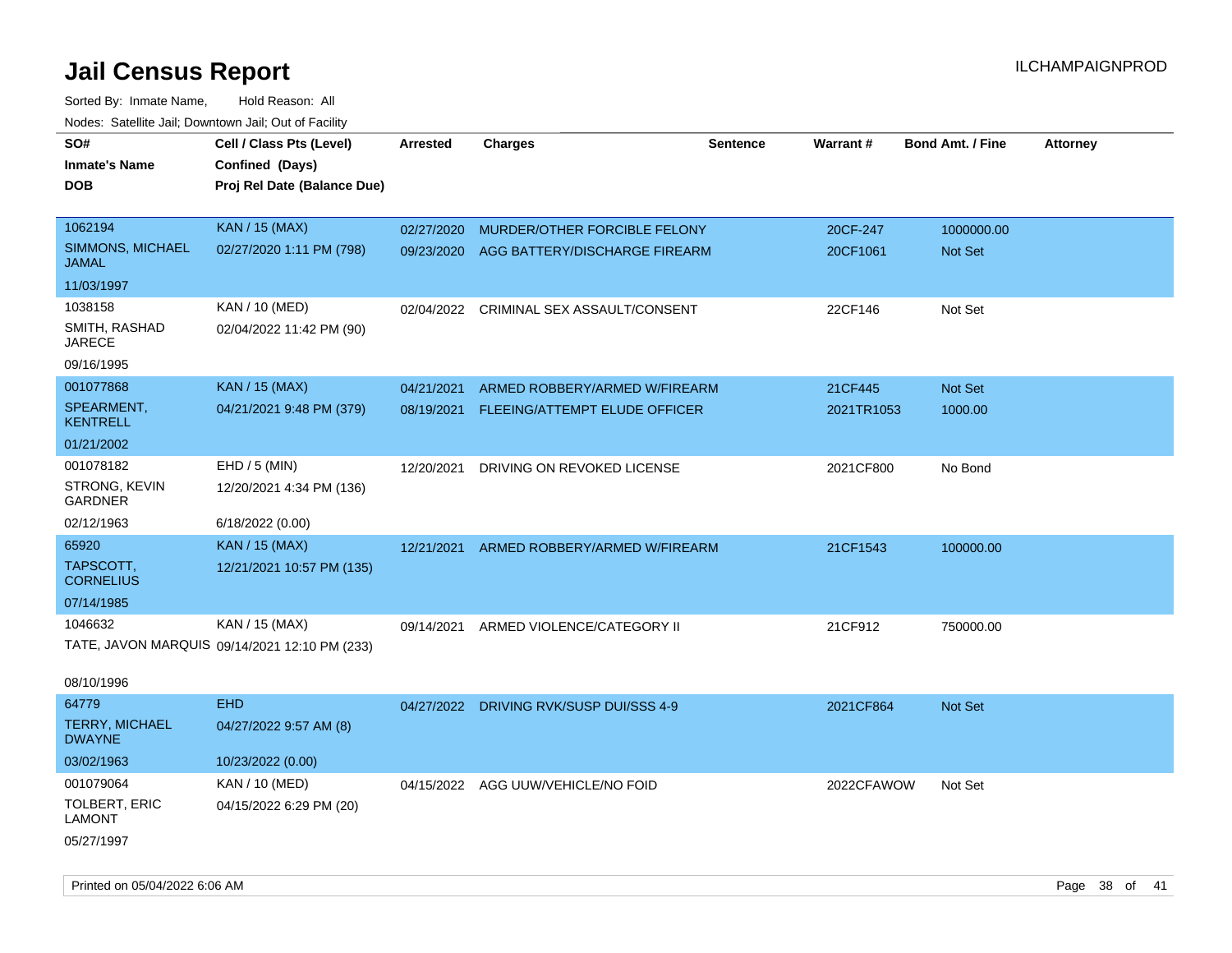# Jail Census Report

ILCHAMPAIGNPROD

Sorted By: Inmate Name, Hold Reason: All

Nodes: Satellite Jail; Downtown Jail; Out of Facility

| SO# / Inmate's Name / DOB | Cell / Class Pts (Level) / Confined (Days) / Proj Rel Date (Balance Due) | Arrested | Charges | Sentence | Warrant # | Bond Amt. / Fine | Attorney |
|---|---|---|---|---|---|---|---|
| 1062194<br>SIMMONS, MICHAEL JAMAL<br>11/03/1997 | KAN / 15 (MAX)<br>02/27/2020 1:11 PM (798) | 02/27/2020<br>09/23/2020 | MURDER/OTHER FORCIBLE FELONY<br>AGG BATTERY/DISCHARGE FIREARM | | 20CF-247<br>20CF1061 | 1000000.00<br>Not Set | |
| 1038158<br>SMITH, RASHAD JARECE<br>09/16/1995 | KAN / 10 (MED)<br>02/04/2022 11:42 PM (90) | 02/04/2022 | CRIMINAL SEX ASSAULT/CONSENT | | 22CF146 | Not Set | |
| 001077868<br>SPEARMENT, KENTRELL<br>01/21/2002 | KAN / 15 (MAX)<br>04/21/2021 9:48 PM (379) | 04/21/2021<br>08/19/2021 | ARMED ROBBERY/ARMED W/FIREARM<br>FLEEING/ATTEMPT ELUDE OFFICER | | 21CF445<br>2021TR1053 | Not Set<br>1000.00 | |
| 001078182<br>STRONG, KEVIN GARDNER<br>02/12/1963 | EHD / 5 (MIN)<br>12/20/2021 4:34 PM (136)<br>6/18/2022 (0.00) | 12/20/2021 | DRIVING ON REVOKED LICENSE | | 2021CF800 | No Bond | |
| 65920<br>TAPSCOTT, CORNELIUS<br>07/14/1985 | KAN / 15 (MAX)<br>12/21/2021 10:57 PM (135) | 12/21/2021 | ARMED ROBBERY/ARMED W/FIREARM | | 21CF1543 | 100000.00 | |
| 1046632<br>TATE, JAVON MARQUIS<br>08/10/1996 | KAN / 15 (MAX)<br>09/14/2021 12:10 PM (233) | 09/14/2021 | ARMED VIOLENCE/CATEGORY II | | 21CF912 | 750000.00 | |
| 64779<br>TERRY, MICHAEL DWAYNE<br>03/02/1963 | EHD<br>04/27/2022 9:57 AM (8)<br>10/23/2022 (0.00) | 04/27/2022 | DRIVING RVK/SUSP DUI/SSS 4-9 | | 2021CF864 | Not Set | |
| 001079064<br>TOLBERT, ERIC LAMONT<br>05/27/1997 | KAN / 10 (MED)<br>04/15/2022 6:29 PM (20) | 04/15/2022 | AGG UUW/VEHICLE/NO FOID | | 2022CFAWOW | Not Set | |

Printed on 05/04/2022 6:06 AM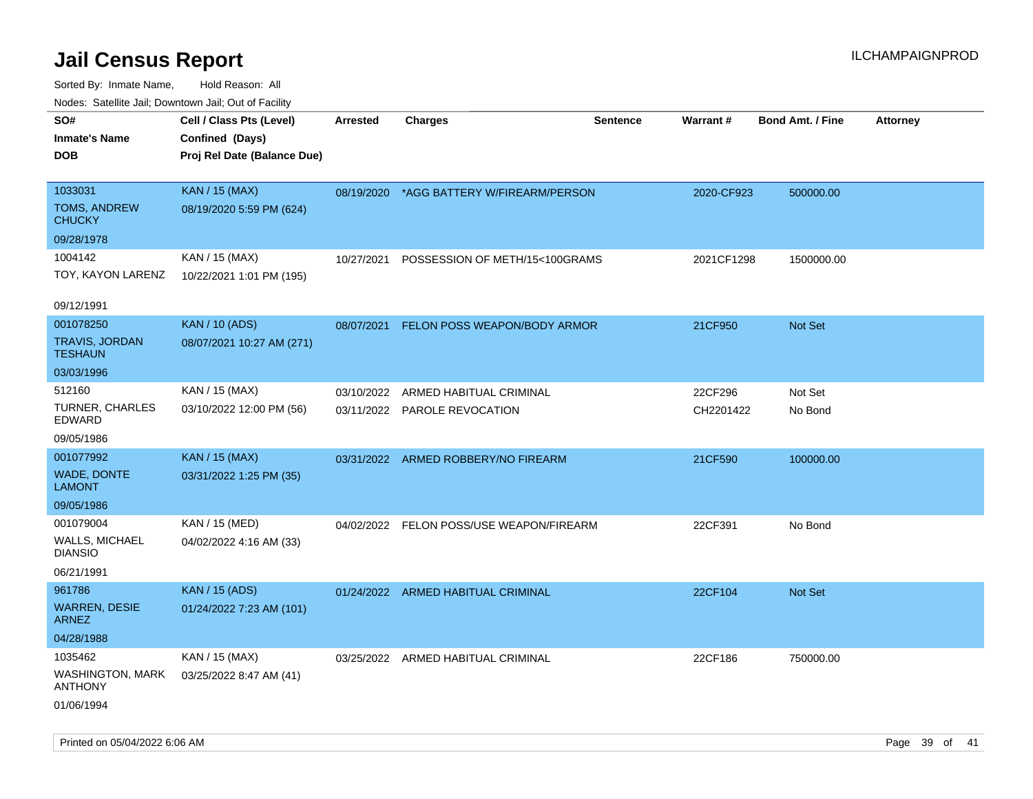# Jail Census Report

ILCHAMPAIGNPROD

Sorted By: Inmate Name, Hold Reason: All

Nodes: Satellite Jail; Downtown Jail; Out of Facility

| SO# / Inmate's Name / DOB | Cell / Class Pts (Level) / Confined (Days) / Proj Rel Date (Balance Due) | Arrested | Charges | Sentence | Warrant # | Bond Amt. / Fine | Attorney |
|---|---|---|---|---|---|---|---|
| 1033031<br>TOMS, ANDREW CHUCKY<br>09/28/1978 | KAN / 15 (MAX)<br>08/19/2020 5:59 PM (624) | 08/19/2020 | *AGG BATTERY W/FIREARM/PERSON | | 2020-CF923 | 500000.00 | |
| 1004142<br>TOY, KAYON LARENZ<br>09/12/1991 | KAN / 15 (MAX)<br>10/22/2021 1:01 PM (195) | 10/27/2021 | POSSESSION OF METH/15<100GRAMS | | 2021CF1298 | 1500000.00 | |
| 001078250<br>TRAVIS, JORDAN TESHAUN<br>03/03/1996 | KAN / 10 (ADS)<br>08/07/2021 10:27 AM (271) | 08/07/2021 | FELON POSS WEAPON/BODY ARMOR | | 21CF950 | Not Set | |
| 512160<br>TURNER, CHARLES EDWARD<br>09/05/1986 | KAN / 15 (MAX)<br>03/10/2022 12:00 PM (56) | 03/10/2022 | ARMED HABITUAL CRIMINAL | | 22CF296 | Not Set | |
| | | 03/11/2022 | PAROLE REVOCATION | | CH2201422 | No Bond | |
| 001077992<br>WADE, DONTE LAMONT<br>09/05/1986 | KAN / 15 (MAX)<br>03/31/2022 1:25 PM (35) | 03/31/2022 | ARMED ROBBERY/NO FIREARM | | 21CF590 | 100000.00 | |
| 001079004<br>WALLS, MICHAEL DIANSIO<br>06/21/1991 | KAN / 15 (MED)<br>04/02/2022 4:16 AM (33) | 04/02/2022 | FELON POSS/USE WEAPON/FIREARM | | 22CF391 | No Bond | |
| 961786<br>WARREN, DESIE ARNEZ<br>04/28/1988 | KAN / 15 (ADS)<br>01/24/2022 7:23 AM (101) | 01/24/2022 | ARMED HABITUAL CRIMINAL | | 22CF104 | Not Set | |
| 1035462<br>WASHINGTON, MARK ANTHONY<br>01/06/1994 | KAN / 15 (MAX)<br>03/25/2022 8:47 AM (41) | 03/25/2022 | ARMED HABITUAL CRIMINAL | | 22CF186 | 750000.00 | |

Printed on 05/04/2022 6:06 AM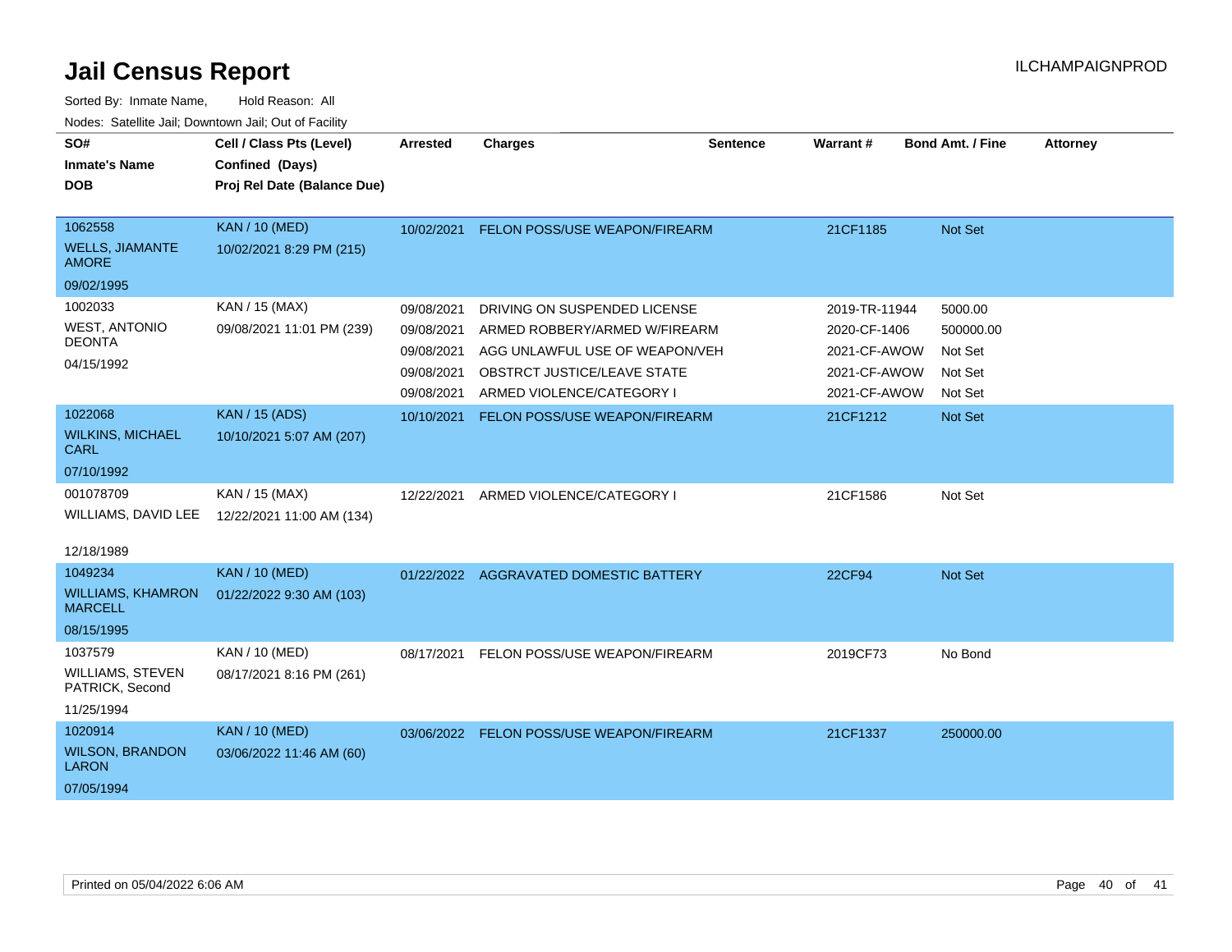# Jail Census Report

ILCHAMPAIGNPROD

Sorted By: Inmate Name, Hold Reason: All

Nodes: Satellite Jail; Downtown Jail; Out of Facility

| SO# / Inmate's Name / DOB | Cell / Class Pts (Level) / Confined (Days) / Proj Rel Date (Balance Due) | Arrested | Charges | Sentence | Warrant # | Bond Amt. / Fine | Attorney |
|---|---|---|---|---|---|---|---|
| 1062558 WELLS, JIAMANTE AMORE 09/02/1995 | KAN / 10 (MED) 10/02/2021 8:29 PM (215) | 10/02/2021 | FELON POSS/USE WEAPON/FIREARM | | 21CF1185 | Not Set | |
| 1002033 WEST, ANTONIO DEONTA 04/15/1992 | KAN / 15 (MAX) 09/08/2021 11:01 PM (239) | 09/08/2021 | DRIVING ON SUSPENDED LICENSE | | 2019-TR-11944 | 5000.00 | |
| | | 09/08/2021 | ARMED ROBBERY/ARMED W/FIREARM | | 2020-CF-1406 | 500000.00 | |
| | | 09/08/2021 | AGG UNLAWFUL USE OF WEAPON/VEH | | 2021-CF-AWOW | Not Set | |
| | | 09/08/2021 | OBSTRCT JUSTICE/LEAVE STATE | | 2021-CF-AWOW | Not Set | |
| | | 09/08/2021 | ARMED VIOLENCE/CATEGORY I | | 2021-CF-AWOW | Not Set | |
| 1022068 WILKINS, MICHAEL CARL 07/10/1992 | KAN / 15 (ADS) 10/10/2021 5:07 AM (207) | 10/10/2021 | FELON POSS/USE WEAPON/FIREARM | | 21CF1212 | Not Set | |
| 001078709 WILLIAMS, DAVID LEE 12/18/1989 | KAN / 15 (MAX) 12/22/2021 11:00 AM (134) | 12/22/2021 | ARMED VIOLENCE/CATEGORY I | | 21CF1586 | Not Set | |
| 1049234 WILLIAMS, KHAMRON MARCELL 08/15/1995 | KAN / 10 (MED) 01/22/2022 9:30 AM (103) | 01/22/2022 | AGGRAVATED DOMESTIC BATTERY | | 22CF94 | Not Set | |
| 1037579 WILLIAMS, STEVEN PATRICK, Second 11/25/1994 | KAN / 10 (MED) 08/17/2021 8:16 PM (261) | 08/17/2021 | FELON POSS/USE WEAPON/FIREARM | | 2019CF73 | No Bond | |
| 1020914 WILSON, BRANDON LARON 07/05/1994 | KAN / 10 (MED) 03/06/2022 11:46 AM (60) | 03/06/2022 | FELON POSS/USE WEAPON/FIREARM | | 21CF1337 | 250000.00 | |

Printed on 05/04/2022 6:06 AM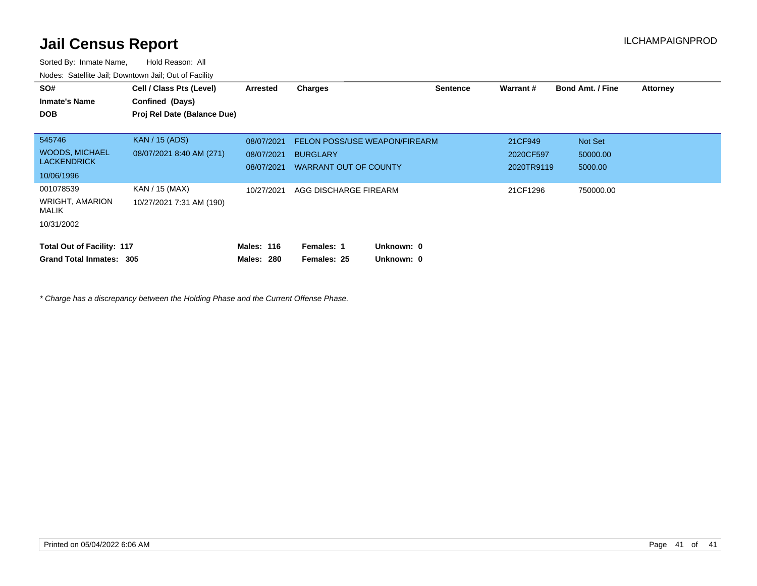# Jail Census Report

ILCHAMPAIGNPROD

Sorted By: Inmate Name, Hold Reason: All

Nodes: Satellite Jail; Downtown Jail; Out of Facility

| SO# / Inmate's Name / DOB | Cell / Class Pts (Level) / Confined (Days) / Proj Rel Date (Balance Due) | Arrested | Charges | Sentence | Warrant # | Bond Amt. / Fine | Attorney |
|---|---|---|---|---|---|---|---|
| 545746<br>WOODS, MICHAEL LACKENDRICK<br>10/06/1996 | KAN / 15 (ADS)<br>08/07/2021 8:40 AM (271) | 08/07/2021 | FELON POSS/USE WEAPON/FIREARM | | 21CF949 | Not Set | |
| | | 08/07/2021 | BURGLARY | | 2020CF597 | 50000.00 | |
| | | 08/07/2021 | WARRANT OUT OF COUNTY | | 2020TR9119 | 5000.00 | |
| 001078539<br>WRIGHT, AMARION MALIK<br>10/31/2002 | KAN / 15 (MAX)<br>10/27/2021 7:31 AM (190) | 10/27/2021 | AGG DISCHARGE FIREARM | | 21CF1296 | 750000.00 | |

| | | | |
|---|---|---|---|
| **Total Out of Facility: 117** | **Males: 116** | **Females: 1** | **Unknown: 0** |
| **Grand Total Inmates: 305** | **Males: 280** | **Females: 25** | **Unknown: 0** |

*\* Charge has a discrepancy between the Holding Phase and the Current Offense Phase.*

Printed on 05/04/2022 6:06 AM